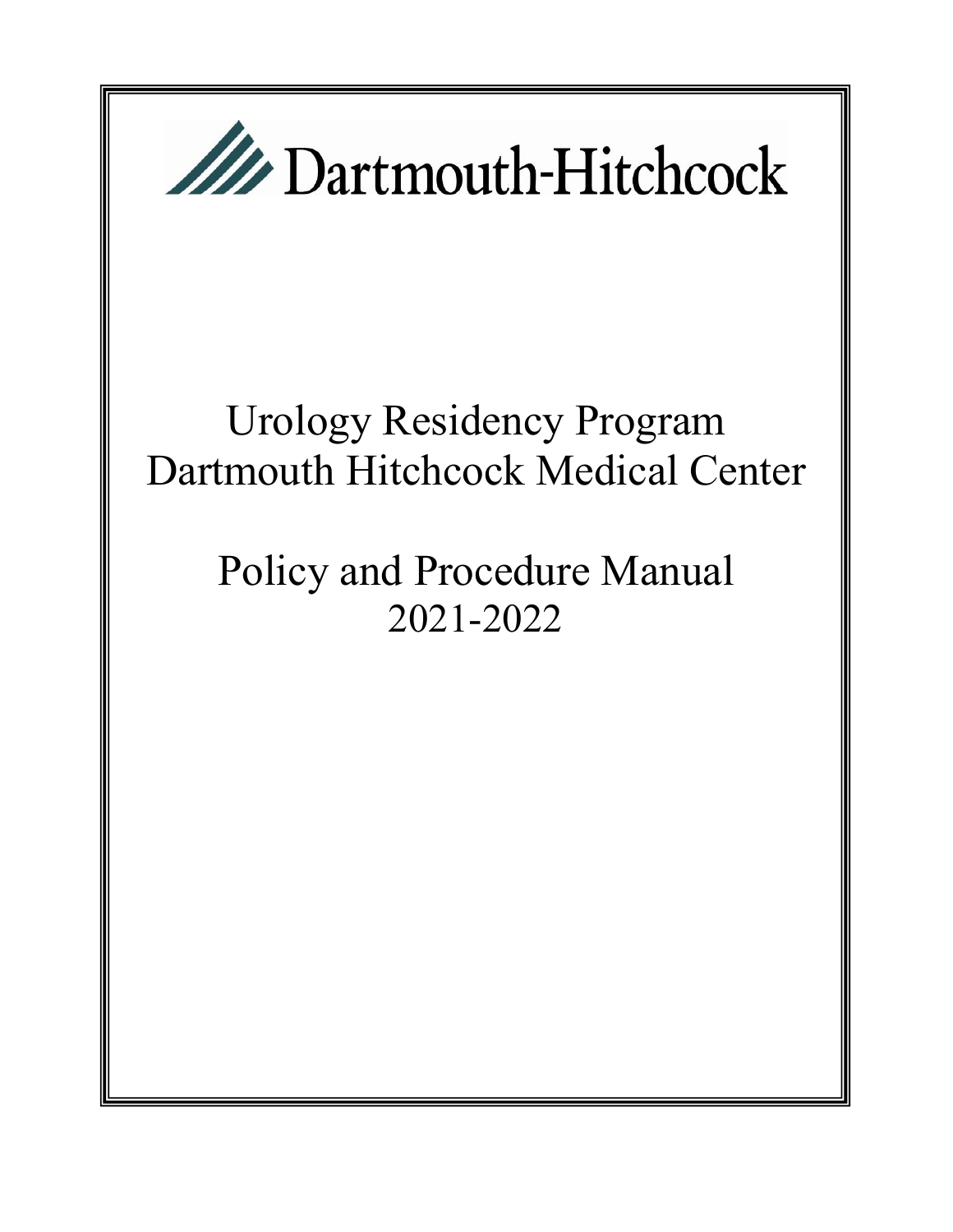Dartmouth-Hitchcock

# Urology Residency Program
# Dartmouth Hitchcock Medical Center

# Policy and Procedure Manual
# 2021-2022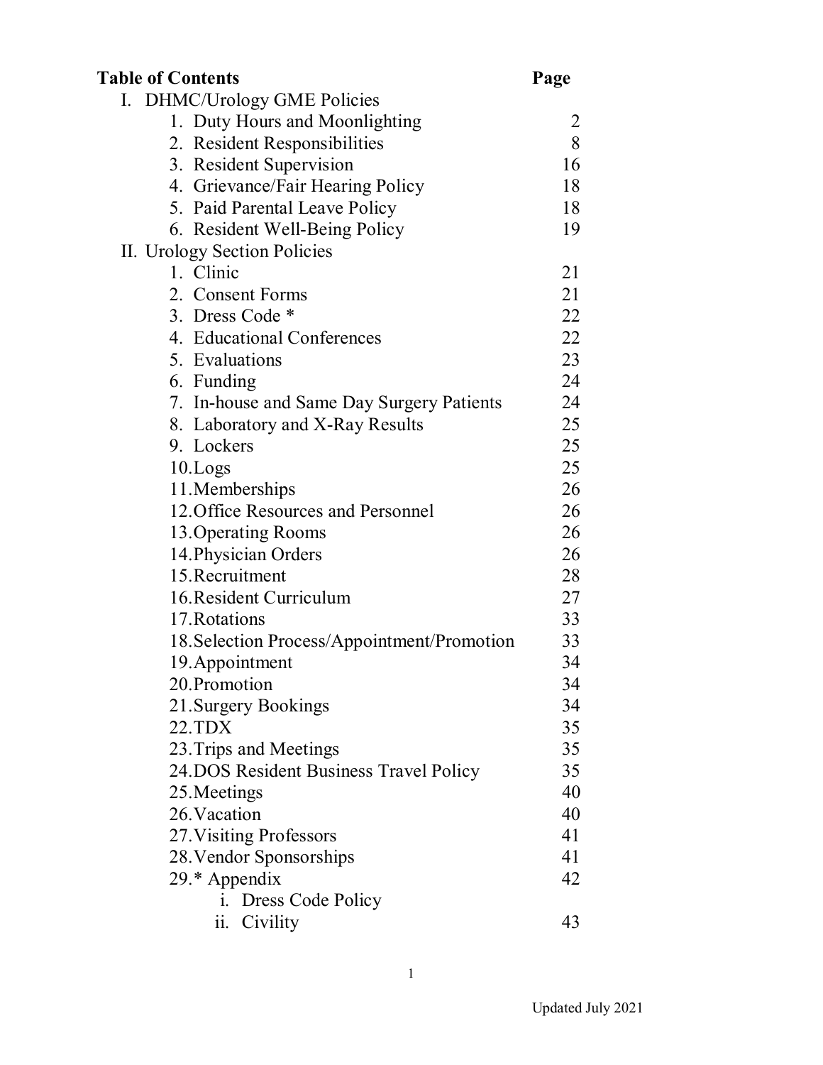# Table of Contents

| | Page |
|---|---|
| I. DHMC/Urology GME Policies | |
| 1. Duty Hours and Moonlighting | 2 |
| 2. Resident Responsibilities | 8 |
| 3. Resident Supervision | 16 |
| 4. Grievance/Fair Hearing Policy | 18 |
| 5. Paid Parental Leave Policy | 18 |
| 6. Resident Well-Being Policy | 19 |
| II. Urology Section Policies | |
| 1. Clinic | 21 |
| 2. Consent Forms | 21 |
| 3. Dress Code * | 22 |
| 4. Educational Conferences | 22 |
| 5. Evaluations | 23 |
| 6. Funding | 24 |
| 7. In-house and Same Day Surgery Patients | 24 |
| 8. Laboratory and X-Ray Results | 25 |
| 9. Lockers | 25 |
| 10.Logs | 25 |
| 11.Memberships | 26 |
| 12.Office Resources and Personnel | 26 |
| 13.Operating Rooms | 26 |
| 14.Physician Orders | 26 |
| 15.Recruitment | 28 |
| 16.Resident Curriculum | 27 |
| 17.Rotations | 33 |
| 18.Selection Process/Appointment/Promotion | 33 |
| 19.Appointment | 34 |
| 20.Promotion | 34 |
| 21.Surgery Bookings | 34 |
| 22.TDX | 35 |
| 23.Trips and Meetings | 35 |
| 24.DOS Resident Business Travel Policy | 35 |
| 25.Meetings | 40 |
| 26.Vacation | 40 |
| 27.Visiting Professors | 41 |
| 28.Vendor Sponsorships | 41 |
| 29.* Appendix | 42 |
| i. Dress Code Policy | |
| ii. Civility | 43 |

Updated July 2021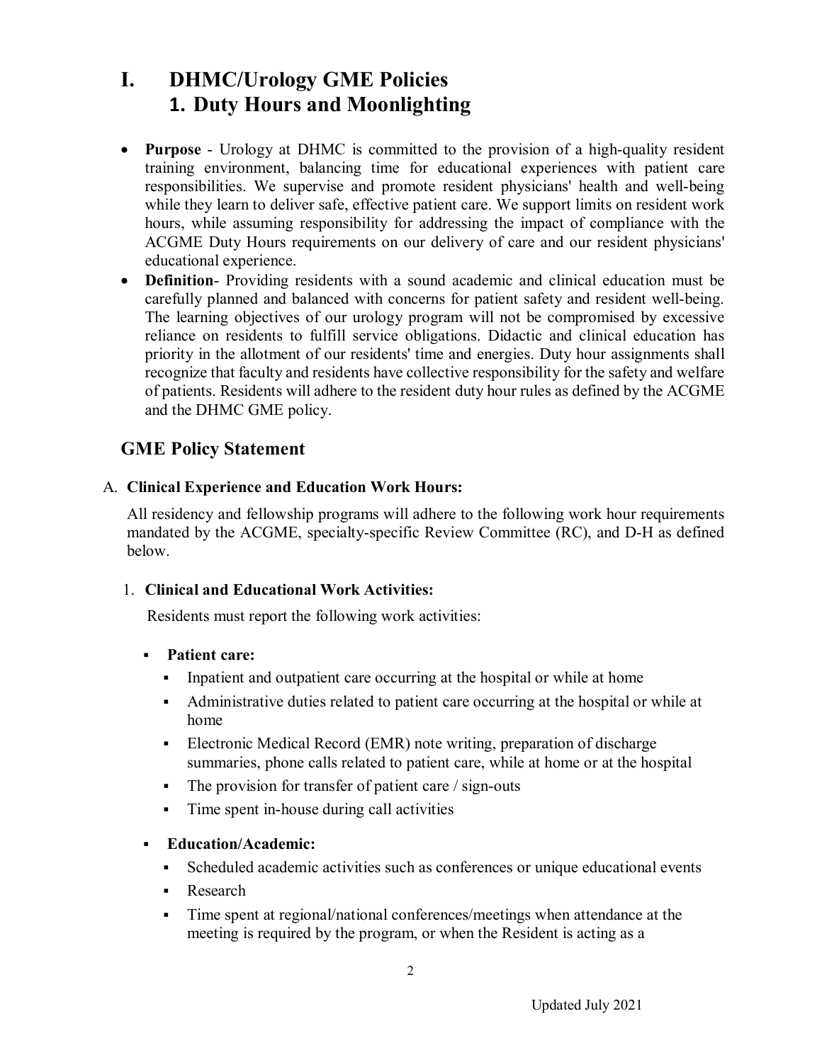# I. DHMC/Urology GME Policies

## 1. Duty Hours and Moonlighting

- **Purpose** - Urology at DHMC is committed to the provision of a high-quality resident training environment, balancing time for educational experiences with patient care responsibilities. We supervise and promote resident physicians' health and well-being while they learn to deliver safe, effective patient care. We support limits on resident work hours, while assuming responsibility for addressing the impact of compliance with the ACGME Duty Hours requirements on our delivery of care and our resident physicians' educational experience.
- **Definition**- Providing residents with a sound academic and clinical education must be carefully planned and balanced with concerns for patient safety and resident well-being. The learning objectives of our urology program will not be compromised by excessive reliance on residents to fulfill service obligations. Didactic and clinical education has priority in the allotment of our residents' time and energies. Duty hour assignments shall recognize that faculty and residents have collective responsibility for the safety and welfare of patients. Residents will adhere to the resident duty hour rules as defined by the ACGME and the DHMC GME policy.

## GME Policy Statement

A. **Clinical Experience and Education Work Hours:**

All residency and fellowship programs will adhere to the following work hour requirements mandated by the ACGME, specialty-specific Review Committee (RC), and D-H as defined below.

1. **Clinical and Educational Work Activities:**

   Residents must report the following work activities:

   - **Patient care:**
     - Inpatient and outpatient care occurring at the hospital or while at home
     - Administrative duties related to patient care occurring at the hospital or while at home
     - Electronic Medical Record (EMR) note writing, preparation of discharge summaries, phone calls related to patient care, while at home or at the hospital
     - The provision for transfer of patient care / sign-outs
     - Time spent in-house during call activities
   - **Education/Academic:**
     - Scheduled academic activities such as conferences or unique educational events
     - Research
     - Time spent at regional/national conferences/meetings when attendance at the meeting is required by the program, or when the Resident is acting as a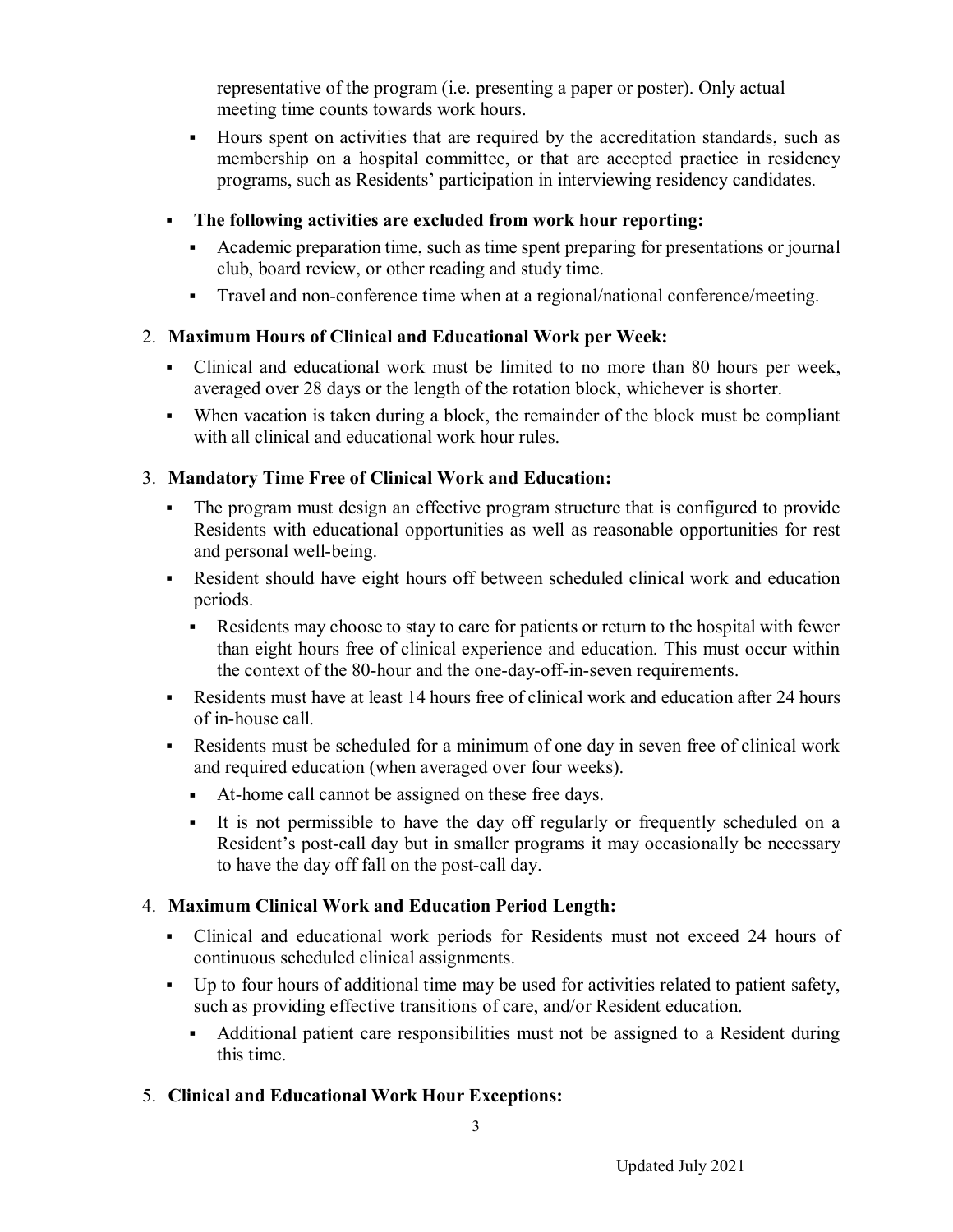representative of the program (i.e. presenting a paper or poster). Only actual meeting time counts towards work hours.

  - Hours spent on activities that are required by the accreditation standards, such as membership on a hospital committee, or that are accepted practice in residency programs, such as Residents' participation in interviewing residency candidates.

- **The following activities are excluded from work hour reporting:**
  - Academic preparation time, such as time spent preparing for presentations or journal club, board review, or other reading and study time.
  - Travel and non-conference time when at a regional/national conference/meeting.

2. **Maximum Hours of Clinical and Educational Work per Week:**
   - Clinical and educational work must be limited to no more than 80 hours per week, averaged over 28 days or the length of the rotation block, whichever is shorter.
   - When vacation is taken during a block, the remainder of the block must be compliant with all clinical and educational work hour rules.

3. **Mandatory Time Free of Clinical Work and Education:**
   - The program must design an effective program structure that is configured to provide Residents with educational opportunities as well as reasonable opportunities for rest and personal well-being.
   - Resident should have eight hours off between scheduled clinical work and education periods.
     - Residents may choose to stay to care for patients or return to the hospital with fewer than eight hours free of clinical experience and education. This must occur within the context of the 80-hour and the one-day-off-in-seven requirements.
   - Residents must have at least 14 hours free of clinical work and education after 24 hours of in-house call.
   - Residents must be scheduled for a minimum of one day in seven free of clinical work and required education (when averaged over four weeks).
     - At-home call cannot be assigned on these free days.
     - It is not permissible to have the day off regularly or frequently scheduled on a Resident's post-call day but in smaller programs it may occasionally be necessary to have the day off fall on the post-call day.

4. **Maximum Clinical Work and Education Period Length:**
   - Clinical and educational work periods for Residents must not exceed 24 hours of continuous scheduled clinical assignments.
   - Up to four hours of additional time may be used for activities related to patient safety, such as providing effective transitions of care, and/or Resident education.
     - Additional patient care responsibilities must not be assigned to a Resident during this time.

5. **Clinical and Educational Work Hour Exceptions:**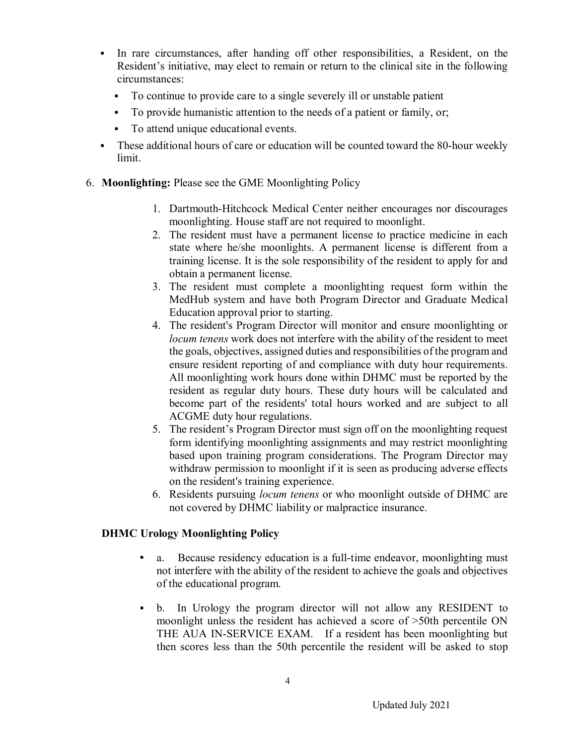- In rare circumstances, after handing off other responsibilities, a Resident, on the Resident's initiative, may elect to remain or return to the clinical site in the following circumstances:
  - To continue to provide care to a single severely ill or unstable patient
  - To provide humanistic attention to the needs of a patient or family, or;
  - To attend unique educational events.
- These additional hours of care or education will be counted toward the 80-hour weekly limit.

6. **Moonlighting:** Please see the GME Moonlighting Policy

   1. Dartmouth-Hitchcock Medical Center neither encourages nor discourages moonlighting. House staff are not required to moonlight.
   2. The resident must have a permanent license to practice medicine in each state where he/she moonlights. A permanent license is different from a training license. It is the sole responsibility of the resident to apply for and obtain a permanent license.
   3. The resident must complete a moonlighting request form within the MedHub system and have both Program Director and Graduate Medical Education approval prior to starting.
   4. The resident's Program Director will monitor and ensure moonlighting or *locum tenens* work does not interfere with the ability of the resident to meet the goals, objectives, assigned duties and responsibilities of the program and ensure resident reporting of and compliance with duty hour requirements. All moonlighting work hours done within DHMC must be reported by the resident as regular duty hours. These duty hours will be calculated and become part of the residents' total hours worked and are subject to all ACGME duty hour regulations.
   5. The resident's Program Director must sign off on the moonlighting request form identifying moonlighting assignments and may restrict moonlighting based upon training program considerations. The Program Director may withdraw permission to moonlight if it is seen as producing adverse effects on the resident's training experience.
   6. Residents pursuing *locum tenens* or who moonlight outside of DHMC are not covered by DHMC liability or malpractice insurance.

**DHMC Urology Moonlighting Policy**

- a. Because residency education is a full-time endeavor, moonlighting must not interfere with the ability of the resident to achieve the goals and objectives of the educational program.
- b. In Urology the program director will not allow any RESIDENT to moonlight unless the resident has achieved a score of >50th percentile ON THE AUA IN-SERVICE EXAM. If a resident has been moonlighting but then scores less than the 50th percentile the resident will be asked to stop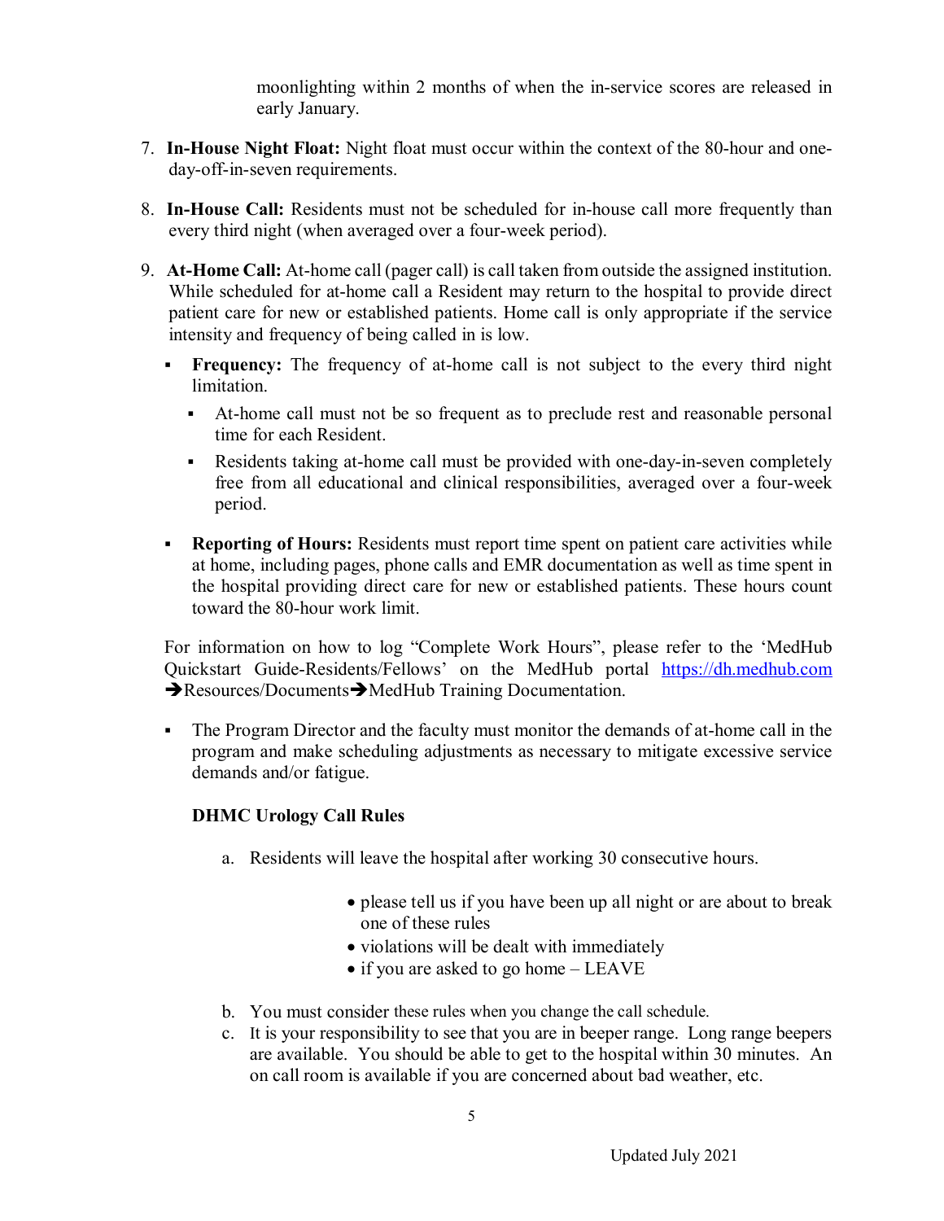moonlighting within 2 months of when the in-service scores are released in early January.

7. **In-House Night Float:** Night float must occur within the context of the 80-hour and one-day-off-in-seven requirements.

8. **In-House Call:** Residents must not be scheduled for in-house call more frequently than every third night (when averaged over a four-week period).

9. **At-Home Call:** At-home call (pager call) is call taken from outside the assigned institution. While scheduled for at-home call a Resident may return to the hospital to provide direct patient care for new or established patients. Home call is only appropriate if the service intensity and frequency of being called in is low.

   - **Frequency:** The frequency of at-home call is not subject to the every third night limitation.
     - At-home call must not be so frequent as to preclude rest and reasonable personal time for each Resident.
     - Residents taking at-home call must be provided with one-day-in-seven completely free from all educational and clinical responsibilities, averaged over a four-week period.
   - **Reporting of Hours:** Residents must report time spent on patient care activities while at home, including pages, phone calls and EMR documentation as well as time spent in the hospital providing direct care for new or established patients. These hours count toward the 80-hour work limit.

   For information on how to log "Complete Work Hours", please refer to the 'MedHub Quickstart Guide-Residents/Fellows' on the MedHub portal https://dh.medhub.com ➔Resources/Documents➔MedHub Training Documentation.

   - The Program Director and the faculty must monitor the demands of at-home call in the program and make scheduling adjustments as necessary to mitigate excessive service demands and/or fatigue.

   **DHMC Urology Call Rules**

   a. Residents will leave the hospital after working 30 consecutive hours.
      - please tell us if you have been up all night or are about to break one of these rules
      - violations will be dealt with immediately
      - if you are asked to go home – LEAVE

   b. You must consider these rules when you change the call schedule.

   c. It is your responsibility to see that you are in beeper range. Long range beepers are available. You should be able to get to the hospital within 30 minutes. An on call room is available if you are concerned about bad weather, etc.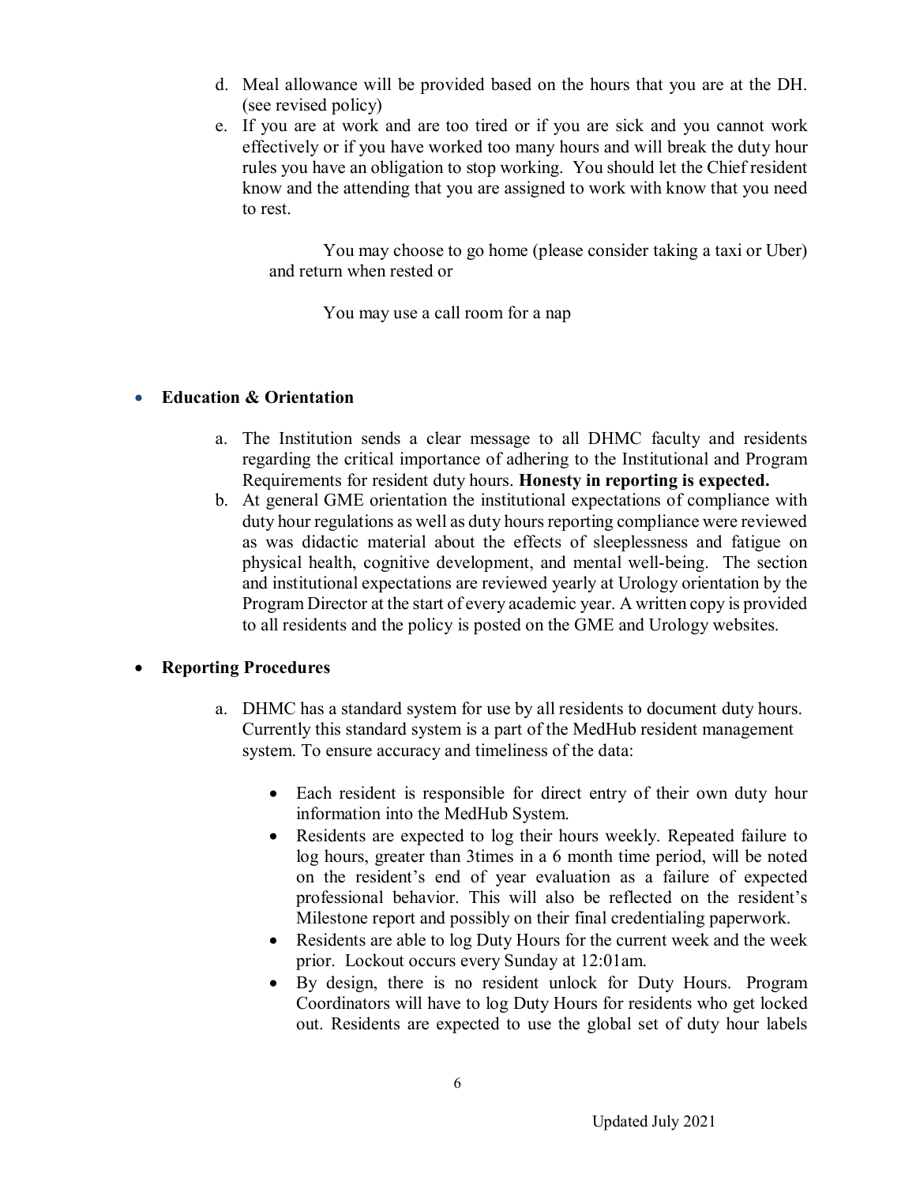d. Meal allowance will be provided based on the hours that you are at the DH. (see revised policy)

e. If you are at work and are too tired or if you are sick and you cannot work effectively or if you have worked too many hours and will break the duty hour rules you have an obligation to stop working. You should let the Chief resident know and the attending that you are assigned to work with know that you need to rest.

   You may choose to go home (please consider taking a taxi or Uber) and return when rested or

   You may use a call room for a nap

- **Education & Orientation**

  a. The Institution sends a clear message to all DHMC faculty and residents regarding the critical importance of adhering to the Institutional and Program Requirements for resident duty hours. **Honesty in reporting is expected.**

  b. At general GME orientation the institutional expectations of compliance with duty hour regulations as well as duty hours reporting compliance were reviewed as was didactic material about the effects of sleeplessness and fatigue on physical health, cognitive development, and mental well-being. The section and institutional expectations are reviewed yearly at Urology orientation by the Program Director at the start of every academic year. A written copy is provided to all residents and the policy is posted on the GME and Urology websites.

- **Reporting Procedures**

  a. DHMC has a standard system for use by all residents to document duty hours. Currently this standard system is a part of the MedHub resident management system. To ensure accuracy and timeliness of the data:

     - Each resident is responsible for direct entry of their own duty hour information into the MedHub System.
     - Residents are expected to log their hours weekly. Repeated failure to log hours, greater than 3times in a 6 month time period, will be noted on the resident's end of year evaluation as a failure of expected professional behavior. This will also be reflected on the resident's Milestone report and possibly on their final credentialing paperwork.
     - Residents are able to log Duty Hours for the current week and the week prior. Lockout occurs every Sunday at 12:01am.
     - By design, there is no resident unlock for Duty Hours. Program Coordinators will have to log Duty Hours for residents who get locked out. Residents are expected to use the global set of duty hour labels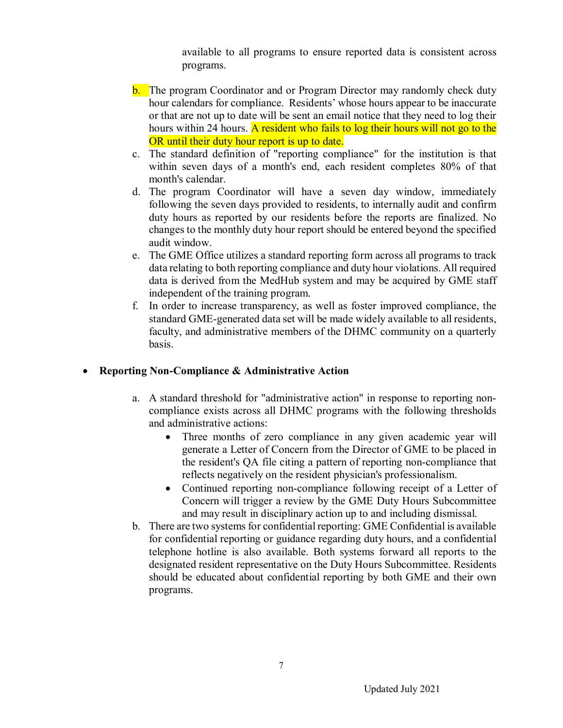available to all programs to ensure reported data is consistent across programs.

b. The program Coordinator and or Program Director may randomly check duty hour calendars for compliance. Residents' whose hours appear to be inaccurate or that are not up to date will be sent an email notice that they need to log their hours within 24 hours. A resident who fails to log their hours will not go to the OR until their duty hour report is up to date.

c. The standard definition of "reporting compliance" for the institution is that within seven days of a month's end, each resident completes 80% of that month's calendar.

d. The program Coordinator will have a seven day window, immediately following the seven days provided to residents, to internally audit and confirm duty hours as reported by our residents before the reports are finalized. No changes to the monthly duty hour report should be entered beyond the specified audit window.

e. The GME Office utilizes a standard reporting form across all programs to track data relating to both reporting compliance and duty hour violations. All required data is derived from the MedHub system and may be acquired by GME staff independent of the training program.

f. In order to increase transparency, as well as foster improved compliance, the standard GME-generated data set will be made widely available to all residents, faculty, and administrative members of the DHMC community on a quarterly basis.

- **Reporting Non-Compliance & Administrative Action**

a. A standard threshold for "administrative action" in response to reporting non-compliance exists across all DHMC programs with the following thresholds and administrative actions:
   - Three months of zero compliance in any given academic year will generate a Letter of Concern from the Director of GME to be placed in the resident's QA file citing a pattern of reporting non-compliance that reflects negatively on the resident physician's professionalism.
   - Continued reporting non-compliance following receipt of a Letter of Concern will trigger a review by the GME Duty Hours Subcommittee and may result in disciplinary action up to and including dismissal.

b. There are two systems for confidential reporting: GME Confidential is available for confidential reporting or guidance regarding duty hours, and a confidential telephone hotline is also available. Both systems forward all reports to the designated resident representative on the Duty Hours Subcommittee. Residents should be educated about confidential reporting by both GME and their own programs.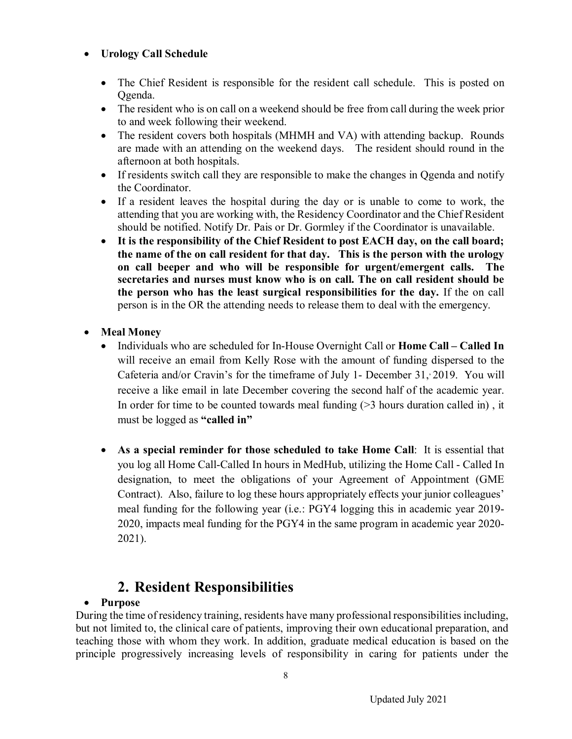- **Urology Call Schedule**

  - The Chief Resident is responsible for the resident call schedule. This is posted on Qgenda.
  - The resident who is on call on a weekend should be free from call during the week prior to and week following their weekend.
  - The resident covers both hospitals (MHMH and VA) with attending backup. Rounds are made with an attending on the weekend days. The resident should round in the afternoon at both hospitals.
  - If residents switch call they are responsible to make the changes in Qgenda and notify the Coordinator.
  - If a resident leaves the hospital during the day or is unable to come to work, the attending that you are working with, the Residency Coordinator and the Chief Resident should be notified. Notify Dr. Pais or Dr. Gormley if the Coordinator is unavailable.
  - **It is the responsibility of the Chief Resident to post EACH day, on the call board; the name of the on call resident for that day. This is the person with the urology on call beeper and who will be responsible for urgent/emergent calls. The secretaries and nurses must know who is on call. The on call resident should be the person who has the least surgical responsibilities for the day.** If the on call person is in the OR the attending needs to release them to deal with the emergency.

- **Meal Money**
  - Individuals who are scheduled for In-House Overnight Call or **Home Call – Called In** will receive an email from Kelly Rose with the amount of funding dispersed to the Cafeteria and/or Cravin's for the timeframe of July 1- December 31, 2019. You will receive a like email in late December covering the second half of the academic year. In order for time to be counted towards meal funding (>3 hours duration called in) , it must be logged as **"called in"**

  - **As a special reminder for those scheduled to take Home Call**: It is essential that you log all Home Call-Called In hours in MedHub, utilizing the Home Call - Called In designation, to meet the obligations of your Agreement of Appointment (GME Contract). Also, failure to log these hours appropriately effects your junior colleagues' meal funding for the following year (i.e.: PGY4 logging this in academic year 2019-2020, impacts meal funding for the PGY4 in the same program in academic year 2020-2021).

## 2. Resident Responsibilities

- **Purpose**

During the time of residency training, residents have many professional responsibilities including, but not limited to, the clinical care of patients, improving their own educational preparation, and teaching those with whom they work. In addition, graduate medical education is based on the principle progressively increasing levels of responsibility in caring for patients under the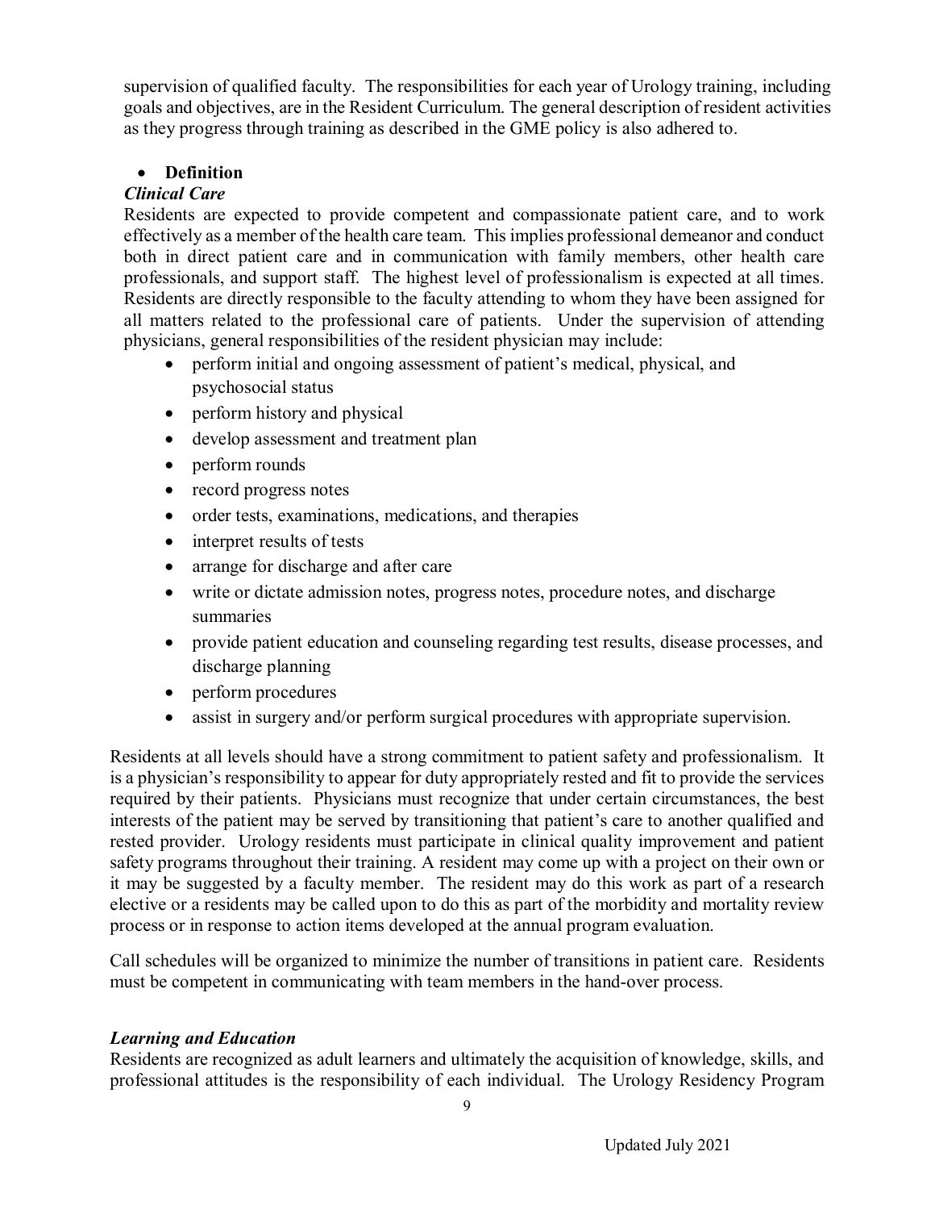supervision of qualified faculty. The responsibilities for each year of Urology training, including goals and objectives, are in the Resident Curriculum. The general description of resident activities as they progress through training as described in the GME policy is also adhered to.

- **Definition**

***Clinical Care***

Residents are expected to provide competent and compassionate patient care, and to work effectively as a member of the health care team. This implies professional demeanor and conduct both in direct patient care and in communication with family members, other health care professionals, and support staff. The highest level of professionalism is expected at all times. Residents are directly responsible to the faculty attending to whom they have been assigned for all matters related to the professional care of patients. Under the supervision of attending physicians, general responsibilities of the resident physician may include:

- perform initial and ongoing assessment of patient's medical, physical, and psychosocial status
- perform history and physical
- develop assessment and treatment plan
- perform rounds
- record progress notes
- order tests, examinations, medications, and therapies
- interpret results of tests
- arrange for discharge and after care
- write or dictate admission notes, progress notes, procedure notes, and discharge summaries
- provide patient education and counseling regarding test results, disease processes, and discharge planning
- perform procedures
- assist in surgery and/or perform surgical procedures with appropriate supervision.

Residents at all levels should have a strong commitment to patient safety and professionalism. It is a physician's responsibility to appear for duty appropriately rested and fit to provide the services required by their patients. Physicians must recognize that under certain circumstances, the best interests of the patient may be served by transitioning that patient's care to another qualified and rested provider. Urology residents must participate in clinical quality improvement and patient safety programs throughout their training. A resident may come up with a project on their own or it may be suggested by a faculty member. The resident may do this work as part of a research elective or a residents may be called upon to do this as part of the morbidity and mortality review process or in response to action items developed at the annual program evaluation.

Call schedules will be organized to minimize the number of transitions in patient care. Residents must be competent in communicating with team members in the hand-over process.

***Learning and Education***

Residents are recognized as adult learners and ultimately the acquisition of knowledge, skills, and professional attitudes is the responsibility of each individual. The Urology Residency Program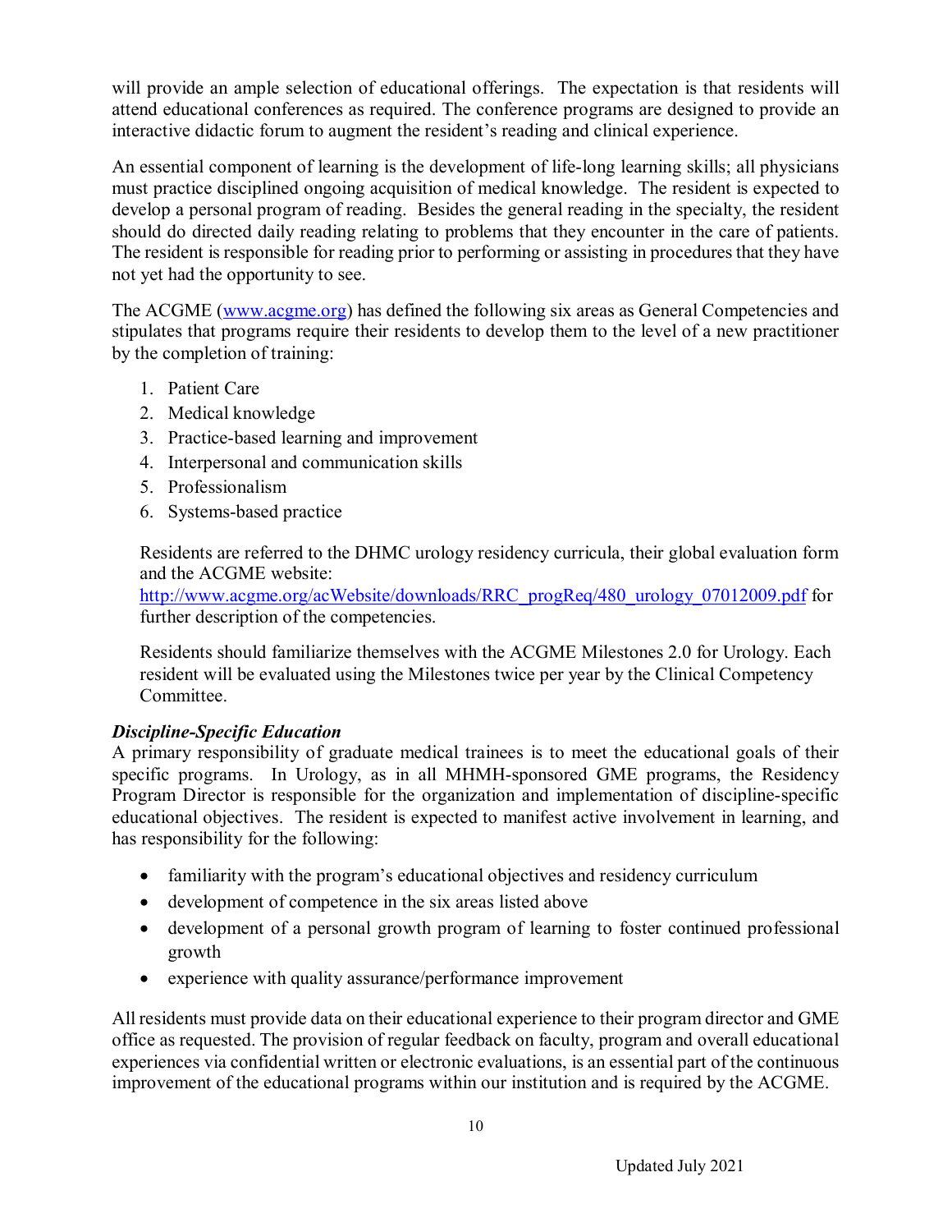will provide an ample selection of educational offerings. The expectation is that residents will attend educational conferences as required. The conference programs are designed to provide an interactive didactic forum to augment the resident's reading and clinical experience.

An essential component of learning is the development of life-long learning skills; all physicians must practice disciplined ongoing acquisition of medical knowledge. The resident is expected to develop a personal program of reading. Besides the general reading in the specialty, the resident should do directed daily reading relating to problems that they encounter in the care of patients. The resident is responsible for reading prior to performing or assisting in procedures that they have not yet had the opportunity to see.

The ACGME ([www.acgme.org](http://www.acgme.org)) has defined the following six areas as General Competencies and stipulates that programs require their residents to develop them to the level of a new practitioner by the completion of training:

1. Patient Care
2. Medical knowledge
3. Practice-based learning and improvement
4. Interpersonal and communication skills
5. Professionalism
6. Systems-based practice

Residents are referred to the DHMC urology residency curricula, their global evaluation form and the ACGME website: [http://www.acgme.org/acWebsite/downloads/RRC_progReq/480_urology_07012009.pdf](http://www.acgme.org/acWebsite/downloads/RRC_progReq/480_urology_07012009.pdf) for further description of the competencies.

Residents should familiarize themselves with the ACGME Milestones 2.0 for Urology. Each resident will be evaluated using the Milestones twice per year by the Clinical Competency Committee.

***Discipline-Specific Education***

A primary responsibility of graduate medical trainees is to meet the educational goals of their specific programs. In Urology, as in all MHMH-sponsored GME programs, the Residency Program Director is responsible for the organization and implementation of discipline-specific educational objectives. The resident is expected to manifest active involvement in learning, and has responsibility for the following:

- familiarity with the program's educational objectives and residency curriculum
- development of competence in the six areas listed above
- development of a personal growth program of learning to foster continued professional growth
- experience with quality assurance/performance improvement

All residents must provide data on their educational experience to their program director and GME office as requested. The provision of regular feedback on faculty, program and overall educational experiences via confidential written or electronic evaluations, is an essential part of the continuous improvement of the educational programs within our institution and is required by the ACGME.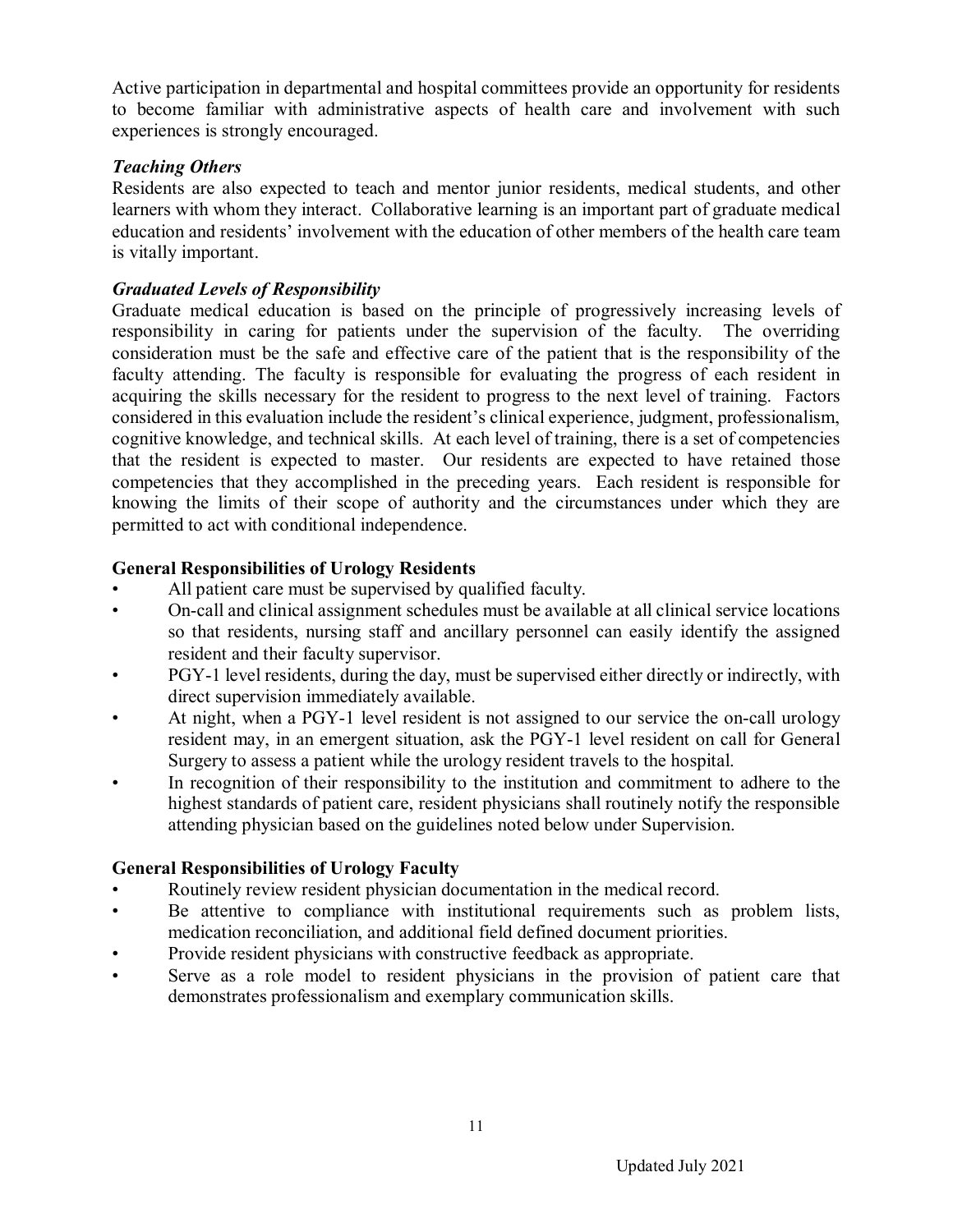Active participation in departmental and hospital committees provide an opportunity for residents to become familiar with administrative aspects of health care and involvement with such experiences is strongly encouraged.

***Teaching Others***

Residents are also expected to teach and mentor junior residents, medical students, and other learners with whom they interact. Collaborative learning is an important part of graduate medical education and residents' involvement with the education of other members of the health care team is vitally important.

***Graduated Levels of Responsibility***

Graduate medical education is based on the principle of progressively increasing levels of responsibility in caring for patients under the supervision of the faculty. The overriding consideration must be the safe and effective care of the patient that is the responsibility of the faculty attending. The faculty is responsible for evaluating the progress of each resident in acquiring the skills necessary for the resident to progress to the next level of training. Factors considered in this evaluation include the resident's clinical experience, judgment, professionalism, cognitive knowledge, and technical skills. At each level of training, there is a set of competencies that the resident is expected to master. Our residents are expected to have retained those competencies that they accomplished in the preceding years. Each resident is responsible for knowing the limits of their scope of authority and the circumstances under which they are permitted to act with conditional independence.

**General Responsibilities of Urology Residents**

- All patient care must be supervised by qualified faculty.
- On-call and clinical assignment schedules must be available at all clinical service locations so that residents, nursing staff and ancillary personnel can easily identify the assigned resident and their faculty supervisor.
- PGY-1 level residents, during the day, must be supervised either directly or indirectly, with direct supervision immediately available.
- At night, when a PGY-1 level resident is not assigned to our service the on-call urology resident may, in an emergent situation, ask the PGY-1 level resident on call for General Surgery to assess a patient while the urology resident travels to the hospital.
- In recognition of their responsibility to the institution and commitment to adhere to the highest standards of patient care, resident physicians shall routinely notify the responsible attending physician based on the guidelines noted below under Supervision.

**General Responsibilities of Urology Faculty**

- Routinely review resident physician documentation in the medical record.
- Be attentive to compliance with institutional requirements such as problem lists, medication reconciliation, and additional field defined document priorities.
- Provide resident physicians with constructive feedback as appropriate.
- Serve as a role model to resident physicians in the provision of patient care that demonstrates professionalism and exemplary communication skills.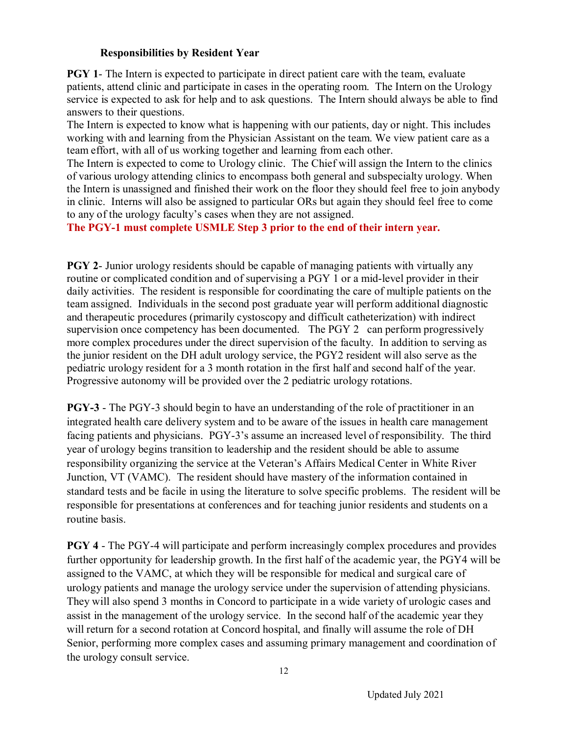## Responsibilities by Resident Year

**PGY 1**- The Intern is expected to participate in direct patient care with the team, evaluate patients, attend clinic and participate in cases in the operating room. The Intern on the Urology service is expected to ask for help and to ask questions. The Intern should always be able to find answers to their questions.

The Intern is expected to know what is happening with our patients, day or night. This includes working with and learning from the Physician Assistant on the team. We view patient care as a team effort, with all of us working together and learning from each other.

The Intern is expected to come to Urology clinic. The Chief will assign the Intern to the clinics of various urology attending clinics to encompass both general and subspecialty urology. When the Intern is unassigned and finished their work on the floor they should feel free to join anybody in clinic. Interns will also be assigned to particular ORs but again they should feel free to come to any of the urology faculty's cases when they are not assigned.

**The PGY-1 must complete USMLE Step 3 prior to the end of their intern year.**

**PGY 2**- Junior urology residents should be capable of managing patients with virtually any routine or complicated condition and of supervising a PGY 1 or a mid-level provider in their daily activities. The resident is responsible for coordinating the care of multiple patients on the team assigned. Individuals in the second post graduate year will perform additional diagnostic and therapeutic procedures (primarily cystoscopy and difficult catheterization) with indirect supervision once competency has been documented. The PGY 2 can perform progressively more complex procedures under the direct supervision of the faculty. In addition to serving as the junior resident on the DH adult urology service, the PGY2 resident will also serve as the pediatric urology resident for a 3 month rotation in the first half and second half of the year. Progressive autonomy will be provided over the 2 pediatric urology rotations.

**PGY-3** - The PGY-3 should begin to have an understanding of the role of practitioner in an integrated health care delivery system and to be aware of the issues in health care management facing patients and physicians. PGY-3's assume an increased level of responsibility. The third year of urology begins transition to leadership and the resident should be able to assume responsibility organizing the service at the Veteran's Affairs Medical Center in White River Junction, VT (VAMC). The resident should have mastery of the information contained in standard tests and be facile in using the literature to solve specific problems. The resident will be responsible for presentations at conferences and for teaching junior residents and students on a routine basis.

**PGY 4** - The PGY-4 will participate and perform increasingly complex procedures and provides further opportunity for leadership growth. In the first half of the academic year, the PGY4 will be assigned to the VAMC, at which they will be responsible for medical and surgical care of urology patients and manage the urology service under the supervision of attending physicians. They will also spend 3 months in Concord to participate in a wide variety of urologic cases and assist in the management of the urology service. In the second half of the academic year they will return for a second rotation at Concord hospital, and finally will assume the role of DH Senior, performing more complex cases and assuming primary management and coordination of the urology consult service.

Updated July 2021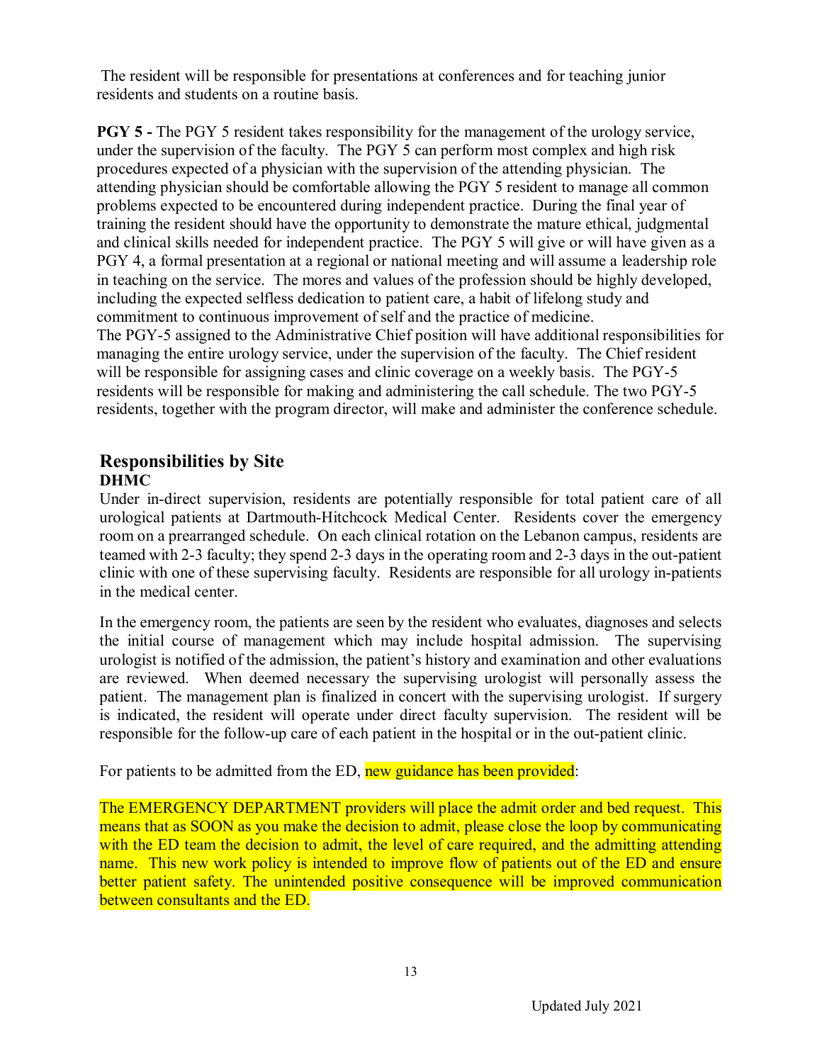The resident will be responsible for presentations at conferences and for teaching junior residents and students on a routine basis.

**PGY 5 -** The PGY 5 resident takes responsibility for the management of the urology service, under the supervision of the faculty. The PGY 5 can perform most complex and high risk procedures expected of a physician with the supervision of the attending physician. The attending physician should be comfortable allowing the PGY 5 resident to manage all common problems expected to be encountered during independent practice. During the final year of training the resident should have the opportunity to demonstrate the mature ethical, judgmental and clinical skills needed for independent practice. The PGY 5 will give or will have given as a PGY 4, a formal presentation at a regional or national meeting and will assume a leadership role in teaching on the service. The mores and values of the profession should be highly developed, including the expected selfless dedication to patient care, a habit of lifelong study and commitment to continuous improvement of self and the practice of medicine.
The PGY-5 assigned to the Administrative Chief position will have additional responsibilities for managing the entire urology service, under the supervision of the faculty. The Chief resident will be responsible for assigning cases and clinic coverage on a weekly basis. The PGY-5 residents will be responsible for making and administering the call schedule. The two PGY-5 residents, together with the program director, will make and administer the conference schedule.

## Responsibilities by Site

### DHMC

Under in-direct supervision, residents are potentially responsible for total patient care of all urological patients at Dartmouth-Hitchcock Medical Center. Residents cover the emergency room on a prearranged schedule. On each clinical rotation on the Lebanon campus, residents are teamed with 2-3 faculty; they spend 2-3 days in the operating room and 2-3 days in the out-patient clinic with one of these supervising faculty. Residents are responsible for all urology in-patients in the medical center.

In the emergency room, the patients are seen by the resident who evaluates, diagnoses and selects the initial course of management which may include hospital admission. The supervising urologist is notified of the admission, the patient's history and examination and other evaluations are reviewed. When deemed necessary the supervising urologist will personally assess the patient. The management plan is finalized in concert with the supervising urologist. If surgery is indicated, the resident will operate under direct faculty supervision. The resident will be responsible for the follow-up care of each patient in the hospital or in the out-patient clinic.

For patients to be admitted from the ED, new guidance has been provided:

The EMERGENCY DEPARTMENT providers will place the admit order and bed request. This means that as SOON as you make the decision to admit, please close the loop by communicating with the ED team the decision to admit, the level of care required, and the admitting attending name. This new work policy is intended to improve flow of patients out of the ED and ensure better patient safety. The unintended positive consequence will be improved communication between consultants and the ED.

Updated July 2021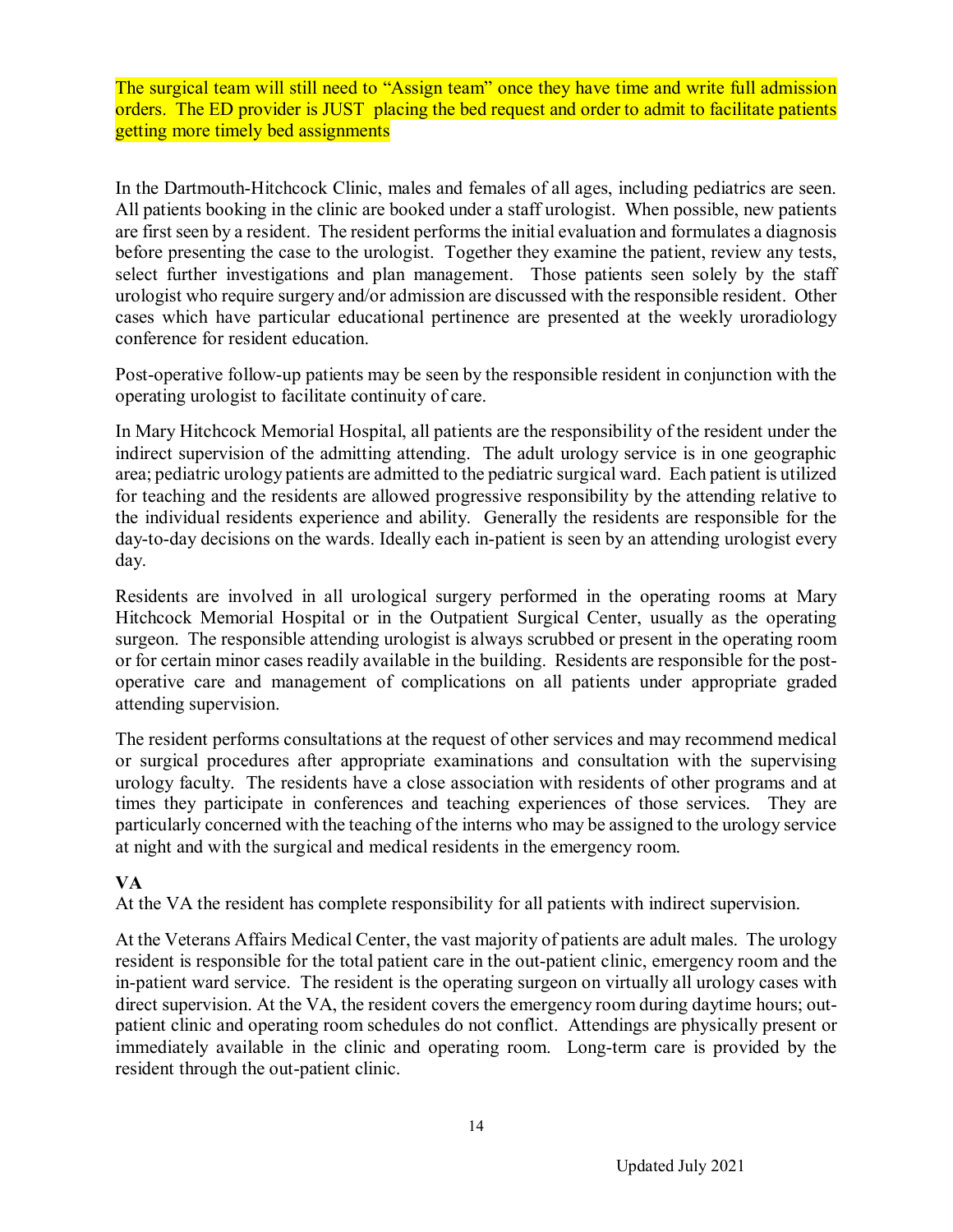The surgical team will still need to "Assign team" once they have time and write full admission orders. The ED provider is JUST placing the bed request and order to admit to facilitate patients getting more timely bed assignments

In the Dartmouth-Hitchcock Clinic, males and females of all ages, including pediatrics are seen. All patients booking in the clinic are booked under a staff urologist. When possible, new patients are first seen by a resident. The resident performs the initial evaluation and formulates a diagnosis before presenting the case to the urologist. Together they examine the patient, review any tests, select further investigations and plan management. Those patients seen solely by the staff urologist who require surgery and/or admission are discussed with the responsible resident. Other cases which have particular educational pertinence are presented at the weekly uroradiology conference for resident education.

Post-operative follow-up patients may be seen by the responsible resident in conjunction with the operating urologist to facilitate continuity of care.

In Mary Hitchcock Memorial Hospital, all patients are the responsibility of the resident under the indirect supervision of the admitting attending. The adult urology service is in one geographic area; pediatric urology patients are admitted to the pediatric surgical ward. Each patient is utilized for teaching and the residents are allowed progressive responsibility by the attending relative to the individual residents experience and ability. Generally the residents are responsible for the day-to-day decisions on the wards. Ideally each in-patient is seen by an attending urologist every day.

Residents are involved in all urological surgery performed in the operating rooms at Mary Hitchcock Memorial Hospital or in the Outpatient Surgical Center, usually as the operating surgeon. The responsible attending urologist is always scrubbed or present in the operating room or for certain minor cases readily available in the building. Residents are responsible for the post-operative care and management of complications on all patients under appropriate graded attending supervision.

The resident performs consultations at the request of other services and may recommend medical or surgical procedures after appropriate examinations and consultation with the supervising urology faculty. The residents have a close association with residents of other programs and at times they participate in conferences and teaching experiences of those services. They are particularly concerned with the teaching of the interns who may be assigned to the urology service at night and with the surgical and medical residents in the emergency room.

**VA**

At the VA the resident has complete responsibility for all patients with indirect supervision.

At the Veterans Affairs Medical Center, the vast majority of patients are adult males. The urology resident is responsible for the total patient care in the out-patient clinic, emergency room and the in-patient ward service. The resident is the operating surgeon on virtually all urology cases with direct supervision. At the VA, the resident covers the emergency room during daytime hours; out-patient clinic and operating room schedules do not conflict. Attendings are physically present or immediately available in the clinic and operating room. Long-term care is provided by the resident through the out-patient clinic.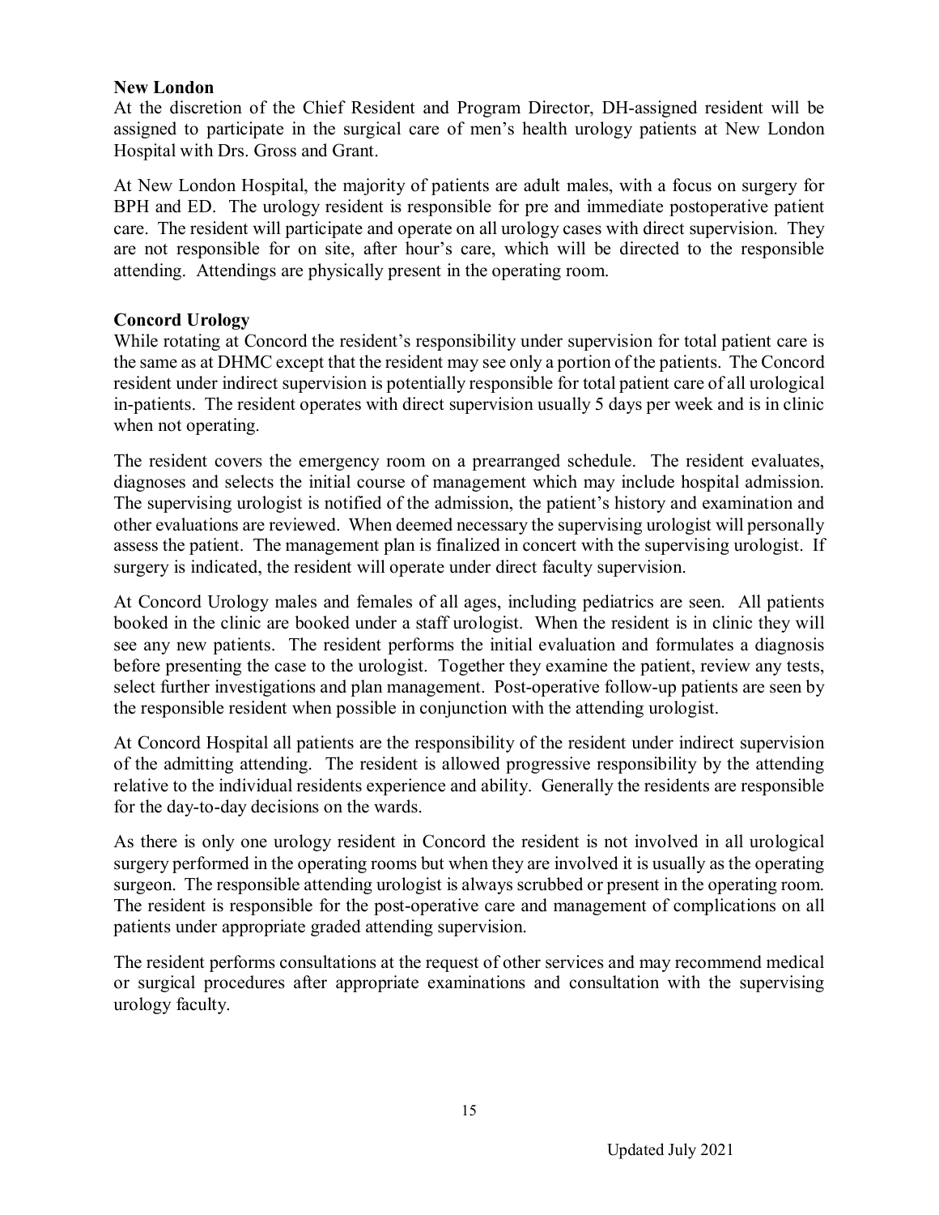**New London**

At the discretion of the Chief Resident and Program Director, DH-assigned resident will be assigned to participate in the surgical care of men's health urology patients at New London Hospital with Drs. Gross and Grant.

At New London Hospital, the majority of patients are adult males, with a focus on surgery for BPH and ED. The urology resident is responsible for pre and immediate postoperative patient care. The resident will participate and operate on all urology cases with direct supervision. They are not responsible for on site, after hour's care, which will be directed to the responsible attending. Attendings are physically present in the operating room.

**Concord Urology**

While rotating at Concord the resident's responsibility under supervision for total patient care is the same as at DHMC except that the resident may see only a portion of the patients. The Concord resident under indirect supervision is potentially responsible for total patient care of all urological in-patients. The resident operates with direct supervision usually 5 days per week and is in clinic when not operating.

The resident covers the emergency room on a prearranged schedule. The resident evaluates, diagnoses and selects the initial course of management which may include hospital admission. The supervising urologist is notified of the admission, the patient's history and examination and other evaluations are reviewed. When deemed necessary the supervising urologist will personally assess the patient. The management plan is finalized in concert with the supervising urologist. If surgery is indicated, the resident will operate under direct faculty supervision.

At Concord Urology males and females of all ages, including pediatrics are seen. All patients booked in the clinic are booked under a staff urologist. When the resident is in clinic they will see any new patients. The resident performs the initial evaluation and formulates a diagnosis before presenting the case to the urologist. Together they examine the patient, review any tests, select further investigations and plan management. Post-operative follow-up patients are seen by the responsible resident when possible in conjunction with the attending urologist.

At Concord Hospital all patients are the responsibility of the resident under indirect supervision of the admitting attending. The resident is allowed progressive responsibility by the attending relative to the individual residents experience and ability. Generally the residents are responsible for the day-to-day decisions on the wards.

As there is only one urology resident in Concord the resident is not involved in all urological surgery performed in the operating rooms but when they are involved it is usually as the operating surgeon. The responsible attending urologist is always scrubbed or present in the operating room. The resident is responsible for the post-operative care and management of complications on all patients under appropriate graded attending supervision.

The resident performs consultations at the request of other services and may recommend medical or surgical procedures after appropriate examinations and consultation with the supervising urology faculty.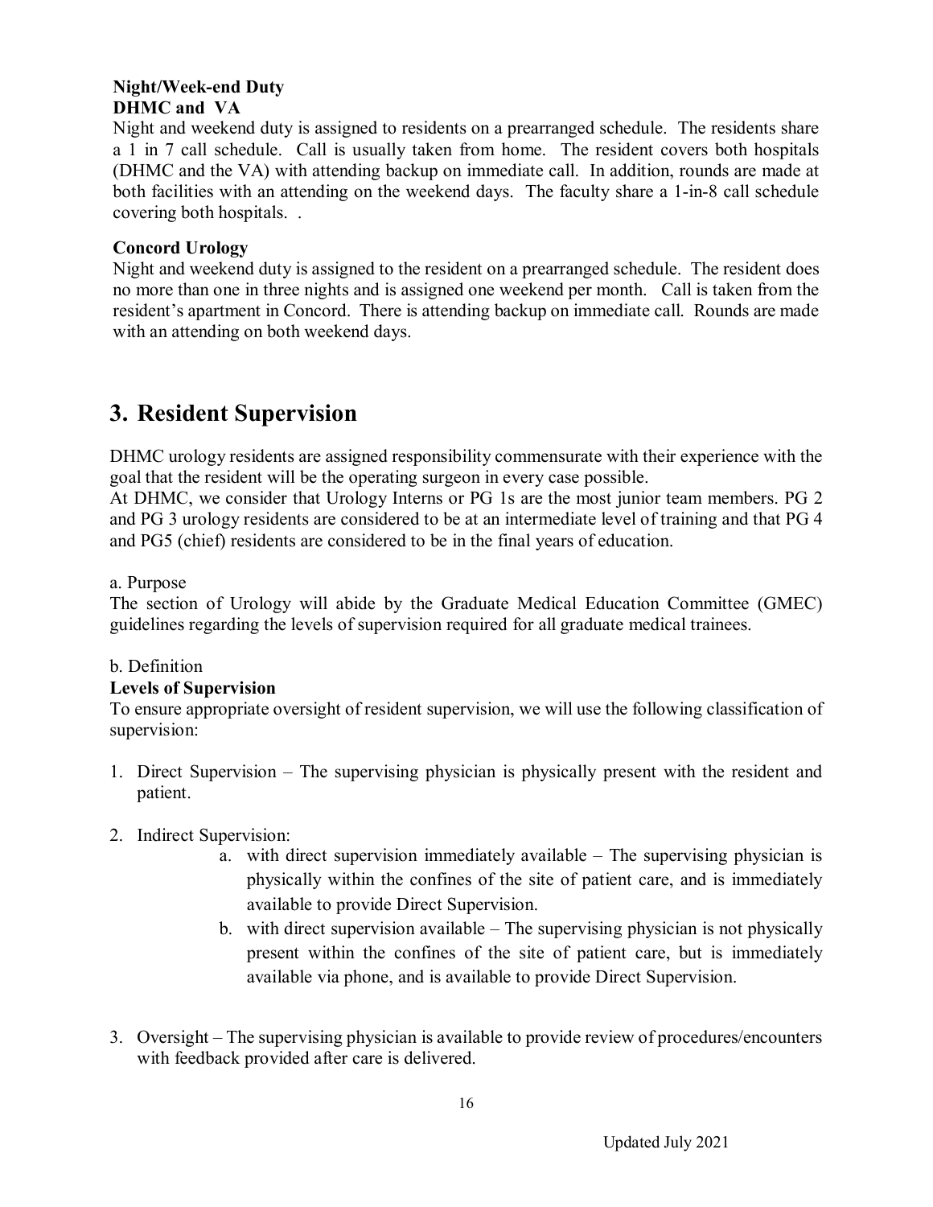**Night/Week-end Duty**
**DHMC and VA**

Night and weekend duty is assigned to residents on a prearranged schedule. The residents share a 1 in 7 call schedule. Call is usually taken from home. The resident covers both hospitals (DHMC and the VA) with attending backup on immediate call. In addition, rounds are made at both facilities with an attending on the weekend days. The faculty share a 1-in-8 call schedule covering both hospitals. .

**Concord Urology**

Night and weekend duty is assigned to the resident on a prearranged schedule. The resident does no more than one in three nights and is assigned one weekend per month. Call is taken from the resident's apartment in Concord. There is attending backup on immediate call. Rounds are made with an attending on both weekend days.

# 3. Resident Supervision

DHMC urology residents are assigned responsibility commensurate with their experience with the goal that the resident will be the operating surgeon in every case possible.
At DHMC, we consider that Urology Interns or PG 1s are the most junior team members. PG 2 and PG 3 urology residents are considered to be at an intermediate level of training and that PG 4 and PG5 (chief) residents are considered to be in the final years of education.

a. Purpose
The section of Urology will abide by the Graduate Medical Education Committee (GMEC) guidelines regarding the levels of supervision required for all graduate medical trainees.

b. Definition
**Levels of Supervision**
To ensure appropriate oversight of resident supervision, we will use the following classification of supervision:

1. Direct Supervision – The supervising physician is physically present with the resident and patient.

2. Indirect Supervision:
   a. with direct supervision immediately available – The supervising physician is physically within the confines of the site of patient care, and is immediately available to provide Direct Supervision.
   b. with direct supervision available – The supervising physician is not physically present within the confines of the site of patient care, but is immediately available via phone, and is available to provide Direct Supervision.

3. Oversight – The supervising physician is available to provide review of procedures/encounters with feedback provided after care is delivered.

Updated July 2021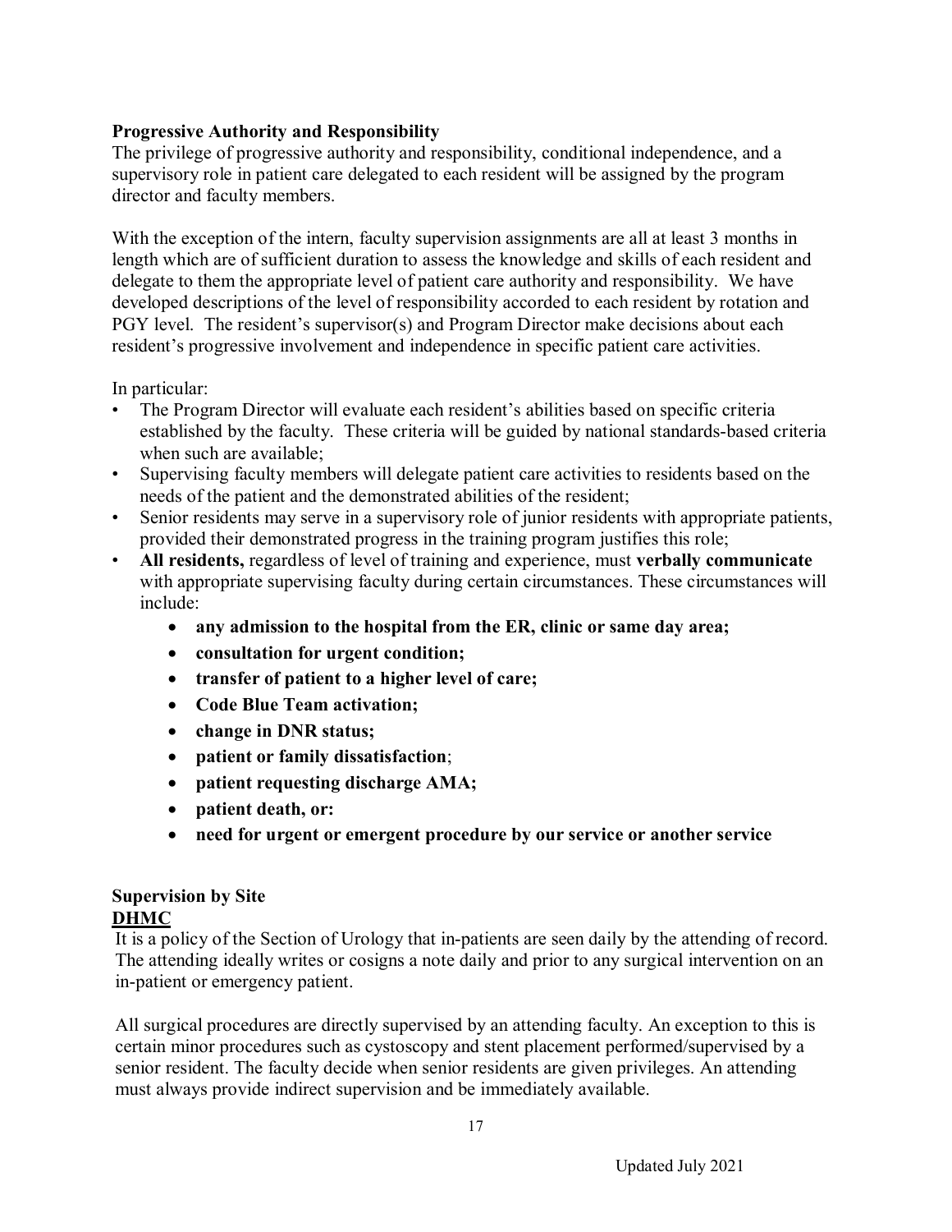**Progressive Authority and Responsibility**

The privilege of progressive authority and responsibility, conditional independence, and a supervisory role in patient care delegated to each resident will be assigned by the program director and faculty members.

With the exception of the intern, faculty supervision assignments are all at least 3 months in length which are of sufficient duration to assess the knowledge and skills of each resident and delegate to them the appropriate level of patient care authority and responsibility. We have developed descriptions of the level of responsibility accorded to each resident by rotation and PGY level. The resident's supervisor(s) and Program Director make decisions about each resident's progressive involvement and independence in specific patient care activities.

In particular:

- The Program Director will evaluate each resident's abilities based on specific criteria established by the faculty. These criteria will be guided by national standards-based criteria when such are available;
- Supervising faculty members will delegate patient care activities to residents based on the needs of the patient and the demonstrated abilities of the resident;
- Senior residents may serve in a supervisory role of junior residents with appropriate patients, provided their demonstrated progress in the training program justifies this role;
- **All residents,** regardless of level of training and experience, must **verbally communicate** with appropriate supervising faculty during certain circumstances. These circumstances will include:
    - **any admission to the hospital from the ER, clinic or same day area;**
    - **consultation for urgent condition;**
    - **transfer of patient to a higher level of care;**
    - **Code Blue Team activation;**
    - **change in DNR status;**
    - **patient or family dissatisfaction**;
    - **patient requesting discharge AMA;**
    - **patient death, or:**
    - **need for urgent or emergent procedure by our service or another service**

**Supervision by Site**

**DHMC**

It is a policy of the Section of Urology that in-patients are seen daily by the attending of record. The attending ideally writes or cosigns a note daily and prior to any surgical intervention on an in-patient or emergency patient.

All surgical procedures are directly supervised by an attending faculty. An exception to this is certain minor procedures such as cystoscopy and stent placement performed/supervised by a senior resident. The faculty decide when senior residents are given privileges. An attending must always provide indirect supervision and be immediately available.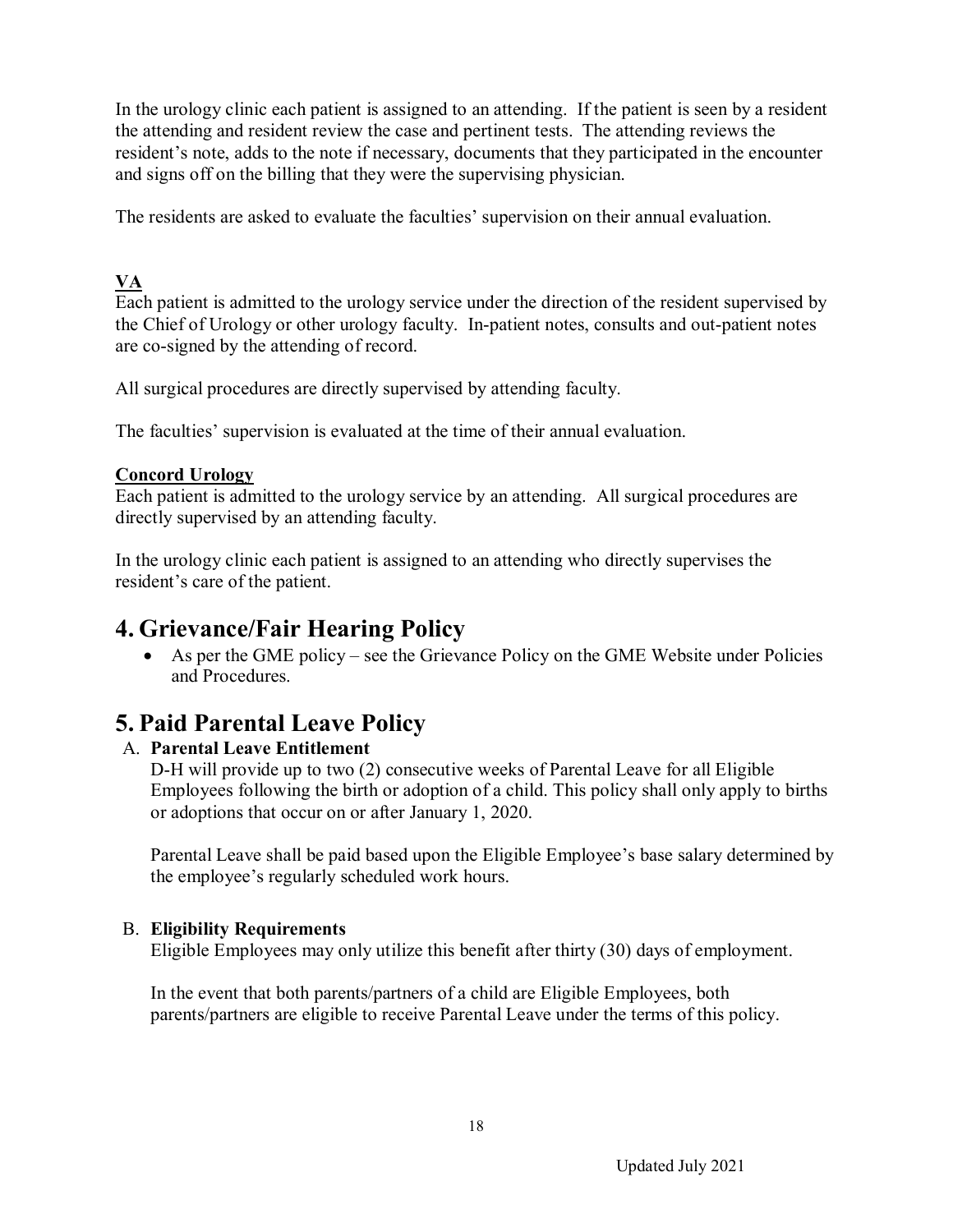In the urology clinic each patient is assigned to an attending. If the patient is seen by a resident the attending and resident review the case and pertinent tests. The attending reviews the resident's note, adds to the note if necessary, documents that they participated in the encounter and signs off on the billing that they were the supervising physician.

The residents are asked to evaluate the faculties' supervision on their annual evaluation.

**VA**

Each patient is admitted to the urology service under the direction of the resident supervised by the Chief of Urology or other urology faculty. In-patient notes, consults and out-patient notes are co-signed by the attending of record.

All surgical procedures are directly supervised by attending faculty.

The faculties' supervision is evaluated at the time of their annual evaluation.

**Concord Urology**

Each patient is admitted to the urology service by an attending. All surgical procedures are directly supervised by an attending faculty.

In the urology clinic each patient is assigned to an attending who directly supervises the resident's care of the patient.

# 4. Grievance/Fair Hearing Policy

- As per the GME policy – see the Grievance Policy on the GME Website under Policies and Procedures.

# 5. Paid Parental Leave Policy

A. **Parental Leave Entitlement**

D-H will provide up to two (2) consecutive weeks of Parental Leave for all Eligible Employees following the birth or adoption of a child. This policy shall only apply to births or adoptions that occur on or after January 1, 2020.

Parental Leave shall be paid based upon the Eligible Employee's base salary determined by the employee's regularly scheduled work hours.

B. **Eligibility Requirements**

Eligible Employees may only utilize this benefit after thirty (30) days of employment.

In the event that both parents/partners of a child are Eligible Employees, both parents/partners are eligible to receive Parental Leave under the terms of this policy.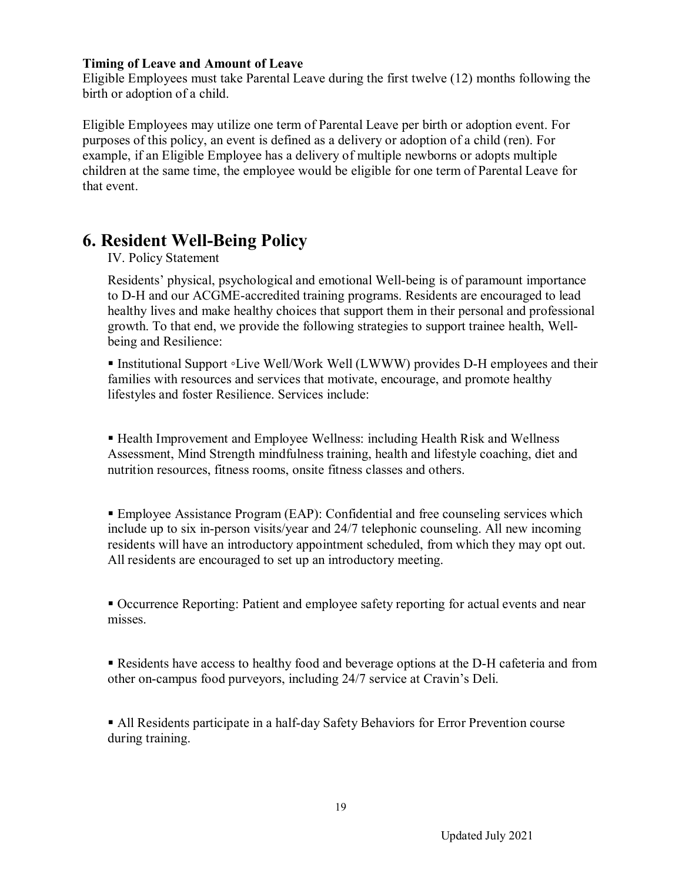**Timing of Leave and Amount of Leave**

Eligible Employees must take Parental Leave during the first twelve (12) months following the birth or adoption of a child.

Eligible Employees may utilize one term of Parental Leave per birth or adoption event. For purposes of this policy, an event is defined as a delivery or adoption of a child (ren). For example, if an Eligible Employee has a delivery of multiple newborns or adopts multiple children at the same time, the employee would be eligible for one term of Parental Leave for that event.

# 6. Resident Well-Being Policy

IV. Policy Statement

Residents' physical, psychological and emotional Well-being is of paramount importance to D-H and our ACGME-accredited training programs. Residents are encouraged to lead healthy lives and make healthy choices that support them in their personal and professional growth. To that end, we provide the following strategies to support trainee health, Well-being and Resilience:

- Institutional Support ◦Live Well/Work Well (LWWW) provides D-H employees and their families with resources and services that motivate, encourage, and promote healthy lifestyles and foster Resilience. Services include:

- Health Improvement and Employee Wellness: including Health Risk and Wellness Assessment, Mind Strength mindfulness training, health and lifestyle coaching, diet and nutrition resources, fitness rooms, onsite fitness classes and others.

- Employee Assistance Program (EAP): Confidential and free counseling services which include up to six in-person visits/year and 24/7 telephonic counseling. All new incoming residents will have an introductory appointment scheduled, from which they may opt out. All residents are encouraged to set up an introductory meeting.

- Occurrence Reporting: Patient and employee safety reporting for actual events and near misses.

- Residents have access to healthy food and beverage options at the D-H cafeteria and from other on-campus food purveyors, including 24/7 service at Cravin's Deli.

- All Residents participate in a half-day Safety Behaviors for Error Prevention course during training.

Updated July 2021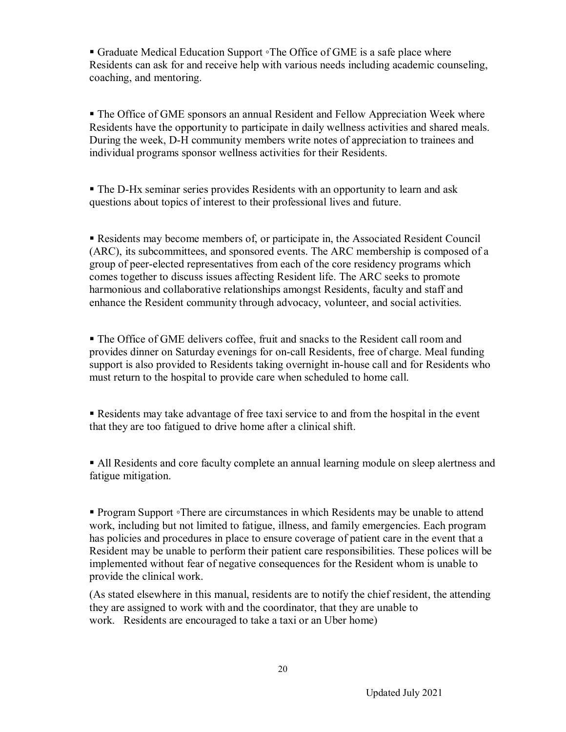- Graduate Medical Education Support ◦The Office of GME is a safe place where Residents can ask for and receive help with various needs including academic counseling, coaching, and mentoring.

- The Office of GME sponsors an annual Resident and Fellow Appreciation Week where Residents have the opportunity to participate in daily wellness activities and shared meals. During the week, D-H community members write notes of appreciation to trainees and individual programs sponsor wellness activities for their Residents.

- The D-Hx seminar series provides Residents with an opportunity to learn and ask questions about topics of interest to their professional lives and future.

- Residents may become members of, or participate in, the Associated Resident Council (ARC), its subcommittees, and sponsored events. The ARC membership is composed of a group of peer-elected representatives from each of the core residency programs which comes together to discuss issues affecting Resident life. The ARC seeks to promote harmonious and collaborative relationships amongst Residents, faculty and staff and enhance the Resident community through advocacy, volunteer, and social activities.

- The Office of GME delivers coffee, fruit and snacks to the Resident call room and provides dinner on Saturday evenings for on-call Residents, free of charge. Meal funding support is also provided to Residents taking overnight in-house call and for Residents who must return to the hospital to provide care when scheduled to home call.

- Residents may take advantage of free taxi service to and from the hospital in the event that they are too fatigued to drive home after a clinical shift.

- All Residents and core faculty complete an annual learning module on sleep alertness and fatigue mitigation.

- Program Support ◦There are circumstances in which Residents may be unable to attend work, including but not limited to fatigue, illness, and family emergencies. Each program has policies and procedures in place to ensure coverage of patient care in the event that a Resident may be unable to perform their patient care responsibilities. These polices will be implemented without fear of negative consequences for the Resident whom is unable to provide the clinical work.

(As stated elsewhere in this manual, residents are to notify the chief resident, the attending they are assigned to work with and the coordinator, that they are unable to work. Residents are encouraged to take a taxi or an Uber home)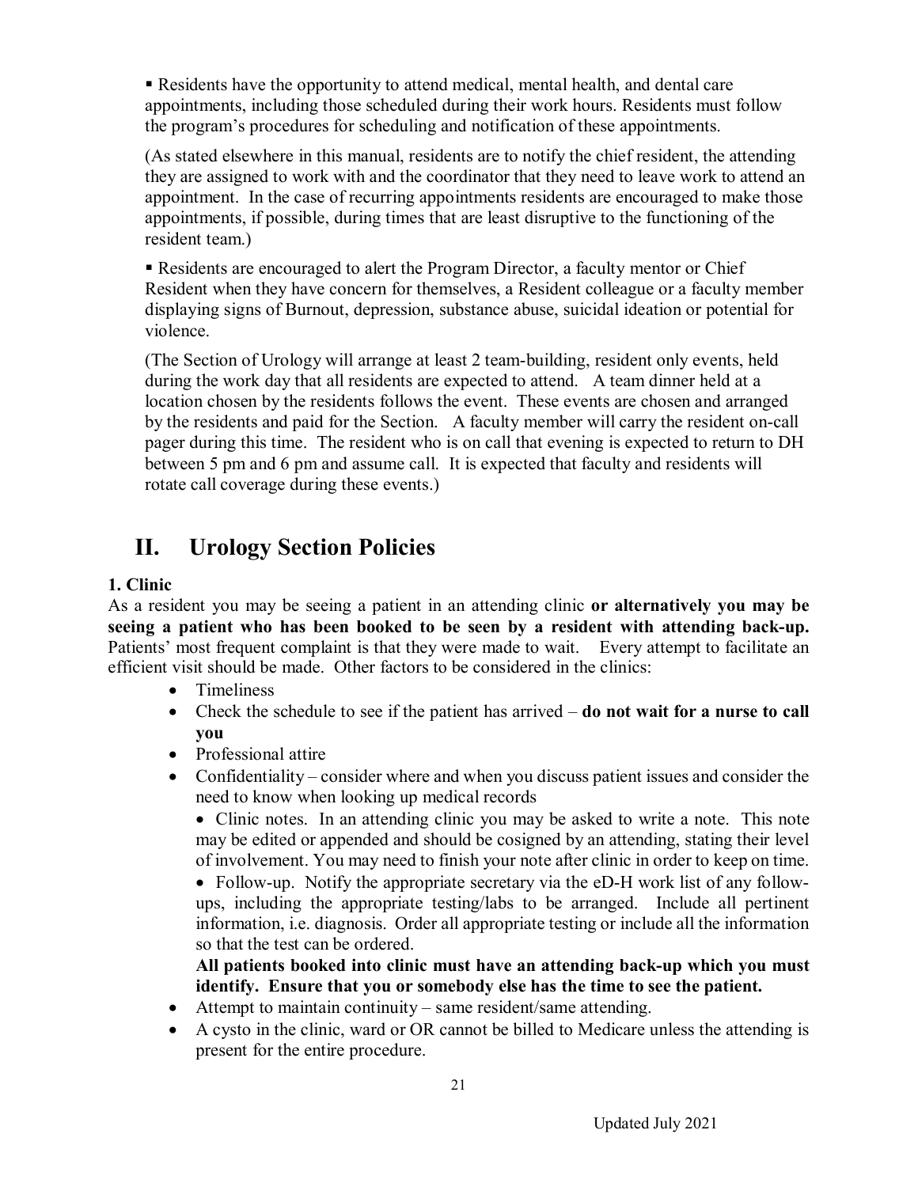▪ Residents have the opportunity to attend medical, mental health, and dental care appointments, including those scheduled during their work hours. Residents must follow the program's procedures for scheduling and notification of these appointments.

(As stated elsewhere in this manual, residents are to notify the chief resident, the attending they are assigned to work with and the coordinator that they need to leave work to attend an appointment. In the case of recurring appointments residents are encouraged to make those appointments, if possible, during times that are least disruptive to the functioning of the resident team.)

▪ Residents are encouraged to alert the Program Director, a faculty mentor or Chief Resident when they have concern for themselves, a Resident colleague or a faculty member displaying signs of Burnout, depression, substance abuse, suicidal ideation or potential for violence.

(The Section of Urology will arrange at least 2 team-building, resident only events, held during the work day that all residents are expected to attend. A team dinner held at a location chosen by the residents follows the event. These events are chosen and arranged by the residents and paid for the Section. A faculty member will carry the resident on-call pager during this time. The resident who is on call that evening is expected to return to DH between 5 pm and 6 pm and assume call. It is expected that faculty and residents will rotate call coverage during these events.)

# II. Urology Section Policies

### 1. Clinic

As a resident you may be seeing a patient in an attending clinic **or alternatively you may be seeing a patient who has been booked to be seen by a resident with attending back-up.** Patients' most frequent complaint is that they were made to wait. Every attempt to facilitate an efficient visit should be made. Other factors to be considered in the clinics:

- Timeliness
- Check the schedule to see if the patient has arrived – **do not wait for a nurse to call you**
- Professional attire
- Confidentiality – consider where and when you discuss patient issues and consider the need to know when looking up medical records
  - Clinic notes. In an attending clinic you may be asked to write a note. This note may be edited or appended and should be cosigned by an attending, stating their level of involvement. You may need to finish your note after clinic in order to keep on time.
  - Follow-up. Notify the appropriate secretary via the eD-H work list of any follow-ups, including the appropriate testing/labs to be arranged. Include all pertinent information, i.e. diagnosis. Order all appropriate testing or include all the information so that the test can be ordered.

  **All patients booked into clinic must have an attending back-up which you must identify. Ensure that you or somebody else has the time to see the patient.**
- Attempt to maintain continuity – same resident/same attending.
- A cysto in the clinic, ward or OR cannot be billed to Medicare unless the attending is present for the entire procedure.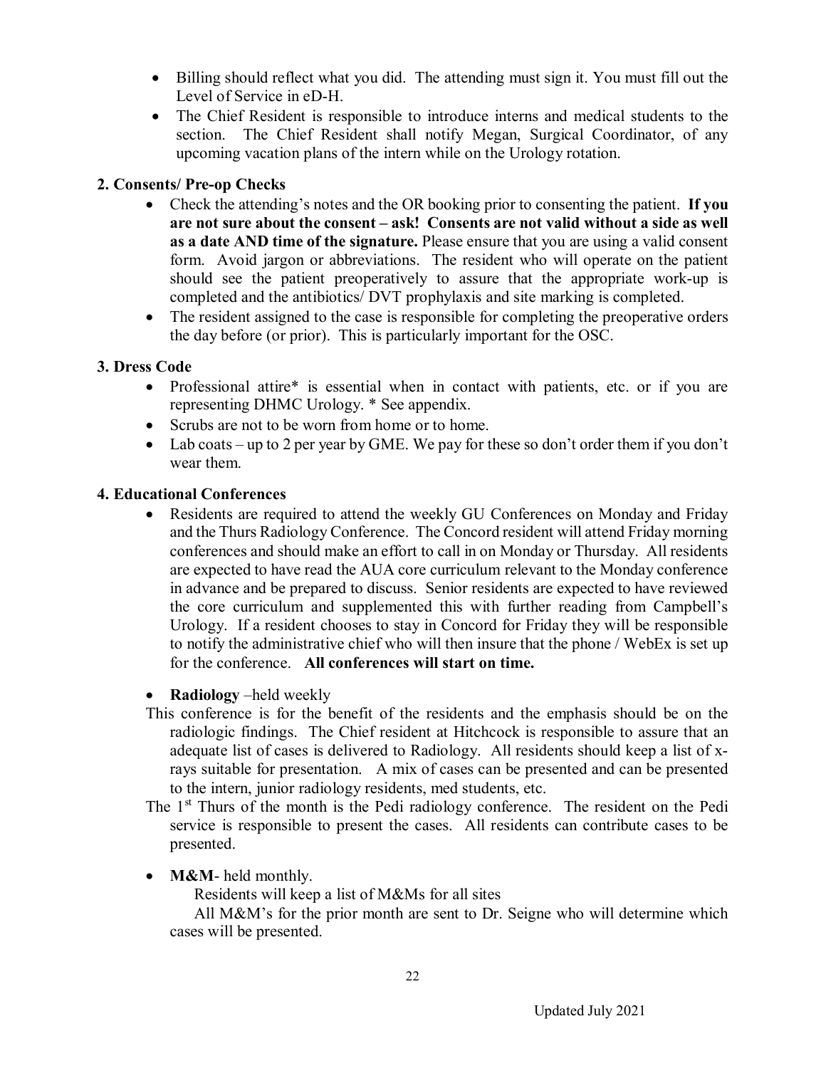- Billing should reflect what you did. The attending must sign it. You must fill out the Level of Service in eD-H.
- The Chief Resident is responsible to introduce interns and medical students to the section. The Chief Resident shall notify Megan, Surgical Coordinator, of any upcoming vacation plans of the intern while on the Urology rotation.

### 2. Consents/ Pre-op Checks

- Check the attending's notes and the OR booking prior to consenting the patient. **If you are not sure about the consent – ask! Consents are not valid without a side as well as a date AND time of the signature.** Please ensure that you are using a valid consent form. Avoid jargon or abbreviations. The resident who will operate on the patient should see the patient preoperatively to assure that the appropriate work-up is completed and the antibiotics/ DVT prophylaxis and site marking is completed.
- The resident assigned to the case is responsible for completing the preoperative orders the day before (or prior). This is particularly important for the OSC.

### 3. Dress Code

- Professional attire* is essential when in contact with patients, etc. or if you are representing DHMC Urology. * See appendix.
- Scrubs are not to be worn from home or to home.
- Lab coats – up to 2 per year by GME. We pay for these so don't order them if you don't wear them.

### 4. Educational Conferences

- Residents are required to attend the weekly GU Conferences on Monday and Friday and the Thurs Radiology Conference. The Concord resident will attend Friday morning conferences and should make an effort to call in on Monday or Thursday. All residents are expected to have read the AUA core curriculum relevant to the Monday conference in advance and be prepared to discuss. Senior residents are expected to have reviewed the core curriculum and supplemented this with further reading from Campbell's Urology. If a resident chooses to stay in Concord for Friday they will be responsible to notify the administrative chief who will then insure that the phone / WebEx is set up for the conference. **All conferences will start on time.**

- **Radiology** –held weekly

This conference is for the benefit of the residents and the emphasis should be on the radiologic findings. The Chief resident at Hitchcock is responsible to assure that an adequate list of cases is delivered to Radiology. All residents should keep a list of x-rays suitable for presentation. A mix of cases can be presented and can be presented to the intern, junior radiology residents, med students, etc.

The 1st Thurs of the month is the Pedi radiology conference. The resident on the Pedi service is responsible to present the cases. All residents can contribute cases to be presented.

- **M&M**- held monthly.

Residents will keep a list of M&Ms for all sites

All M&M's for the prior month are sent to Dr. Seigne who will determine which cases will be presented.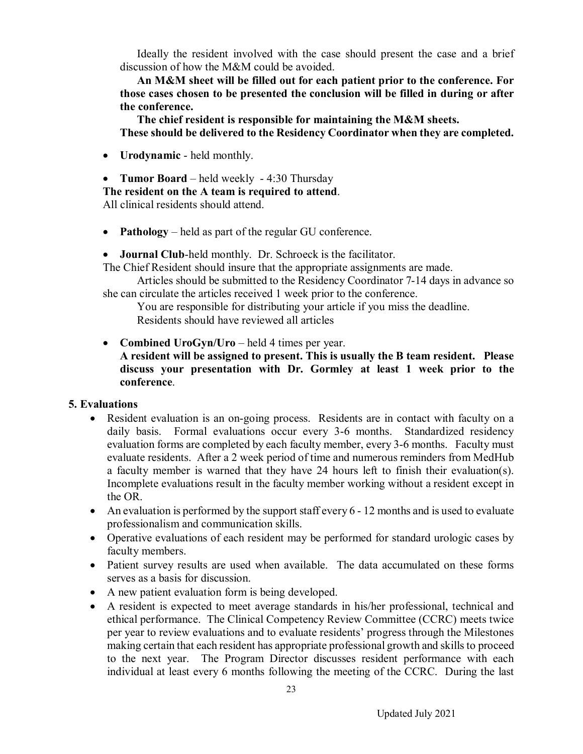Ideally the resident involved with the case should present the case and a brief discussion of how the M&M could be avoided.

**An M&M sheet will be filled out for each patient prior to the conference. For those cases chosen to be presented the conclusion will be filled in during or after the conference.**

**The chief resident is responsible for maintaining the M&M sheets.**
**These should be delivered to the Residency Coordinator when they are completed.**

- **Urodynamic** - held monthly.

- **Tumor Board** – held weekly - 4:30 Thursday

**The resident on the A team is required to attend**.
All clinical residents should attend.

- **Pathology** – held as part of the regular GU conference.

- **Journal Club**-held monthly. Dr. Schroeck is the facilitator.

The Chief Resident should insure that the appropriate assignments are made.

Articles should be submitted to the Residency Coordinator 7-14 days in advance so she can circulate the articles received 1 week prior to the conference.

You are responsible for distributing your article if you miss the deadline.

Residents should have reviewed all articles

- **Combined UroGyn/Uro** – held 4 times per year.
  **A resident will be assigned to present. This is usually the B team resident. Please discuss your presentation with Dr. Gormley at least 1 week prior to the conference**.

**5. Evaluations**

- Resident evaluation is an on-going process. Residents are in contact with faculty on a daily basis. Formal evaluations occur every 3-6 months. Standardized residency evaluation forms are completed by each faculty member, every 3-6 months. Faculty must evaluate residents. After a 2 week period of time and numerous reminders from MedHub a faculty member is warned that they have 24 hours left to finish their evaluation(s). Incomplete evaluations result in the faculty member working without a resident except in the OR.
- An evaluation is performed by the support staff every 6 - 12 months and is used to evaluate professionalism and communication skills.
- Operative evaluations of each resident may be performed for standard urologic cases by faculty members.
- Patient survey results are used when available. The data accumulated on these forms serves as a basis for discussion.
- A new patient evaluation form is being developed.
- A resident is expected to meet average standards in his/her professional, technical and ethical performance. The Clinical Competency Review Committee (CCRC) meets twice per year to review evaluations and to evaluate residents' progress through the Milestones making certain that each resident has appropriate professional growth and skills to proceed to the next year. The Program Director discusses resident performance with each individual at least every 6 months following the meeting of the CCRC. During the last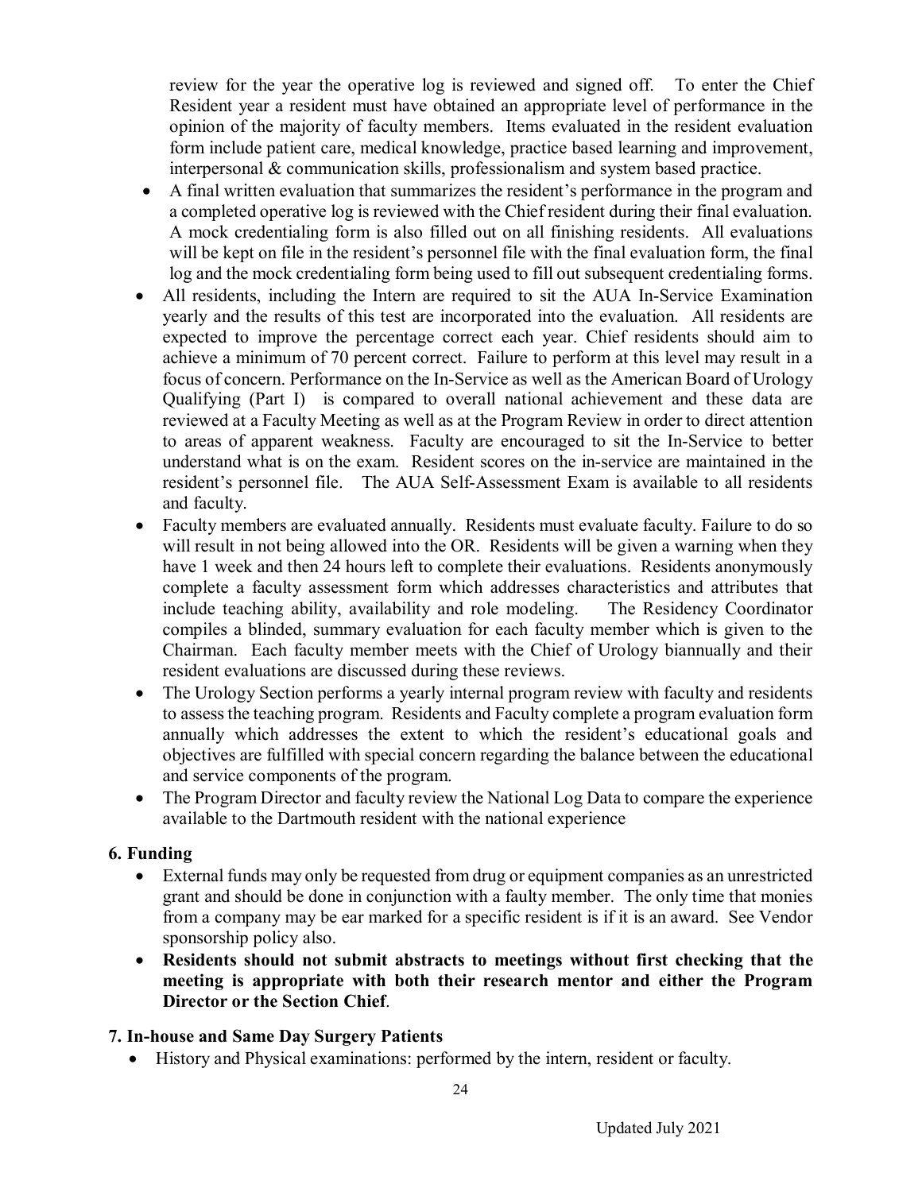review for the year the operative log is reviewed and signed off. To enter the Chief Resident year a resident must have obtained an appropriate level of performance in the opinion of the majority of faculty members. Items evaluated in the resident evaluation form include patient care, medical knowledge, practice based learning and improvement, interpersonal & communication skills, professionalism and system based practice.

- A final written evaluation that summarizes the resident's performance in the program and a completed operative log is reviewed with the Chief resident during their final evaluation. A mock credentialing form is also filled out on all finishing residents. All evaluations will be kept on file in the resident's personnel file with the final evaluation form, the final log and the mock credentialing form being used to fill out subsequent credentialing forms.
- All residents, including the Intern are required to sit the AUA In-Service Examination yearly and the results of this test are incorporated into the evaluation. All residents are expected to improve the percentage correct each year. Chief residents should aim to achieve a minimum of 70 percent correct. Failure to perform at this level may result in a focus of concern. Performance on the In-Service as well as the American Board of Urology Qualifying (Part I) is compared to overall national achievement and these data are reviewed at a Faculty Meeting as well as at the Program Review in order to direct attention to areas of apparent weakness. Faculty are encouraged to sit the In-Service to better understand what is on the exam. Resident scores on the in-service are maintained in the resident's personnel file. The AUA Self-Assessment Exam is available to all residents and faculty.
- Faculty members are evaluated annually. Residents must evaluate faculty. Failure to do so will result in not being allowed into the OR. Residents will be given a warning when they have 1 week and then 24 hours left to complete their evaluations. Residents anonymously complete a faculty assessment form which addresses characteristics and attributes that include teaching ability, availability and role modeling. The Residency Coordinator compiles a blinded, summary evaluation for each faculty member which is given to the Chairman. Each faculty member meets with the Chief of Urology biannually and their resident evaluations are discussed during these reviews.
- The Urology Section performs a yearly internal program review with faculty and residents to assess the teaching program. Residents and Faculty complete a program evaluation form annually which addresses the extent to which the resident's educational goals and objectives are fulfilled with special concern regarding the balance between the educational and service components of the program.
- The Program Director and faculty review the National Log Data to compare the experience available to the Dartmouth resident with the national experience

### 6. Funding

- External funds may only be requested from drug or equipment companies as an unrestricted grant and should be done in conjunction with a faulty member. The only time that monies from a company may be ear marked for a specific resident is if it is an award. See Vendor sponsorship policy also.
- **Residents should not submit abstracts to meetings without first checking that the meeting is appropriate with both their research mentor and either the Program Director or the Section Chief**.

### 7. In-house and Same Day Surgery Patients

- History and Physical examinations: performed by the intern, resident or faculty.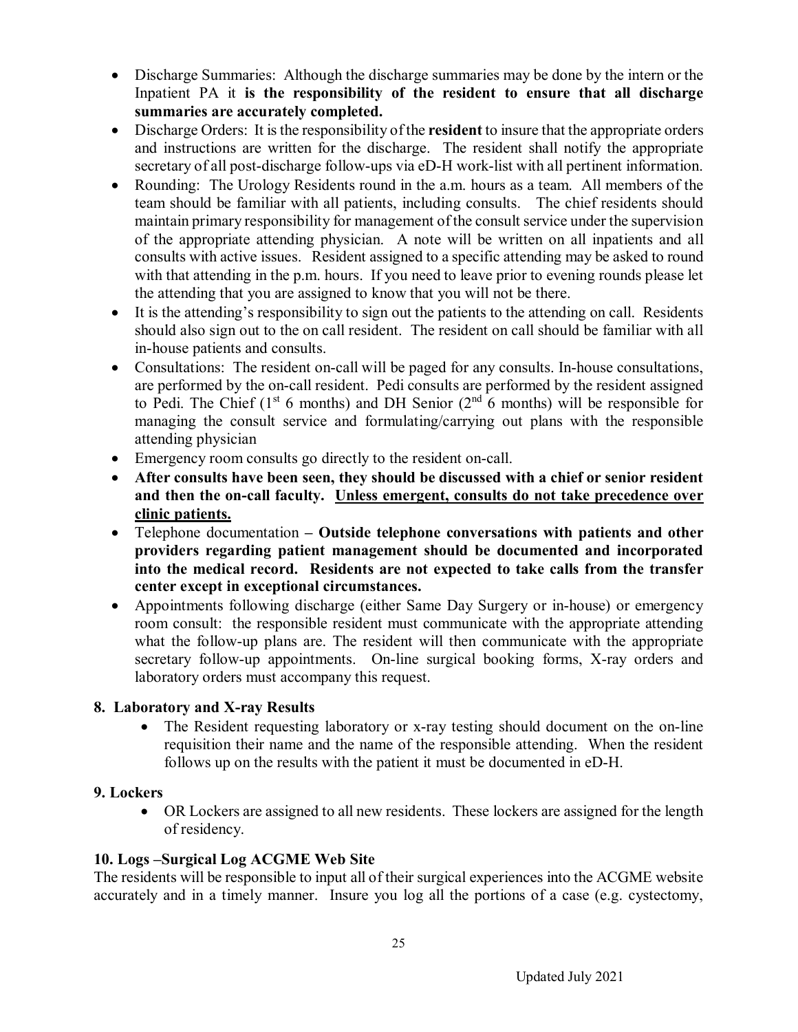- Discharge Summaries: Although the discharge summaries may be done by the intern or the Inpatient PA it **is the responsibility of the resident to ensure that all discharge summaries are accurately completed.**
- Discharge Orders: It is the responsibility of the **resident** to insure that the appropriate orders and instructions are written for the discharge. The resident shall notify the appropriate secretary of all post-discharge follow-ups via eD-H work-list with all pertinent information.
- Rounding: The Urology Residents round in the a.m. hours as a team. All members of the team should be familiar with all patients, including consults. The chief residents should maintain primary responsibility for management of the consult service under the supervision of the appropriate attending physician. A note will be written on all inpatients and all consults with active issues. Resident assigned to a specific attending may be asked to round with that attending in the p.m. hours. If you need to leave prior to evening rounds please let the attending that you are assigned to know that you will not be there.
- It is the attending's responsibility to sign out the patients to the attending on call. Residents should also sign out to the on call resident. The resident on call should be familiar with all in-house patients and consults.
- Consultations: The resident on-call will be paged for any consults. In-house consultations, are performed by the on-call resident. Pedi consults are performed by the resident assigned to Pedi. The Chief (1st 6 months) and DH Senior (2nd 6 months) will be responsible for managing the consult service and formulating/carrying out plans with the responsible attending physician
- Emergency room consults go directly to the resident on-call.
- **After consults have been seen, they should be discussed with a chief or senior resident and then the on-call faculty. <u>Unless emergent, consults do not take precedence over clinic patients.</u>**
- Telephone documentation – **Outside telephone conversations with patients and other providers regarding patient management should be documented and incorporated into the medical record. Residents are not expected to take calls from the transfer center except in exceptional circumstances.**
- Appointments following discharge (either Same Day Surgery or in-house) or emergency room consult: the responsible resident must communicate with the appropriate attending what the follow-up plans are. The resident will then communicate with the appropriate secretary follow-up appointments. On-line surgical booking forms, X-ray orders and laboratory orders must accompany this request.

## 8. Laboratory and X-ray Results

- The Resident requesting laboratory or x-ray testing should document on the on-line requisition their name and the name of the responsible attending. When the resident follows up on the results with the patient it must be documented in eD-H.

## 9. Lockers

- OR Lockers are assigned to all new residents. These lockers are assigned for the length of residency.

## 10. Logs –Surgical Log ACGME Web Site

The residents will be responsible to input all of their surgical experiences into the ACGME website accurately and in a timely manner. Insure you log all the portions of a case (e.g. cystectomy,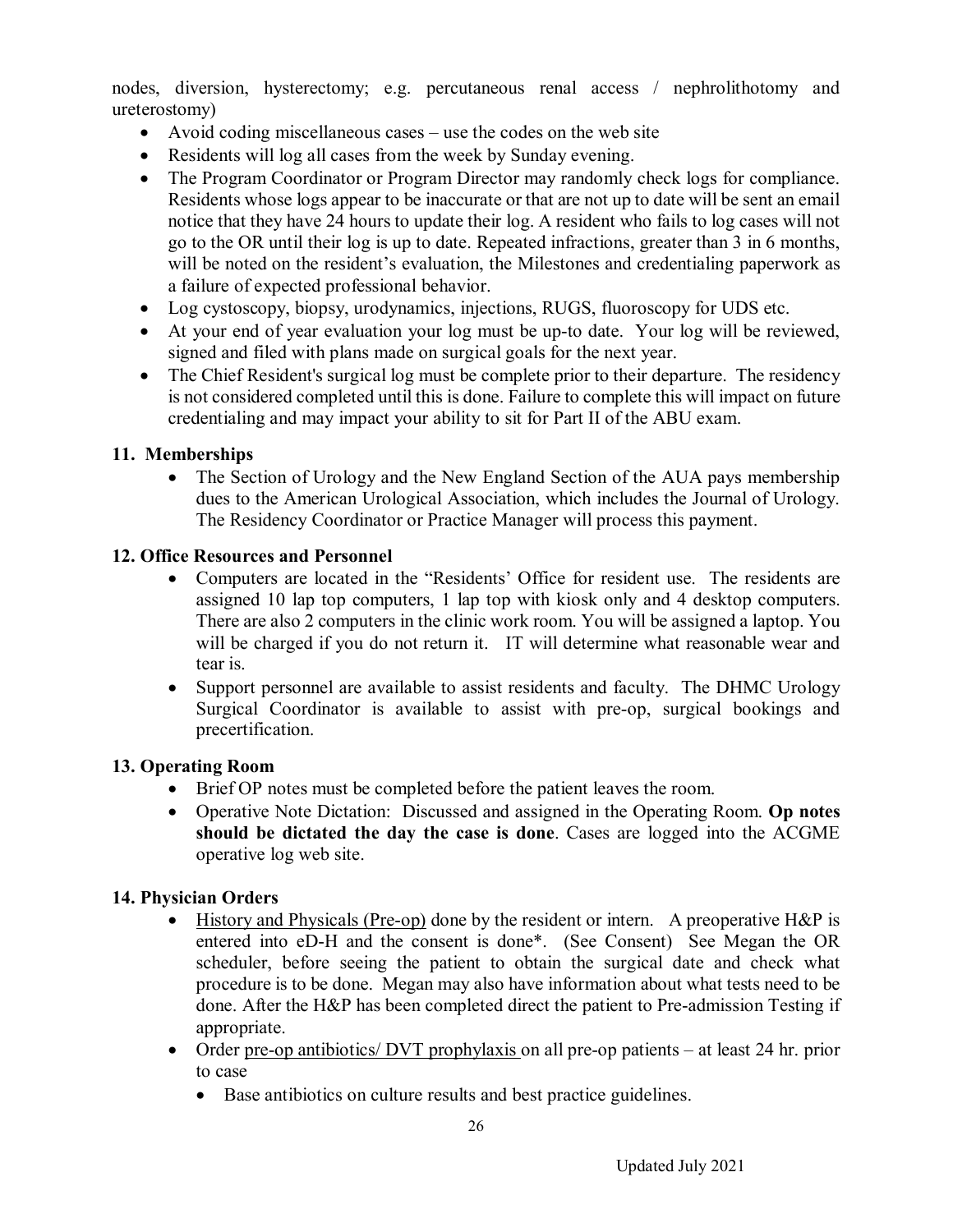nodes, diversion, hysterectomy; e.g. percutaneous renal access / nephrolithotomy and ureterostomy)

- Avoid coding miscellaneous cases – use the codes on the web site
- Residents will log all cases from the week by Sunday evening.
- The Program Coordinator or Program Director may randomly check logs for compliance. Residents whose logs appear to be inaccurate or that are not up to date will be sent an email notice that they have 24 hours to update their log. A resident who fails to log cases will not go to the OR until their log is up to date. Repeated infractions, greater than 3 in 6 months, will be noted on the resident's evaluation, the Milestones and credentialing paperwork as a failure of expected professional behavior.
- Log cystoscopy, biopsy, urodynamics, injections, RUGS, fluoroscopy for UDS etc.
- At your end of year evaluation your log must be up-to date. Your log will be reviewed, signed and filed with plans made on surgical goals for the next year.
- The Chief Resident's surgical log must be complete prior to their departure. The residency is not considered completed until this is done. Failure to complete this will impact on future credentialing and may impact your ability to sit for Part II of the ABU exam.

**11. Memberships**

- The Section of Urology and the New England Section of the AUA pays membership dues to the American Urological Association, which includes the Journal of Urology. The Residency Coordinator or Practice Manager will process this payment.

**12. Office Resources and Personnel**

- Computers are located in the "Residents' Office for resident use. The residents are assigned 10 lap top computers, 1 lap top with kiosk only and 4 desktop computers. There are also 2 computers in the clinic work room. You will be assigned a laptop. You will be charged if you do not return it. IT will determine what reasonable wear and tear is.
- Support personnel are available to assist residents and faculty. The DHMC Urology Surgical Coordinator is available to assist with pre-op, surgical bookings and precertification.

**13. Operating Room**

- Brief OP notes must be completed before the patient leaves the room.
- Operative Note Dictation: Discussed and assigned in the Operating Room. **Op notes should be dictated the day the case is done**. Cases are logged into the ACGME operative log web site.

**14. Physician Orders**

- History and Physicals (Pre-op) done by the resident or intern. A preoperative H&P is entered into eD-H and the consent is done*. (See Consent) See Megan the OR scheduler, before seeing the patient to obtain the surgical date and check what procedure is to be done. Megan may also have information about what tests need to be done. After the H&P has been completed direct the patient to Pre-admission Testing if appropriate.
- Order pre-op antibiotics/ DVT prophylaxis on all pre-op patients – at least 24 hr. prior to case
  - Base antibiotics on culture results and best practice guidelines.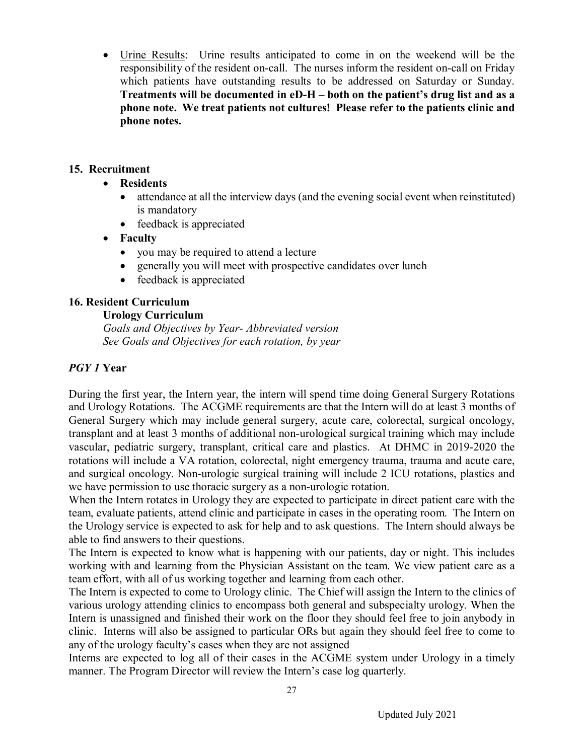- Urine Results: Urine results anticipated to come in on the weekend will be the responsibility of the resident on-call. The nurses inform the resident on-call on Friday which patients have outstanding results to be addressed on Saturday or Sunday. **Treatments will be documented in eD-H – both on the patient's drug list and as a phone note. We treat patients not cultures! Please refer to the patients clinic and phone notes.**

## 15. Recruitment

- **Residents**
  - attendance at all the interview days (and the evening social event when reinstituted) is mandatory
  - feedback is appreciated
- **Faculty**
  - you may be required to attend a lecture
  - generally you will meet with prospective candidates over lunch
  - feedback is appreciated

## 16. Resident Curriculum

**Urology Curriculum**

*Goals and Objectives by Year- Abbreviated version*
*See Goals and Objectives for each rotation, by year*

### *PGY 1* Year

During the first year, the Intern year, the intern will spend time doing General Surgery Rotations and Urology Rotations. The ACGME requirements are that the Intern will do at least 3 months of General Surgery which may include general surgery, acute care, colorectal, surgical oncology, transplant and at least 3 months of additional non-urological surgical training which may include vascular, pediatric surgery, transplant, critical care and plastics. At DHMC in 2019-2020 the rotations will include a VA rotation, colorectal, night emergency trauma, trauma and acute care, and surgical oncology. Non-urologic surgical training will include 2 ICU rotations, plastics and we have permission to use thoracic surgery as a non-urologic rotation.

When the Intern rotates in Urology they are expected to participate in direct patient care with the team, evaluate patients, attend clinic and participate in cases in the operating room. The Intern on the Urology service is expected to ask for help and to ask questions. The Intern should always be able to find answers to their questions.

The Intern is expected to know what is happening with our patients, day or night. This includes working with and learning from the Physician Assistant on the team. We view patient care as a team effort, with all of us working together and learning from each other.

The Intern is expected to come to Urology clinic. The Chief will assign the Intern to the clinics of various urology attending clinics to encompass both general and subspecialty urology. When the Intern is unassigned and finished their work on the floor they should feel free to join anybody in clinic. Interns will also be assigned to particular ORs but again they should feel free to come to any of the urology faculty's cases when they are not assigned

Interns are expected to log all of their cases in the ACGME system under Urology in a timely manner. The Program Director will review the Intern's case log quarterly.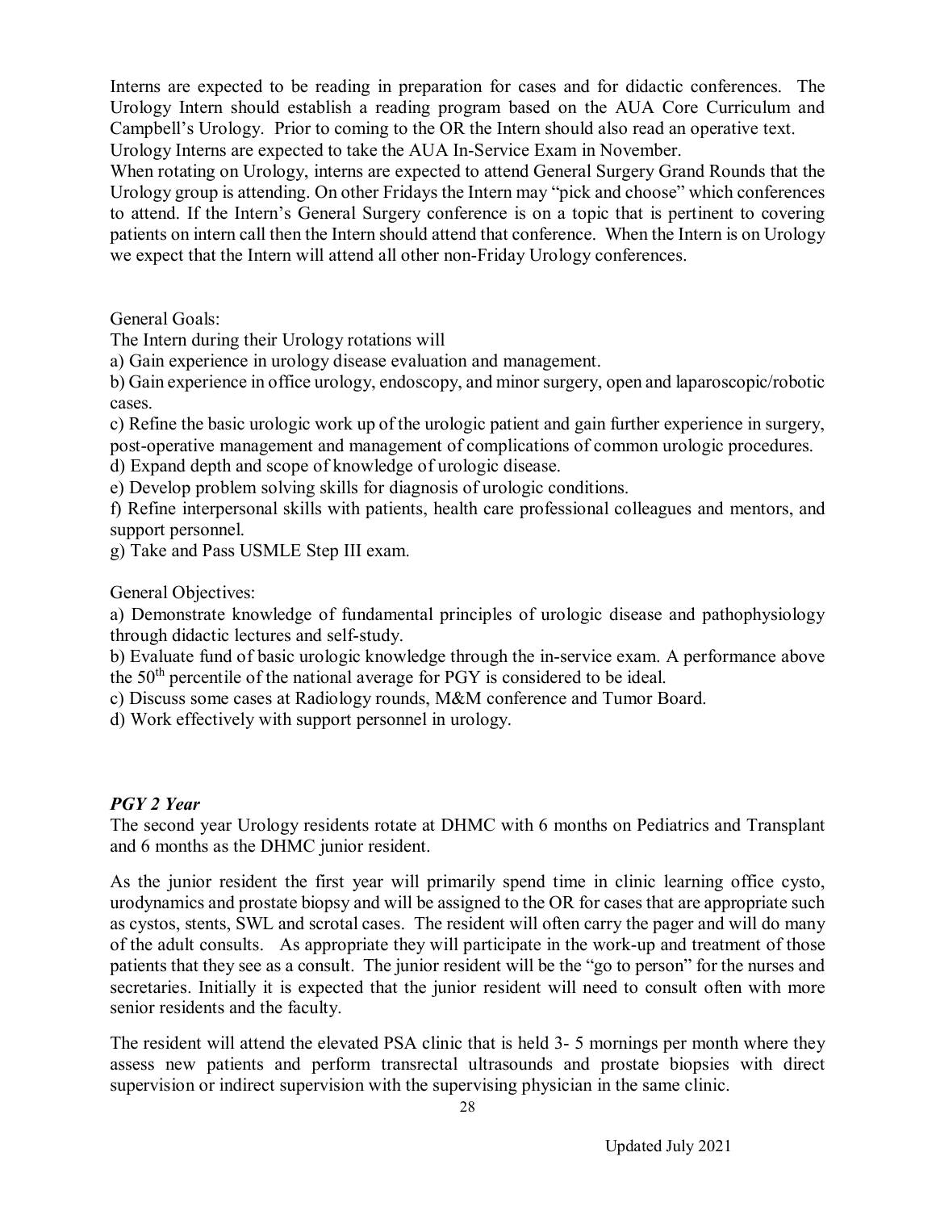Interns are expected to be reading in preparation for cases and for didactic conferences. The Urology Intern should establish a reading program based on the AUA Core Curriculum and Campbell's Urology. Prior to coming to the OR the Intern should also read an operative text. Urology Interns are expected to take the AUA In-Service Exam in November.

When rotating on Urology, interns are expected to attend General Surgery Grand Rounds that the Urology group is attending. On other Fridays the Intern may "pick and choose" which conferences to attend. If the Intern's General Surgery conference is on a topic that is pertinent to covering patients on intern call then the Intern should attend that conference. When the Intern is on Urology we expect that the Intern will attend all other non-Friday Urology conferences.

General Goals:

The Intern during their Urology rotations will

a) Gain experience in urology disease evaluation and management.

b) Gain experience in office urology, endoscopy, and minor surgery, open and laparoscopic/robotic cases.

c) Refine the basic urologic work up of the urologic patient and gain further experience in surgery, post-operative management and management of complications of common urologic procedures.

d) Expand depth and scope of knowledge of urologic disease.

e) Develop problem solving skills for diagnosis of urologic conditions.

f) Refine interpersonal skills with patients, health care professional colleagues and mentors, and support personnel.

g) Take and Pass USMLE Step III exam.

General Objectives:

a) Demonstrate knowledge of fundamental principles of urologic disease and pathophysiology through didactic lectures and self-study.

b) Evaluate fund of basic urologic knowledge through the in-service exam. A performance above the 50th percentile of the national average for PGY is considered to be ideal.

c) Discuss some cases at Radiology rounds, M&M conference and Tumor Board.

d) Work effectively with support personnel in urology.

***PGY 2 Year***

The second year Urology residents rotate at DHMC with 6 months on Pediatrics and Transplant and 6 months as the DHMC junior resident.

As the junior resident the first year will primarily spend time in clinic learning office cysto, urodynamics and prostate biopsy and will be assigned to the OR for cases that are appropriate such as cystos, stents, SWL and scrotal cases. The resident will often carry the pager and will do many of the adult consults. As appropriate they will participate in the work-up and treatment of those patients that they see as a consult. The junior resident will be the "go to person" for the nurses and secretaries. Initially it is expected that the junior resident will need to consult often with more senior residents and the faculty.

The resident will attend the elevated PSA clinic that is held 3- 5 mornings per month where they assess new patients and perform transrectal ultrasounds and prostate biopsies with direct supervision or indirect supervision with the supervising physician in the same clinic.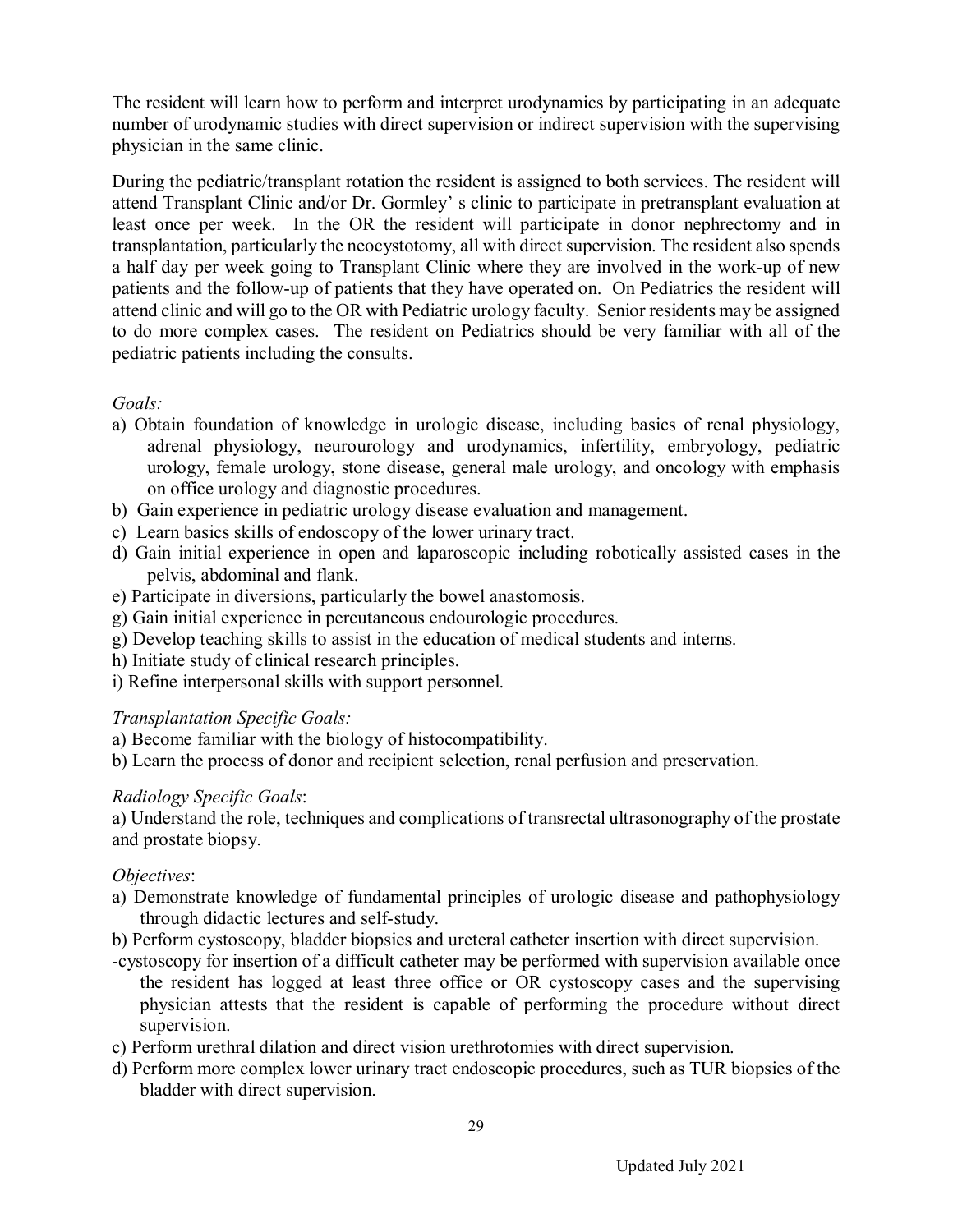The resident will learn how to perform and interpret urodynamics by participating in an adequate number of urodynamic studies with direct supervision or indirect supervision with the supervising physician in the same clinic.

During the pediatric/transplant rotation the resident is assigned to both services. The resident will attend Transplant Clinic and/or Dr. Gormley' s clinic to participate in pretransplant evaluation at least once per week. In the OR the resident will participate in donor nephrectomy and in transplantation, particularly the neocystotomy, all with direct supervision. The resident also spends a half day per week going to Transplant Clinic where they are involved in the work-up of new patients and the follow-up of patients that they have operated on. On Pediatrics the resident will attend clinic and will go to the OR with Pediatric urology faculty. Senior residents may be assigned to do more complex cases. The resident on Pediatrics should be very familiar with all of the pediatric patients including the consults.

*Goals:*

a) Obtain foundation of knowledge in urologic disease, including basics of renal physiology, adrenal physiology, neurourology and urodynamics, infertility, embryology, pediatric urology, female urology, stone disease, general male urology, and oncology with emphasis on office urology and diagnostic procedures.
b) Gain experience in pediatric urology disease evaluation and management.
c) Learn basics skills of endoscopy of the lower urinary tract.
d) Gain initial experience in open and laparoscopic including robotically assisted cases in the pelvis, abdominal and flank.
e) Participate in diversions, particularly the bowel anastomosis.
g) Gain initial experience in percutaneous endourologic procedures.
g) Develop teaching skills to assist in the education of medical students and interns.
h) Initiate study of clinical research principles.
i) Refine interpersonal skills with support personnel.

*Transplantation Specific Goals:*

a) Become familiar with the biology of histocompatibility.
b) Learn the process of donor and recipient selection, renal perfusion and preservation.

*Radiology Specific Goals*:

a) Understand the role, techniques and complications of transrectal ultrasonography of the prostate and prostate biopsy.

*Objectives*:

a) Demonstrate knowledge of fundamental principles of urologic disease and pathophysiology through didactic lectures and self-study.
b) Perform cystoscopy, bladder biopsies and ureteral catheter insertion with direct supervision.
-cystoscopy for insertion of a difficult catheter may be performed with supervision available once the resident has logged at least three office or OR cystoscopy cases and the supervising physician attests that the resident is capable of performing the procedure without direct supervision.
c) Perform urethral dilation and direct vision urethrotomies with direct supervision.
d) Perform more complex lower urinary tract endoscopic procedures, such as TUR biopsies of the bladder with direct supervision.

Updated July 2021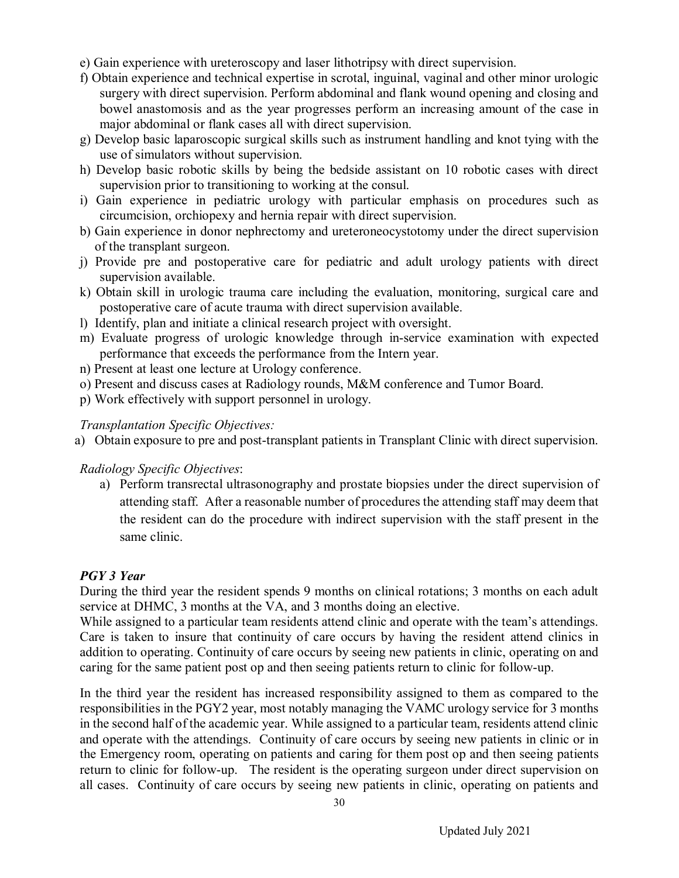e) Gain experience with ureteroscopy and laser lithotripsy with direct supervision.

f) Obtain experience and technical expertise in scrotal, inguinal, vaginal and other minor urologic surgery with direct supervision. Perform abdominal and flank wound opening and closing and bowel anastomosis and as the year progresses perform an increasing amount of the case in major abdominal or flank cases all with direct supervision.

g) Develop basic laparoscopic surgical skills such as instrument handling and knot tying with the use of simulators without supervision.

h) Develop basic robotic skills by being the bedside assistant on 10 robotic cases with direct supervision prior to transitioning to working at the consul.

i) Gain experience in pediatric urology with particular emphasis on procedures such as circumcision, orchiopexy and hernia repair with direct supervision.

b) Gain experience in donor nephrectomy and ureteroneocystotomy under the direct supervision of the transplant surgeon.

j) Provide pre and postoperative care for pediatric and adult urology patients with direct supervision available.

k) Obtain skill in urologic trauma care including the evaluation, monitoring, surgical care and postoperative care of acute trauma with direct supervision available.

l) Identify, plan and initiate a clinical research project with oversight.

m) Evaluate progress of urologic knowledge through in-service examination with expected performance that exceeds the performance from the Intern year.

n) Present at least one lecture at Urology conference.

o) Present and discuss cases at Radiology rounds, M&M conference and Tumor Board.

p) Work effectively with support personnel in urology.

*Transplantation Specific Objectives:*

a) Obtain exposure to pre and post-transplant patients in Transplant Clinic with direct supervision.

*Radiology Specific Objectives*:

a) Perform transrectal ultrasonography and prostate biopsies under the direct supervision of attending staff. After a reasonable number of procedures the attending staff may deem that the resident can do the procedure with indirect supervision with the staff present in the same clinic.

***PGY 3 Year***

During the third year the resident spends 9 months on clinical rotations; 3 months on each adult service at DHMC, 3 months at the VA, and 3 months doing an elective.

While assigned to a particular team residents attend clinic and operate with the team's attendings. Care is taken to insure that continuity of care occurs by having the resident attend clinics in addition to operating. Continuity of care occurs by seeing new patients in clinic, operating on and caring for the same patient post op and then seeing patients return to clinic for follow-up.

In the third year the resident has increased responsibility assigned to them as compared to the responsibilities in the PGY2 year, most notably managing the VAMC urology service for 3 months in the second half of the academic year. While assigned to a particular team, residents attend clinic and operate with the attendings. Continuity of care occurs by seeing new patients in clinic or in the Emergency room, operating on patients and caring for them post op and then seeing patients return to clinic for follow-up. The resident is the operating surgeon under direct supervision on all cases. Continuity of care occurs by seeing new patients in clinic, operating on patients and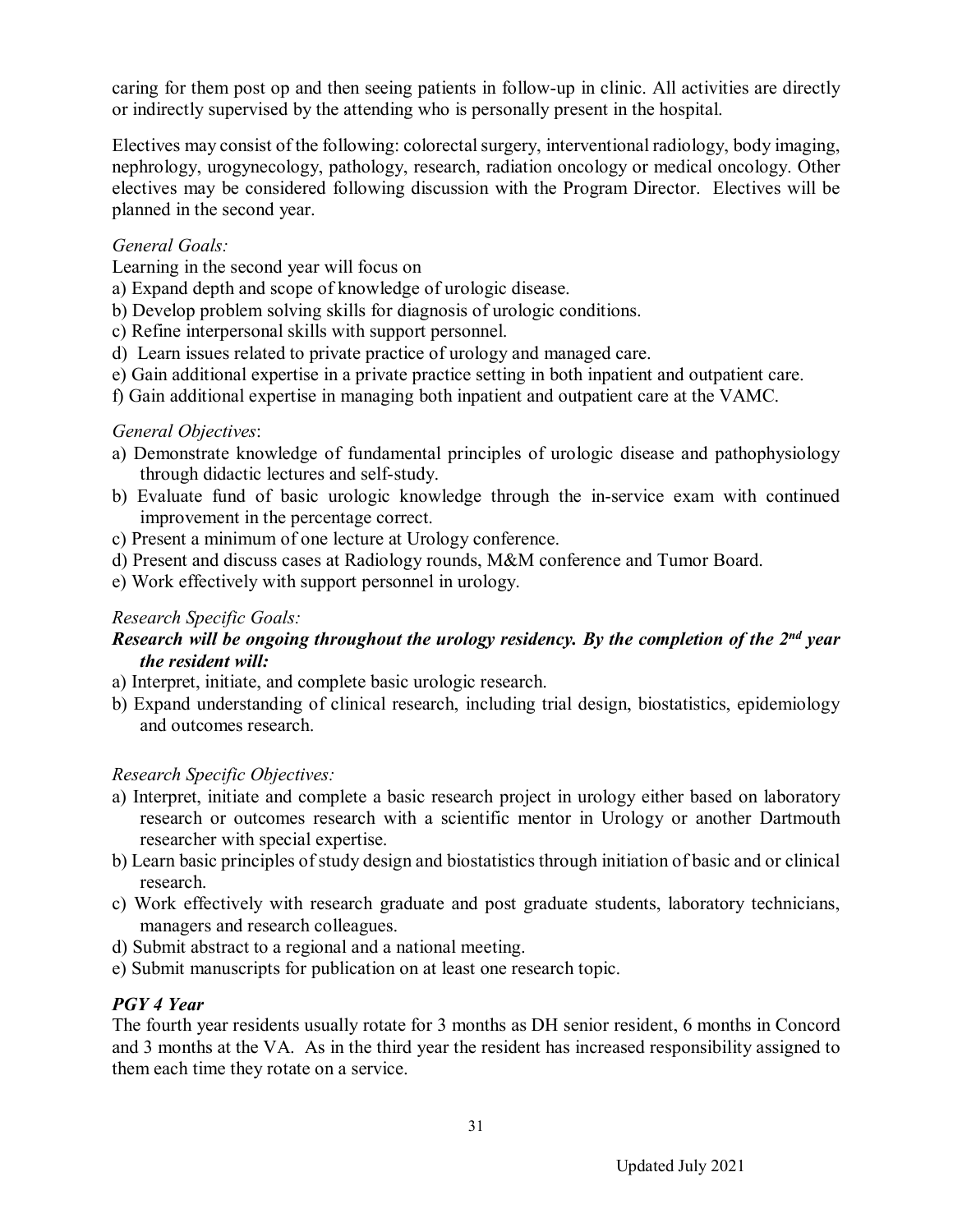caring for them post op and then seeing patients in follow-up in clinic. All activities are directly or indirectly supervised by the attending who is personally present in the hospital.

Electives may consist of the following: colorectal surgery, interventional radiology, body imaging, nephrology, urogynecology, pathology, research, radiation oncology or medical oncology. Other electives may be considered following discussion with the Program Director. Electives will be planned in the second year.

*General Goals:*

Learning in the second year will focus on

a) Expand depth and scope of knowledge of urologic disease.
b) Develop problem solving skills for diagnosis of urologic conditions.
c) Refine interpersonal skills with support personnel.
d) Learn issues related to private practice of urology and managed care.
e) Gain additional expertise in a private practice setting in both inpatient and outpatient care.
f) Gain additional expertise in managing both inpatient and outpatient care at the VAMC.

*General Objectives*:

a) Demonstrate knowledge of fundamental principles of urologic disease and pathophysiology through didactic lectures and self-study.
b) Evaluate fund of basic urologic knowledge through the in-service exam with continued improvement in the percentage correct.
c) Present a minimum of one lecture at Urology conference.
d) Present and discuss cases at Radiology rounds, M&M conference and Tumor Board.
e) Work effectively with support personnel in urology.

*Research Specific Goals:*

***Research will be ongoing throughout the urology residency. By the completion of the 2nd year the resident will:***

a) Interpret, initiate, and complete basic urologic research.
b) Expand understanding of clinical research, including trial design, biostatistics, epidemiology and outcomes research.

*Research Specific Objectives:*

a) Interpret, initiate and complete a basic research project in urology either based on laboratory research or outcomes research with a scientific mentor in Urology or another Dartmouth researcher with special expertise.
b) Learn basic principles of study design and biostatistics through initiation of basic and or clinical research.
c) Work effectively with research graduate and post graduate students, laboratory technicians, managers and research colleagues.
d) Submit abstract to a regional and a national meeting.
e) Submit manuscripts for publication on at least one research topic.

***PGY 4 Year***

The fourth year residents usually rotate for 3 months as DH senior resident, 6 months in Concord and 3 months at the VA. As in the third year the resident has increased responsibility assigned to them each time they rotate on a service.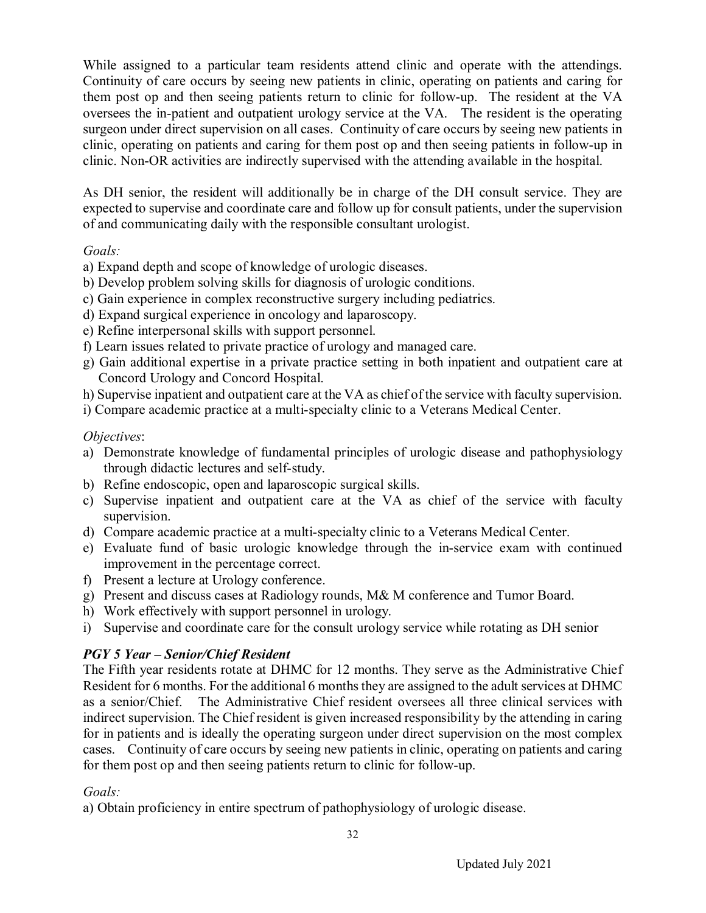While assigned to a particular team residents attend clinic and operate with the attendings. Continuity of care occurs by seeing new patients in clinic, operating on patients and caring for them post op and then seeing patients return to clinic for follow-up. The resident at the VA oversees the in-patient and outpatient urology service at the VA. The resident is the operating surgeon under direct supervision on all cases. Continuity of care occurs by seeing new patients in clinic, operating on patients and caring for them post op and then seeing patients in follow-up in clinic. Non-OR activities are indirectly supervised with the attending available in the hospital.

As DH senior, the resident will additionally be in charge of the DH consult service. They are expected to supervise and coordinate care and follow up for consult patients, under the supervision of and communicating daily with the responsible consultant urologist.

*Goals:*

a) Expand depth and scope of knowledge of urologic diseases.
b) Develop problem solving skills for diagnosis of urologic conditions.
c) Gain experience in complex reconstructive surgery including pediatrics.
d) Expand surgical experience in oncology and laparoscopy.
e) Refine interpersonal skills with support personnel.
f) Learn issues related to private practice of urology and managed care.
g) Gain additional expertise in a private practice setting in both inpatient and outpatient care at Concord Urology and Concord Hospital.
h) Supervise inpatient and outpatient care at the VA as chief of the service with faculty supervision.
i) Compare academic practice at a multi-specialty clinic to a Veterans Medical Center.

*Objectives*:

a) Demonstrate knowledge of fundamental principles of urologic disease and pathophysiology through didactic lectures and self-study.
b) Refine endoscopic, open and laparoscopic surgical skills.
c) Supervise inpatient and outpatient care at the VA as chief of the service with faculty supervision.
d) Compare academic practice at a multi-specialty clinic to a Veterans Medical Center.
e) Evaluate fund of basic urologic knowledge through the in-service exam with continued improvement in the percentage correct.
f) Present a lecture at Urology conference.
g) Present and discuss cases at Radiology rounds, M& M conference and Tumor Board.
h) Work effectively with support personnel in urology.
i) Supervise and coordinate care for the consult urology service while rotating as DH senior

### *PGY 5 Year – Senior/Chief Resident*

The Fifth year residents rotate at DHMC for 12 months. They serve as the Administrative Chief Resident for 6 months. For the additional 6 months they are assigned to the adult services at DHMC as a senior/Chief. The Administrative Chief resident oversees all three clinical services with indirect supervision. The Chief resident is given increased responsibility by the attending in caring for in patients and is ideally the operating surgeon under direct supervision on the most complex cases. Continuity of care occurs by seeing new patients in clinic, operating on patients and caring for them post op and then seeing patients return to clinic for follow-up.

*Goals:*

a) Obtain proficiency in entire spectrum of pathophysiology of urologic disease.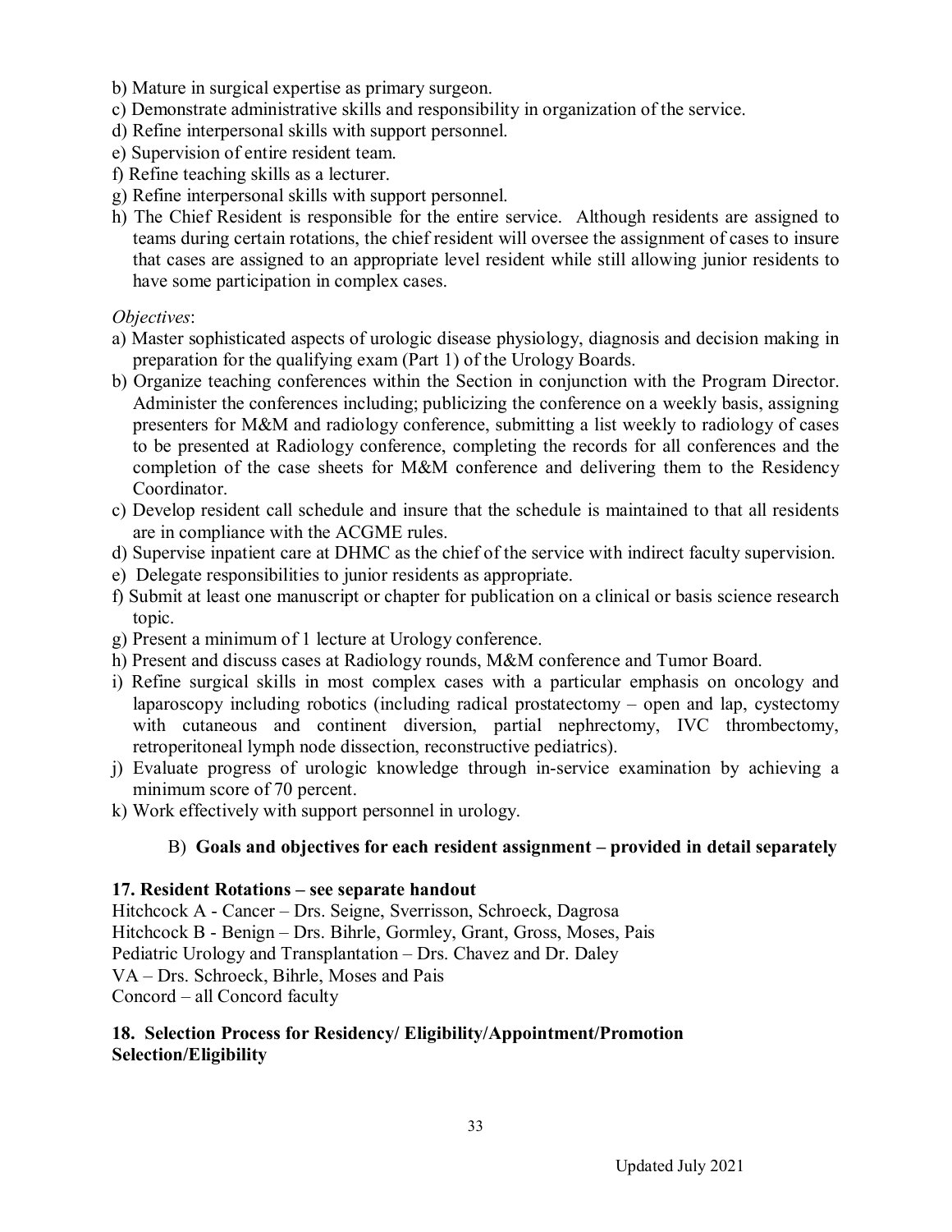b) Mature in surgical expertise as primary surgeon.
c) Demonstrate administrative skills and responsibility in organization of the service.
d) Refine interpersonal skills with support personnel.
e) Supervision of entire resident team.
f) Refine teaching skills as a lecturer.
g) Refine interpersonal skills with support personnel.
h) The Chief Resident is responsible for the entire service. Although residents are assigned to teams during certain rotations, the chief resident will oversee the assignment of cases to insure that cases are assigned to an appropriate level resident while still allowing junior residents to have some participation in complex cases.

*Objectives*:

a) Master sophisticated aspects of urologic disease physiology, diagnosis and decision making in preparation for the qualifying exam (Part 1) of the Urology Boards.
b) Organize teaching conferences within the Section in conjunction with the Program Director. Administer the conferences including; publicizing the conference on a weekly basis, assigning presenters for M&M and radiology conference, submitting a list weekly to radiology of cases to be presented at Radiology conference, completing the records for all conferences and the completion of the case sheets for M&M conference and delivering them to the Residency Coordinator.
c) Develop resident call schedule and insure that the schedule is maintained to that all residents are in compliance with the ACGME rules.
d) Supervise inpatient care at DHMC as the chief of the service with indirect faculty supervision.
e) Delegate responsibilities to junior residents as appropriate.
f) Submit at least one manuscript or chapter for publication on a clinical or basis science research topic.
g) Present a minimum of 1 lecture at Urology conference.
h) Present and discuss cases at Radiology rounds, M&M conference and Tumor Board.
i) Refine surgical skills in most complex cases with a particular emphasis on oncology and laparoscopy including robotics (including radical prostatectomy – open and lap, cystectomy with cutaneous and continent diversion, partial nephrectomy, IVC thrombectomy, retroperitoneal lymph node dissection, reconstructive pediatrics).
j) Evaluate progress of urologic knowledge through in-service examination by achieving a minimum score of 70 percent.
k) Work effectively with support personnel in urology.

B) **Goals and objectives for each resident assignment – provided in detail separately**

**17. Resident Rotations – see separate handout**

Hitchcock A - Cancer – Drs. Seigne, Sverrisson, Schroeck, Dagrosa
Hitchcock B - Benign – Drs. Bihrle, Gormley, Grant, Gross, Moses, Pais
Pediatric Urology and Transplantation – Drs. Chavez and Dr. Daley
VA – Drs. Schroeck, Bihrle, Moses and Pais
Concord – all Concord faculty

**18. Selection Process for Residency/ Eligibility/Appointment/Promotion**
**Selection/Eligibility**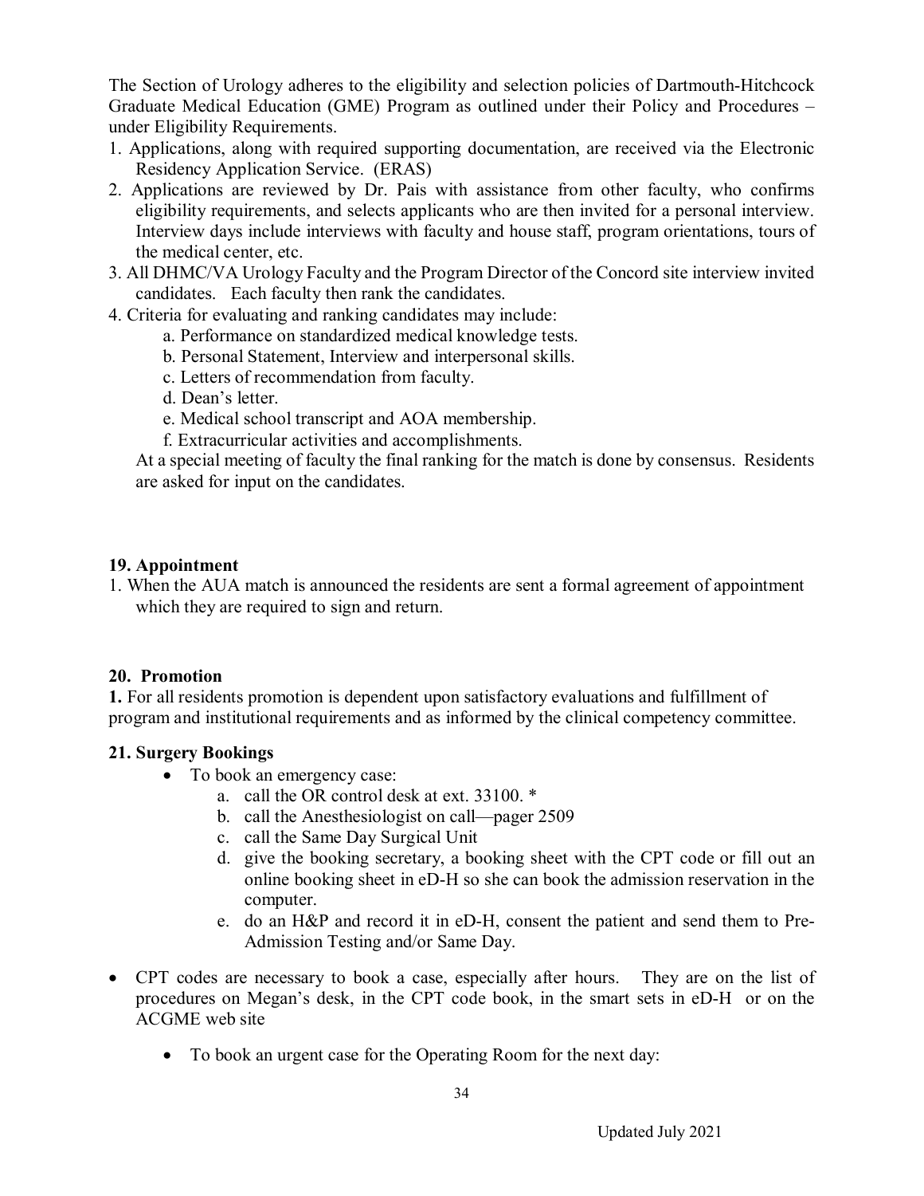The Section of Urology adheres to the eligibility and selection policies of Dartmouth-Hitchcock Graduate Medical Education (GME) Program as outlined under their Policy and Procedures – under Eligibility Requirements.

1. Applications, along with required supporting documentation, are received via the Electronic Residency Application Service. (ERAS)
2. Applications are reviewed by Dr. Pais with assistance from other faculty, who confirms eligibility requirements, and selects applicants who are then invited for a personal interview. Interview days include interviews with faculty and house staff, program orientations, tours of the medical center, etc.
3. All DHMC/VA Urology Faculty and the Program Director of the Concord site interview invited candidates. Each faculty then rank the candidates.
4. Criteria for evaluating and ranking candidates may include:
   a. Performance on standardized medical knowledge tests.
   b. Personal Statement, Interview and interpersonal skills.
   c. Letters of recommendation from faculty.
   d. Dean's letter.
   e. Medical school transcript and AOA membership.
   f. Extracurricular activities and accomplishments.

   At a special meeting of faculty the final ranking for the match is done by consensus. Residents are asked for input on the candidates.

## 19. Appointment

1. When the AUA match is announced the residents are sent a formal agreement of appointment which they are required to sign and return.

## 20. Promotion

**1.** For all residents promotion is dependent upon satisfactory evaluations and fulfillment of program and institutional requirements and as informed by the clinical competency committee.

## 21. Surgery Bookings

- To book an emergency case:
  a. call the OR control desk at ext. 33100. *
  b. call the Anesthesiologist on call—pager 2509
  c. call the Same Day Surgical Unit
  d. give the booking secretary, a booking sheet with the CPT code or fill out an online booking sheet in eD-H so she can book the admission reservation in the computer.
  e. do an H&P and record it in eD-H, consent the patient and send them to Pre-Admission Testing and/or Same Day.

- CPT codes are necessary to book a case, especially after hours. They are on the list of procedures on Megan's desk, in the CPT code book, in the smart sets in eD-H or on the ACGME web site

  - To book an urgent case for the Operating Room for the next day: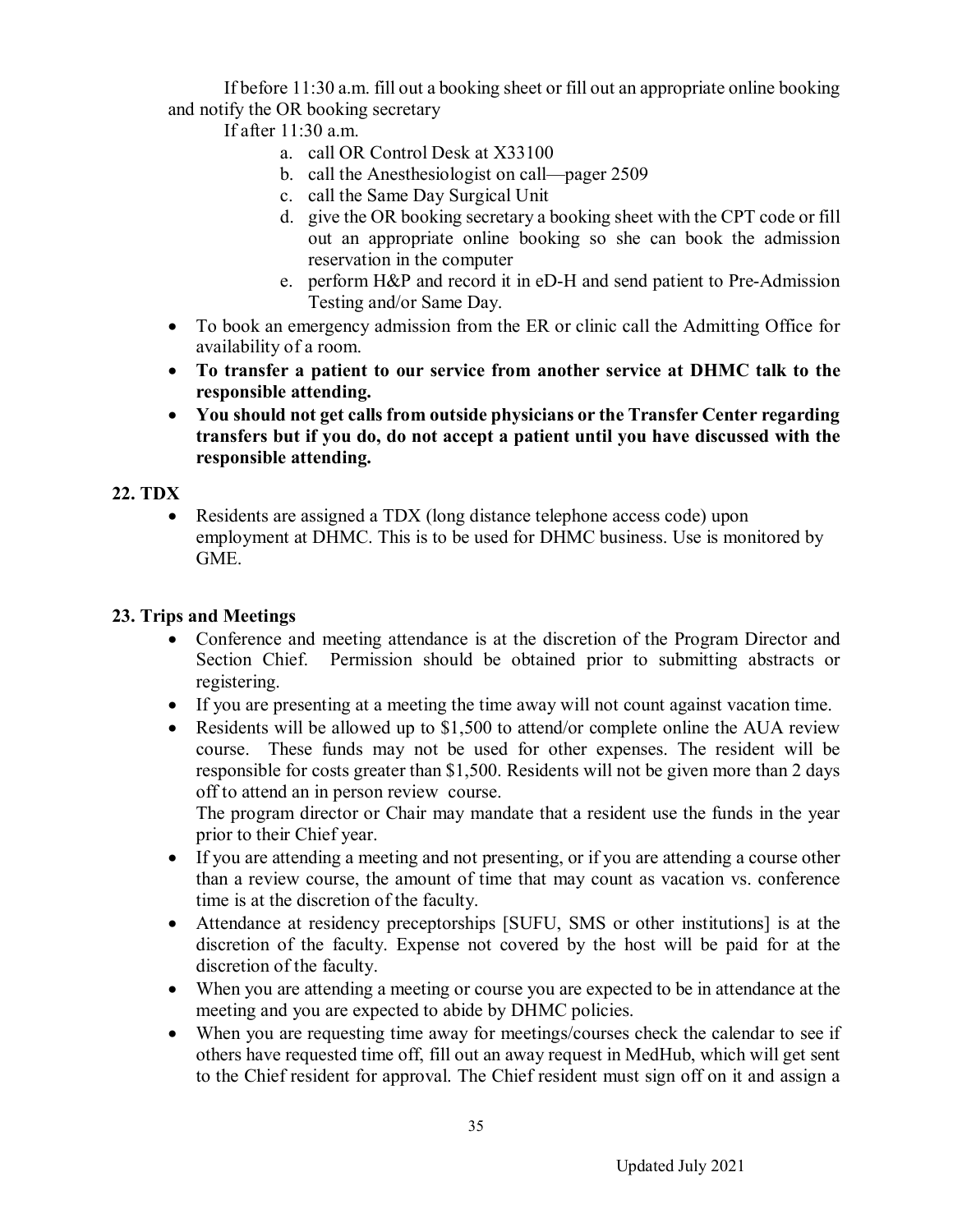If before 11:30 a.m. fill out a booking sheet or fill out an appropriate online booking and notify the OR booking secretary

If after 11:30 a.m.

a. call OR Control Desk at X33100
b. call the Anesthesiologist on call—pager 2509
c. call the Same Day Surgical Unit
d. give the OR booking secretary a booking sheet with the CPT code or fill out an appropriate online booking so she can book the admission reservation in the computer
e. perform H&P and record it in eD-H and send patient to Pre-Admission Testing and/or Same Day.

- To book an emergency admission from the ER or clinic call the Admitting Office for availability of a room.
- **To transfer a patient to our service from another service at DHMC talk to the responsible attending.**
- **You should not get calls from outside physicians or the Transfer Center regarding transfers but if you do, do not accept a patient until you have discussed with the responsible attending.**

## 22. TDX

- Residents are assigned a TDX (long distance telephone access code) upon employment at DHMC. This is to be used for DHMC business. Use is monitored by GME.

## 23. Trips and Meetings

- Conference and meeting attendance is at the discretion of the Program Director and Section Chief. Permission should be obtained prior to submitting abstracts or registering.
- If you are presenting at a meeting the time away will not count against vacation time.
- Residents will be allowed up to $1,500 to attend/or complete online the AUA review course. These funds may not be used for other expenses. The resident will be responsible for costs greater than $1,500. Residents will not be given more than 2 days off to attend an in person review course.
  The program director or Chair may mandate that a resident use the funds in the year prior to their Chief year.
- If you are attending a meeting and not presenting, or if you are attending a course other than a review course, the amount of time that may count as vacation vs. conference time is at the discretion of the faculty.
- Attendance at residency preceptorships [SUFU, SMS or other institutions] is at the discretion of the faculty. Expense not covered by the host will be paid for at the discretion of the faculty.
- When you are attending a meeting or course you are expected to be in attendance at the meeting and you are expected to abide by DHMC policies.
- When you are requesting time away for meetings/courses check the calendar to see if others have requested time off, fill out an away request in MedHub, which will get sent to the Chief resident for approval. The Chief resident must sign off on it and assign a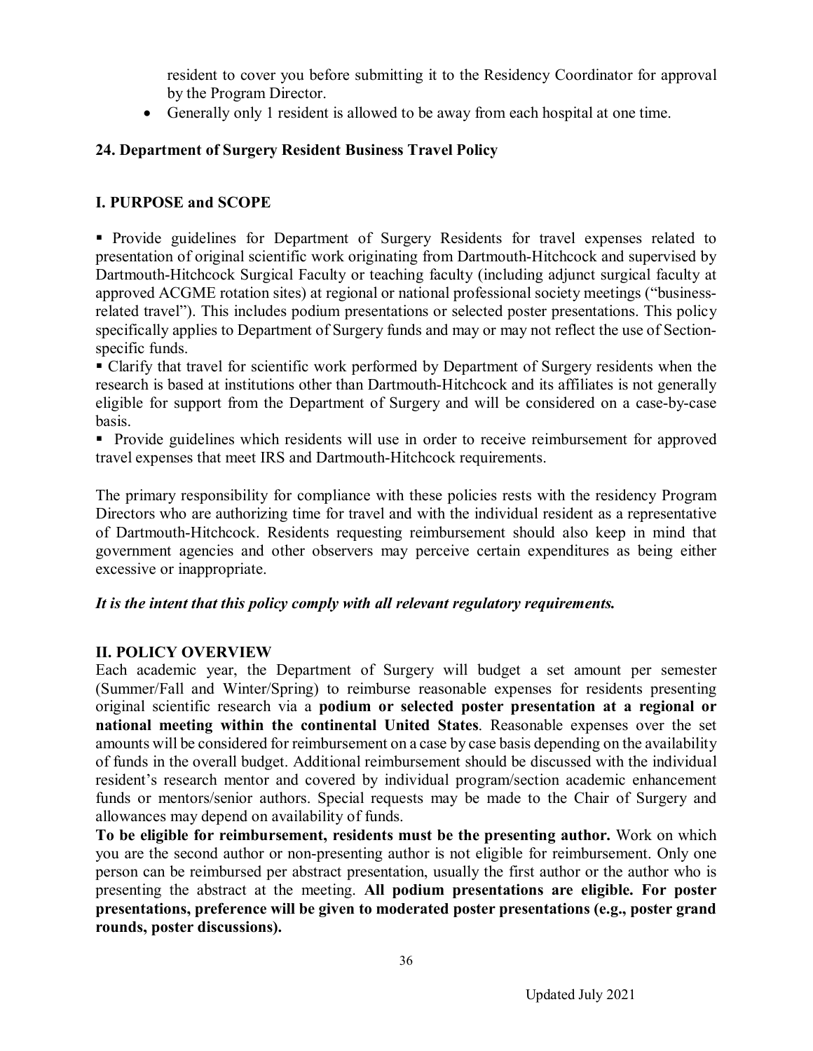resident to cover you before submitting it to the Residency Coordinator for approval by the Program Director.

- Generally only 1 resident is allowed to be away from each hospital at one time.

## 24. Department of Surgery Resident Business Travel Policy

### I. PURPOSE and SCOPE

- Provide guidelines for Department of Surgery Residents for travel expenses related to presentation of original scientific work originating from Dartmouth-Hitchcock and supervised by Dartmouth-Hitchcock Surgical Faculty or teaching faculty (including adjunct surgical faculty at approved ACGME rotation sites) at regional or national professional society meetings ("business-related travel"). This includes podium presentations or selected poster presentations. This policy specifically applies to Department of Surgery funds and may or may not reflect the use of Section-specific funds.
- Clarify that travel for scientific work performed by Department of Surgery residents when the research is based at institutions other than Dartmouth-Hitchcock and its affiliates is not generally eligible for support from the Department of Surgery and will be considered on a case-by-case basis.
- Provide guidelines which residents will use in order to receive reimbursement for approved travel expenses that meet IRS and Dartmouth-Hitchcock requirements.

The primary responsibility for compliance with these policies rests with the residency Program Directors who are authorizing time for travel and with the individual resident as a representative of Dartmouth-Hitchcock. Residents requesting reimbursement should also keep in mind that government agencies and other observers may perceive certain expenditures as being either excessive or inappropriate.

***It is the intent that this policy comply with all relevant regulatory requirements.***

### II. POLICY OVERVIEW

Each academic year, the Department of Surgery will budget a set amount per semester (Summer/Fall and Winter/Spring) to reimburse reasonable expenses for residents presenting original scientific research via a **podium or selected poster presentation at a regional or national meeting within the continental United States**. Reasonable expenses over the set amounts will be considered for reimbursement on a case by case basis depending on the availability of funds in the overall budget. Additional reimbursement should be discussed with the individual resident's research mentor and covered by individual program/section academic enhancement funds or mentors/senior authors. Special requests may be made to the Chair of Surgery and allowances may depend on availability of funds.

**To be eligible for reimbursement, residents must be the presenting author.** Work on which you are the second author or non-presenting author is not eligible for reimbursement. Only one person can be reimbursed per abstract presentation, usually the first author or the author who is presenting the abstract at the meeting. **All podium presentations are eligible. For poster presentations, preference will be given to moderated poster presentations (e.g., poster grand rounds, poster discussions).**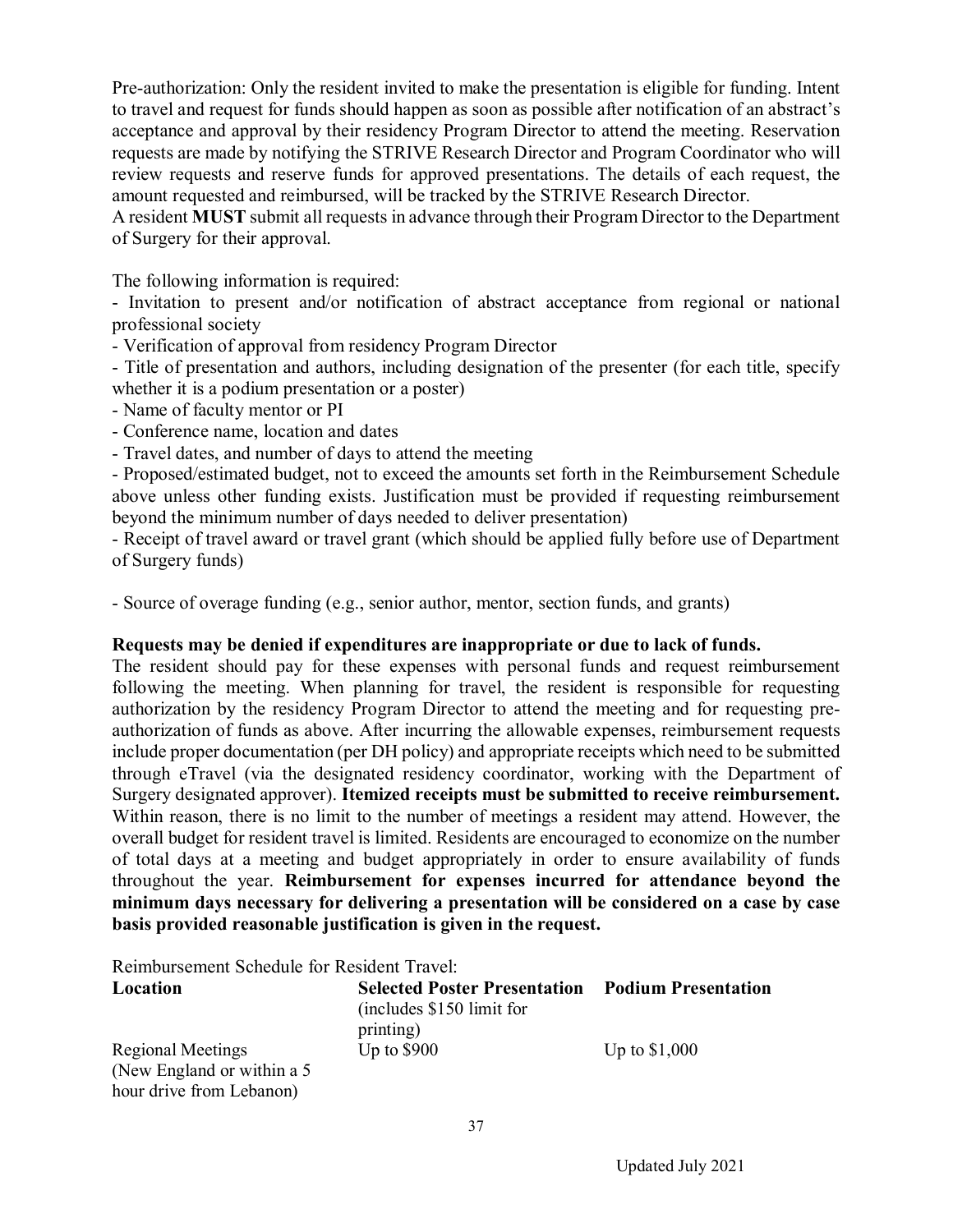Pre-authorization: Only the resident invited to make the presentation is eligible for funding. Intent to travel and request for funds should happen as soon as possible after notification of an abstract's acceptance and approval by their residency Program Director to attend the meeting. Reservation requests are made by notifying the STRIVE Research Director and Program Coordinator who will review requests and reserve funds for approved presentations. The details of each request, the amount requested and reimbursed, will be tracked by the STRIVE Research Director.
A resident **MUST** submit all requests in advance through their Program Director to the Department of Surgery for their approval.

The following information is required:

- Invitation to present and/or notification of abstract acceptance from regional or national professional society
- Verification of approval from residency Program Director
- Title of presentation and authors, including designation of the presenter (for each title, specify whether it is a podium presentation or a poster)
- Name of faculty mentor or PI
- Conference name, location and dates
- Travel dates, and number of days to attend the meeting
- Proposed/estimated budget, not to exceed the amounts set forth in the Reimbursement Schedule above unless other funding exists. Justification must be provided if requesting reimbursement beyond the minimum number of days needed to deliver presentation)
- Receipt of travel award or travel grant (which should be applied fully before use of Department of Surgery funds)

- Source of overage funding (e.g., senior author, mentor, section funds, and grants)

**Requests may be denied if expenditures are inappropriate or due to lack of funds.**
The resident should pay for these expenses with personal funds and request reimbursement following the meeting. When planning for travel, the resident is responsible for requesting authorization by the residency Program Director to attend the meeting and for requesting pre-authorization of funds as above. After incurring the allowable expenses, reimbursement requests include proper documentation (per DH policy) and appropriate receipts which need to be submitted through eTravel (via the designated residency coordinator, working with the Department of Surgery designated approver). **Itemized receipts must be submitted to receive reimbursement.** Within reason, there is no limit to the number of meetings a resident may attend. However, the overall budget for resident travel is limited. Residents are encouraged to economize on the number of total days at a meeting and budget appropriately in order to ensure availability of funds throughout the year. **Reimbursement for expenses incurred for attendance beyond the minimum days necessary for delivering a presentation will be considered on a case by case basis provided reasonable justification is given in the request.**

Reimbursement Schedule for Resident Travel:

| **Location** | **Selected Poster Presentation** (includes $150 limit for printing) | **Podium Presentation** |
|---|---|---|
| Regional Meetings (New England or within a 5 hour drive from Lebanon) | Up to $900 | Up to $1,000 |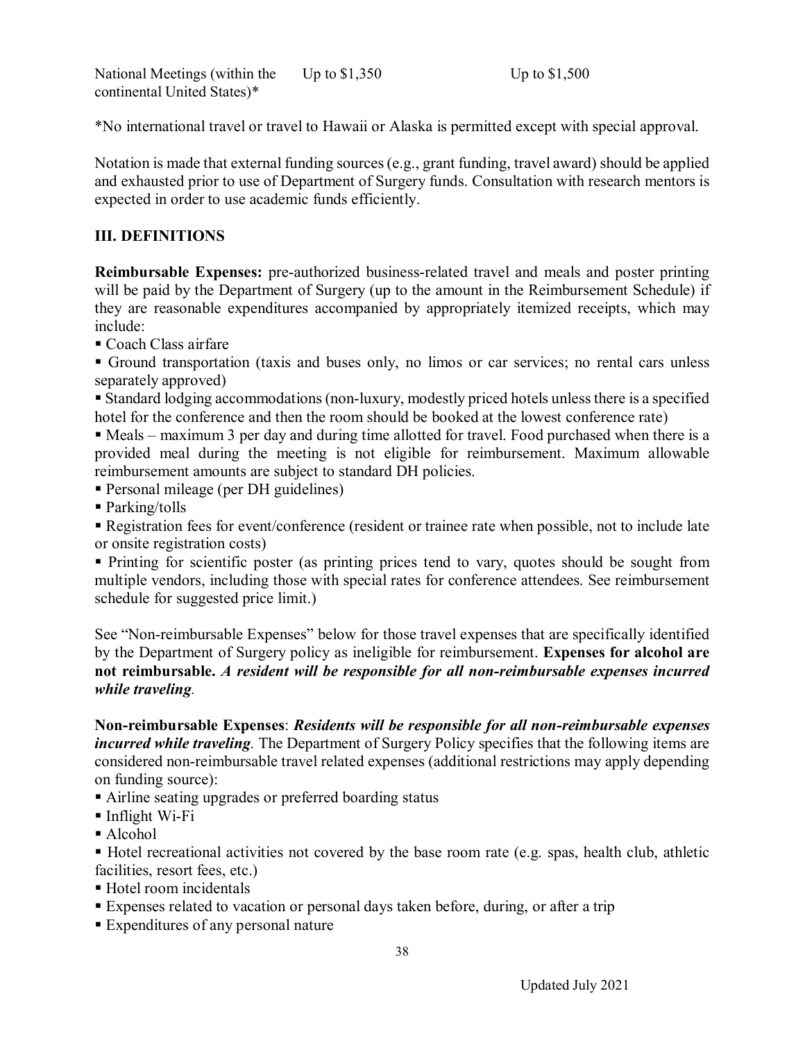| National Meetings (within the continental United States)* | Up to $1,350 | Up to $1,500 |
|---|---|---|

*No international travel or travel to Hawaii or Alaska is permitted except with special approval.

Notation is made that external funding sources (e.g., grant funding, travel award) should be applied and exhausted prior to use of Department of Surgery funds. Consultation with research mentors is expected in order to use academic funds efficiently.

## III. DEFINITIONS

**Reimbursable Expenses:** pre-authorized business-related travel and meals and poster printing will be paid by the Department of Surgery (up to the amount in the Reimbursement Schedule) if they are reasonable expenditures accompanied by appropriately itemized receipts, which may include:

- Coach Class airfare
- Ground transportation (taxis and buses only, no limos or car services; no rental cars unless separately approved)
- Standard lodging accommodations (non-luxury, modestly priced hotels unless there is a specified hotel for the conference and then the room should be booked at the lowest conference rate)
- Meals – maximum 3 per day and during time allotted for travel. Food purchased when there is a provided meal during the meeting is not eligible for reimbursement. Maximum allowable reimbursement amounts are subject to standard DH policies.
- Personal mileage (per DH guidelines)
- Parking/tolls
- Registration fees for event/conference (resident or trainee rate when possible, not to include late or onsite registration costs)
- Printing for scientific poster (as printing prices tend to vary, quotes should be sought from multiple vendors, including those with special rates for conference attendees. See reimbursement schedule for suggested price limit.)

See "Non-reimbursable Expenses" below for those travel expenses that are specifically identified by the Department of Surgery policy as ineligible for reimbursement. **Expenses for alcohol are not reimbursable.** ***A resident will be responsible for all non-reimbursable expenses incurred while traveling***.

**Non-reimbursable Expenses**: ***Residents will be responsible for all non-reimbursable expenses incurred while traveling***. The Department of Surgery Policy specifies that the following items are considered non-reimbursable travel related expenses (additional restrictions may apply depending on funding source):

- Airline seating upgrades or preferred boarding status
- Inflight Wi-Fi
- Alcohol
- Hotel recreational activities not covered by the base room rate (e.g. spas, health club, athletic facilities, resort fees, etc.)
- Hotel room incidentals
- Expenses related to vacation or personal days taken before, during, or after a trip
- Expenditures of any personal nature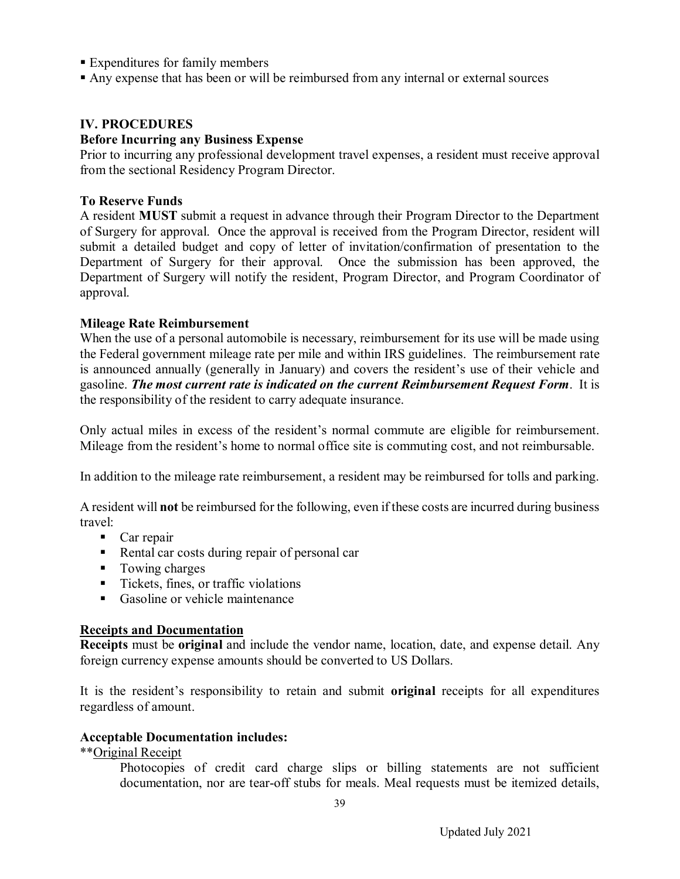- Expenditures for family members
- Any expense that has been or will be reimbursed from any internal or external sources

## IV. PROCEDURES

### Before Incurring any Business Expense

Prior to incurring any professional development travel expenses, a resident must receive approval from the sectional Residency Program Director.

### To Reserve Funds

A resident **MUST** submit a request in advance through their Program Director to the Department of Surgery for approval. Once the approval is received from the Program Director, resident will submit a detailed budget and copy of letter of invitation/confirmation of presentation to the Department of Surgery for their approval. Once the submission has been approved, the Department of Surgery will notify the resident, Program Director, and Program Coordinator of approval.

### Mileage Rate Reimbursement

When the use of a personal automobile is necessary, reimbursement for its use will be made using the Federal government mileage rate per mile and within IRS guidelines. The reimbursement rate is announced annually (generally in January) and covers the resident's use of their vehicle and gasoline. ***The most current rate is indicated on the current Reimbursement Request Form***. It is the responsibility of the resident to carry adequate insurance.

Only actual miles in excess of the resident's normal commute are eligible for reimbursement. Mileage from the resident's home to normal office site is commuting cost, and not reimbursable.

In addition to the mileage rate reimbursement, a resident may be reimbursed for tolls and parking.

A resident will **not** be reimbursed for the following, even if these costs are incurred during business travel:

- Car repair
- Rental car costs during repair of personal car
- Towing charges
- Tickets, fines, or traffic violations
- Gasoline or vehicle maintenance

### Receipts and Documentation

**Receipts** must be **original** and include the vendor name, location, date, and expense detail. Any foreign currency expense amounts should be converted to US Dollars.

It is the resident's responsibility to retain and submit **original** receipts for all expenditures regardless of amount.

### Acceptable Documentation includes:

**Original Receipt

Photocopies of credit card charge slips or billing statements are not sufficient documentation, nor are tear-off stubs for meals. Meal requests must be itemized details,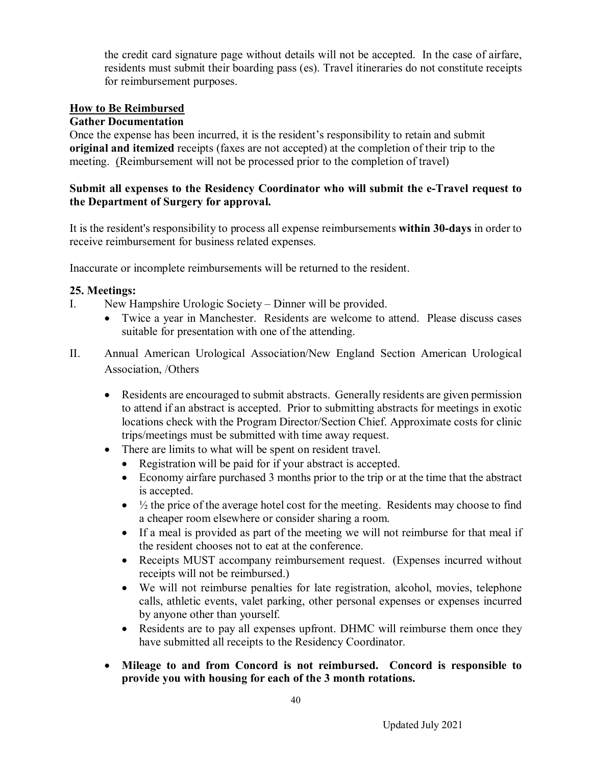the credit card signature page without details will not be accepted. In the case of airfare, residents must submit their boarding pass (es). Travel itineraries do not constitute receipts for reimbursement purposes.

**How to Be Reimbursed**

**Gather Documentation**

Once the expense has been incurred, it is the resident's responsibility to retain and submit **original and itemized** receipts (faxes are not accepted) at the completion of their trip to the meeting. (Reimbursement will not be processed prior to the completion of travel)

**Submit all expenses to the Residency Coordinator who will submit the e-Travel request to the Department of Surgery for approval.**

It is the resident's responsibility to process all expense reimbursements **within 30-days** in order to receive reimbursement for business related expenses.

Inaccurate or incomplete reimbursements will be returned to the resident.

**25. Meetings:**

I. New Hampshire Urologic Society – Dinner will be provided.
   - Twice a year in Manchester. Residents are welcome to attend. Please discuss cases suitable for presentation with one of the attending.

II. Annual American Urological Association/New England Section American Urological Association, /Others
   - Residents are encouraged to submit abstracts. Generally residents are given permission to attend if an abstract is accepted. Prior to submitting abstracts for meetings in exotic locations check with the Program Director/Section Chief. Approximate costs for clinic trips/meetings must be submitted with time away request.
   - There are limits to what will be spent on resident travel.
     - Registration will be paid for if your abstract is accepted.
     - Economy airfare purchased 3 months prior to the trip or at the time that the abstract is accepted.
     - ½ the price of the average hotel cost for the meeting. Residents may choose to find a cheaper room elsewhere or consider sharing a room.
     - If a meal is provided as part of the meeting we will not reimburse for that meal if the resident chooses not to eat at the conference.
     - Receipts MUST accompany reimbursement request. (Expenses incurred without receipts will not be reimbursed.)
     - We will not reimburse penalties for late registration, alcohol, movies, telephone calls, athletic events, valet parking, other personal expenses or expenses incurred by anyone other than yourself.
     - Residents are to pay all expenses upfront. DHMC will reimburse them once they have submitted all receipts to the Residency Coordinator.
   - **Mileage to and from Concord is not reimbursed. Concord is responsible to provide you with housing for each of the 3 month rotations.**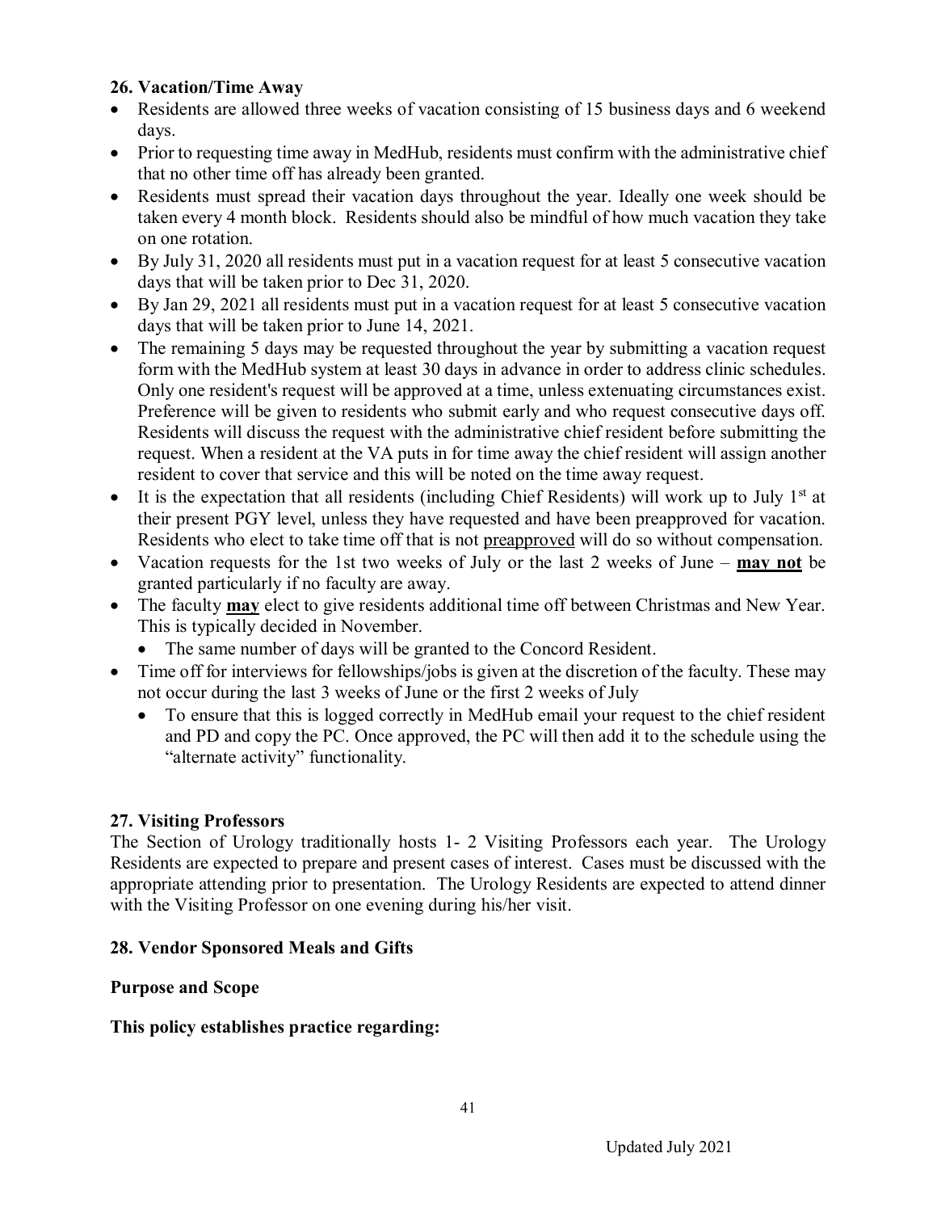**26. Vacation/Time Away**

- Residents are allowed three weeks of vacation consisting of 15 business days and 6 weekend days.
- Prior to requesting time away in MedHub, residents must confirm with the administrative chief that no other time off has already been granted.
- Residents must spread their vacation days throughout the year. Ideally one week should be taken every 4 month block. Residents should also be mindful of how much vacation they take on one rotation.
- By July 31, 2020 all residents must put in a vacation request for at least 5 consecutive vacation days that will be taken prior to Dec 31, 2020.
- By Jan 29, 2021 all residents must put in a vacation request for at least 5 consecutive vacation days that will be taken prior to June 14, 2021.
- The remaining 5 days may be requested throughout the year by submitting a vacation request form with the MedHub system at least 30 days in advance in order to address clinic schedules. Only one resident's request will be approved at a time, unless extenuating circumstances exist. Preference will be given to residents who submit early and who request consecutive days off. Residents will discuss the request with the administrative chief resident before submitting the request. When a resident at the VA puts in for time away the chief resident will assign another resident to cover that service and this will be noted on the time away request.
- It is the expectation that all residents (including Chief Residents) will work up to July 1st at their present PGY level, unless they have requested and have been preapproved for vacation. Residents who elect to take time off that is not <u>preapproved</u> will do so without compensation.
- Vacation requests for the 1st two weeks of July or the last 2 weeks of June – <u>**may not**</u> be granted particularly if no faculty are away.
- The faculty <u>**may**</u> elect to give residents additional time off between Christmas and New Year. This is typically decided in November.
  - The same number of days will be granted to the Concord Resident.
- Time off for interviews for fellowships/jobs is given at the discretion of the faculty. These may not occur during the last 3 weeks of June or the first 2 weeks of July
  - To ensure that this is logged correctly in MedHub email your request to the chief resident and PD and copy the PC. Once approved, the PC will then add it to the schedule using the "alternate activity" functionality.

**27. Visiting Professors**

The Section of Urology traditionally hosts 1- 2 Visiting Professors each year. The Urology Residents are expected to prepare and present cases of interest. Cases must be discussed with the appropriate attending prior to presentation. The Urology Residents are expected to attend dinner with the Visiting Professor on one evening during his/her visit.

**28. Vendor Sponsored Meals and Gifts**

**Purpose and Scope**

**This policy establishes practice regarding:**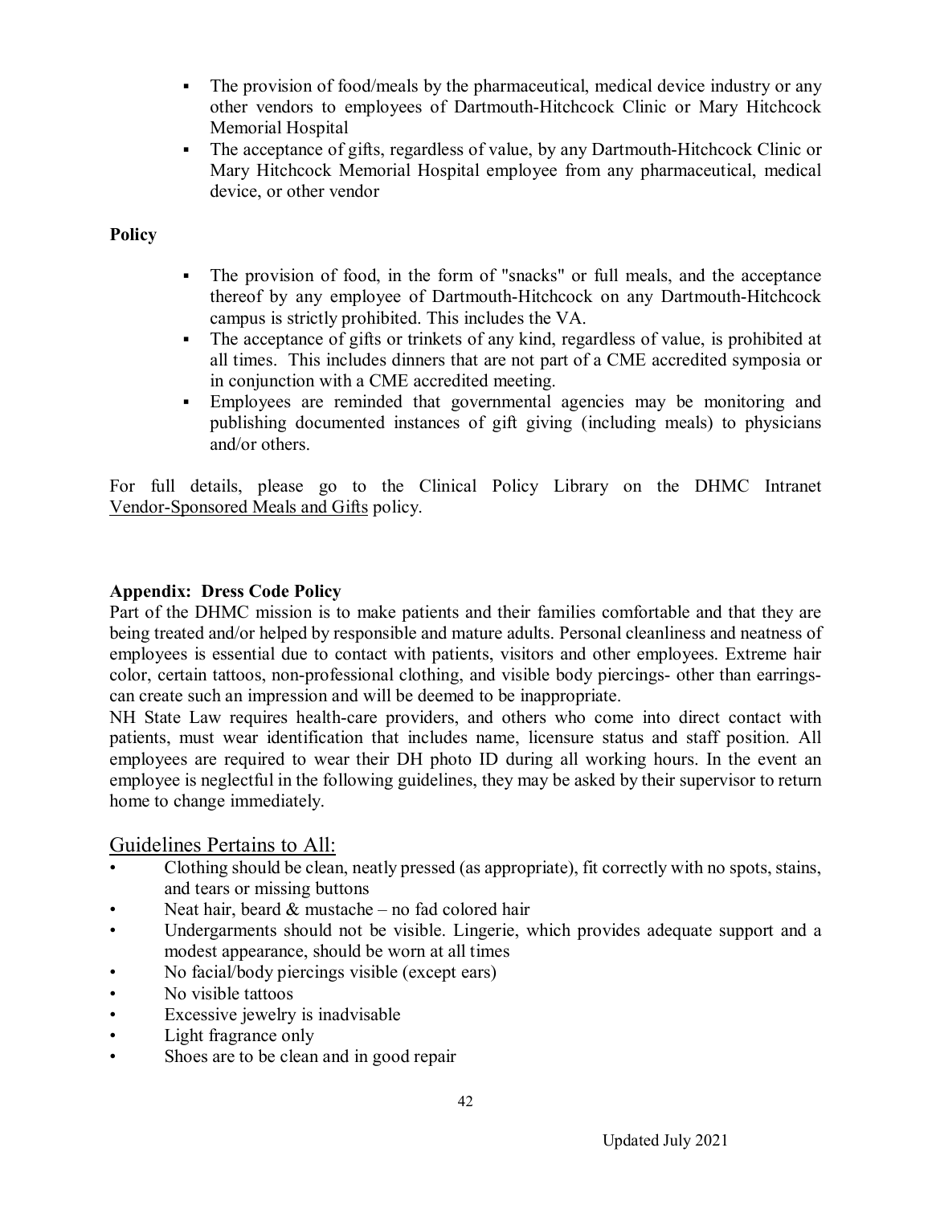- The provision of food/meals by the pharmaceutical, medical device industry or any other vendors to employees of Dartmouth-Hitchcock Clinic or Mary Hitchcock Memorial Hospital
- The acceptance of gifts, regardless of value, by any Dartmouth-Hitchcock Clinic or Mary Hitchcock Memorial Hospital employee from any pharmaceutical, medical device, or other vendor

**Policy**

- The provision of food, in the form of "snacks" or full meals, and the acceptance thereof by any employee of Dartmouth-Hitchcock on any Dartmouth-Hitchcock campus is strictly prohibited. This includes the VA.
- The acceptance of gifts or trinkets of any kind, regardless of value, is prohibited at all times. This includes dinners that are not part of a CME accredited symposia or in conjunction with a CME accredited meeting.
- Employees are reminded that governmental agencies may be monitoring and publishing documented instances of gift giving (including meals) to physicians and/or others.

For full details, please go to the Clinical Policy Library on the DHMC Intranet Vendor-Sponsored Meals and Gifts policy.

**Appendix: Dress Code Policy**

Part of the DHMC mission is to make patients and their families comfortable and that they are being treated and/or helped by responsible and mature adults. Personal cleanliness and neatness of employees is essential due to contact with patients, visitors and other employees. Extreme hair color, certain tattoos, non-professional clothing, and visible body piercings- other than earrings- can create such an impression and will be deemed to be inappropriate.

NH State Law requires health-care providers, and others who come into direct contact with patients, must wear identification that includes name, licensure status and staff position. All employees are required to wear their DH photo ID during all working hours. In the event an employee is neglectful in the following guidelines, they may be asked by their supervisor to return home to change immediately.

## Guidelines Pertains to All:

- Clothing should be clean, neatly pressed (as appropriate), fit correctly with no spots, stains, and tears or missing buttons
- Neat hair, beard & mustache – no fad colored hair
- Undergarments should not be visible. Lingerie, which provides adequate support and a modest appearance, should be worn at all times
- No facial/body piercings visible (except ears)
- No visible tattoos
- Excessive jewelry is inadvisable
- Light fragrance only
- Shoes are to be clean and in good repair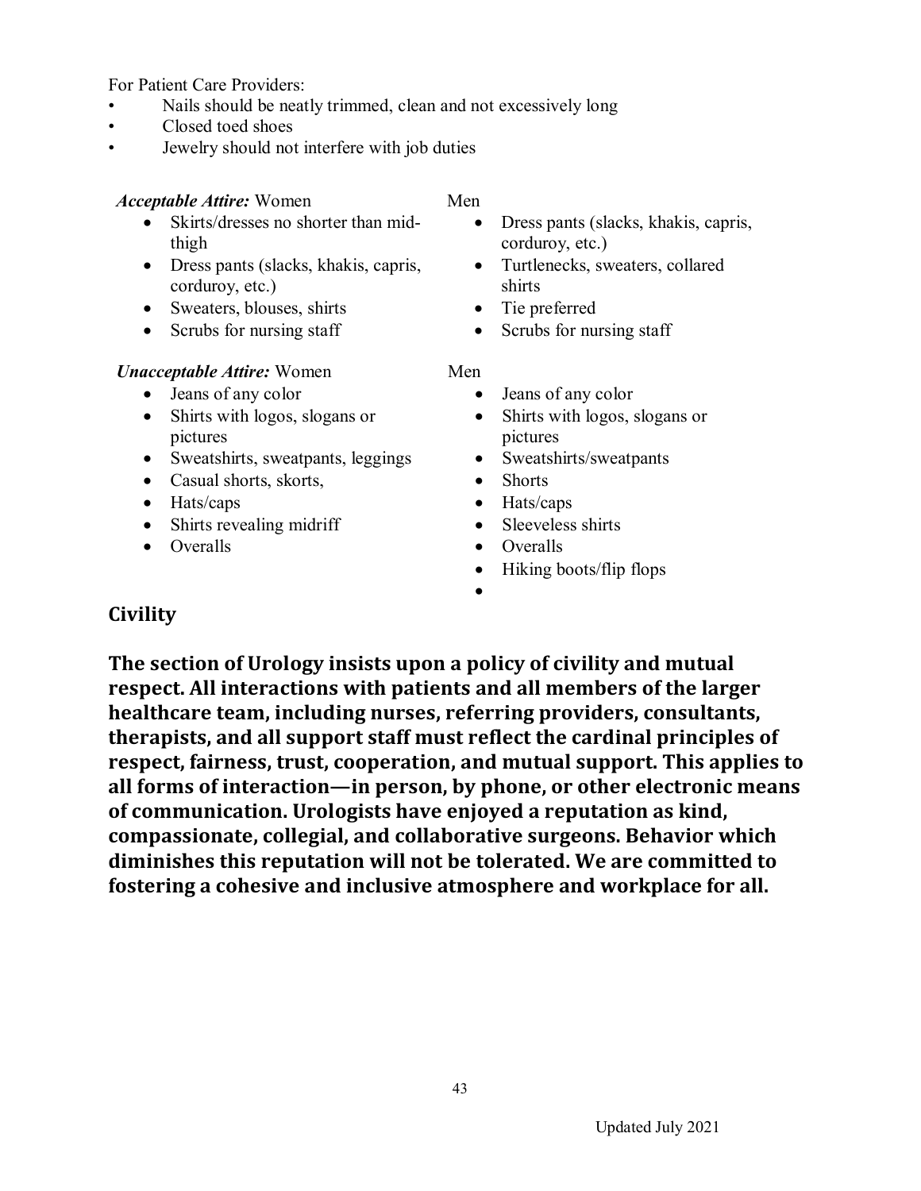For Patient Care Providers:

- Nails should be neatly trimmed, clean and not excessively long
- Closed toed shoes
- Jewelry should not interfere with job duties

***Acceptable Attire:*** Women

- Skirts/dresses no shorter than mid-thigh
- Dress pants (slacks, khakis, capris, corduroy, etc.)
- Sweaters, blouses, shirts
- Scrubs for nursing staff

Men

- Dress pants (slacks, khakis, capris, corduroy, etc.)
- Turtlenecks, sweaters, collared shirts
- Tie preferred
- Scrubs for nursing staff

***Unacceptable Attire:*** Women

- Jeans of any color
- Shirts with logos, slogans or pictures
- Sweatshirts, sweatpants, leggings
- Casual shorts, skorts,
- Hats/caps
- Shirts revealing midriff
- Overalls

Men

- Jeans of any color
- Shirts with logos, slogans or pictures
- Sweatshirts/sweatpants
- Shorts
- Hats/caps
- Sleeveless shirts
- Overalls
- Hiking boots/flip flops

## Civility

**The section of Urology insists upon a policy of civility and mutual respect. All interactions with patients and all members of the larger healthcare team, including nurses, referring providers, consultants, therapists, and all support staff must reflect the cardinal principles of respect, fairness, trust, cooperation, and mutual support. This applies to all forms of interaction—in person, by phone, or other electronic means of communication. Urologists have enjoyed a reputation as kind, compassionate, collegial, and collaborative surgeons. Behavior which diminishes this reputation will not be tolerated. We are committed to fostering a cohesive and inclusive atmosphere and workplace for all.**

Updated July 2021